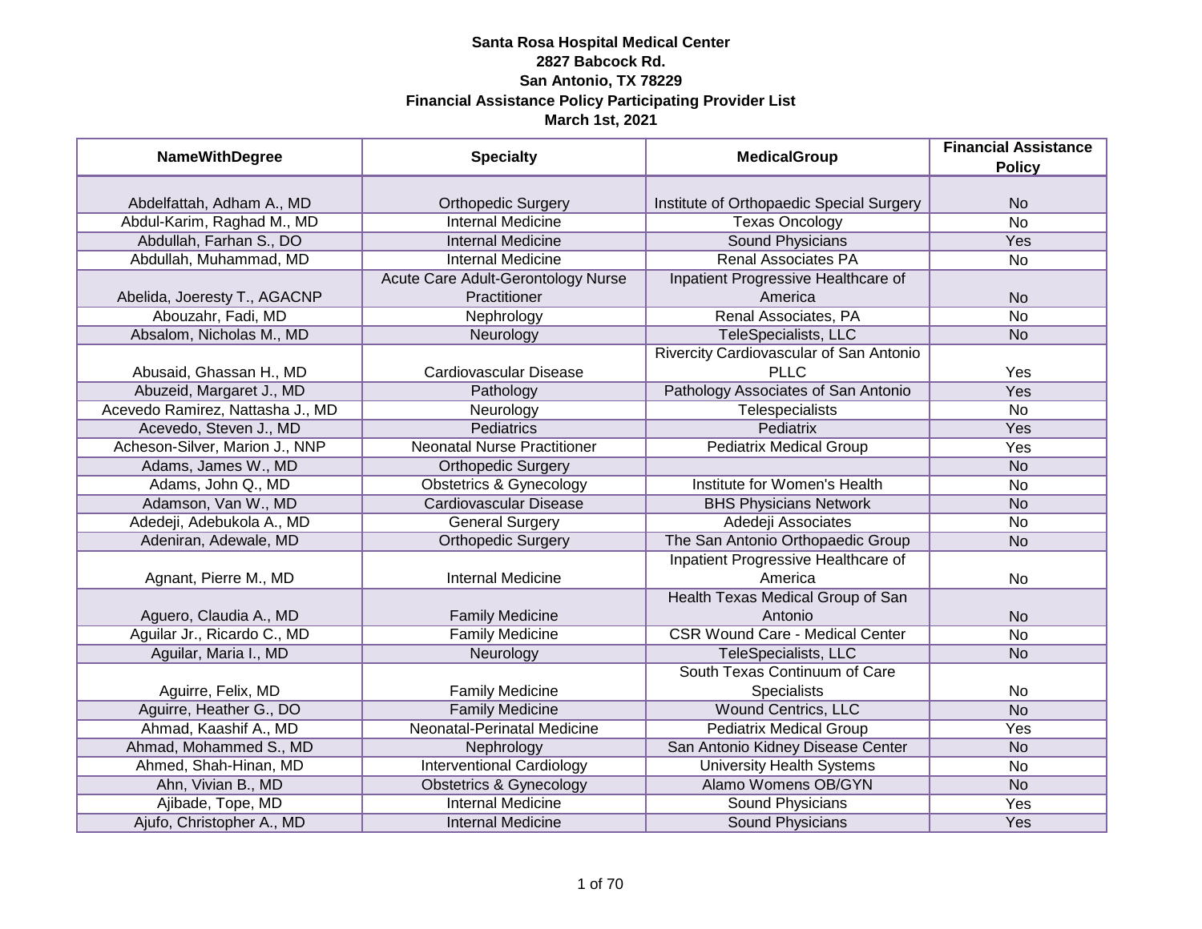**Santa Rosa Hospital Medical Center**
**2827 Babcock Rd.**
**San Antonio, TX 78229**
**Financial Assistance Policy Participating Provider List**
**March 1st, 2021**

| NameWithDegree | Specialty | MedicalGroup | Financial Assistance Policy |
|---|---|---|---|
| Abdelfattah, Adham A., MD | Orthopedic Surgery | Institute of Orthopaedic Special Surgery | No |
| Abdul-Karim, Raghad M., MD | Internal Medicine | Texas Oncology | No |
| Abdullah, Farhan S., DO | Internal Medicine | Sound Physicians | Yes |
| Abdullah, Muhammad, MD | Internal Medicine | Renal Associates PA | No |
| Abelida, Joeresty T., AGACNP | Acute Care Adult-Gerontology Nurse Practitioner | Inpatient Progressive Healthcare of America | No |
| Abouzahr, Fadi, MD | Nephrology | Renal Associates, PA | No |
| Absalom, Nicholas M., MD | Neurology | TeleSpecialists, LLC | No |
| Abusaid, Ghassan H., MD | Cardiovascular Disease | Rivercity Cardiovascular of San Antonio PLLC | Yes |
| Abuzeid, Margaret J., MD | Pathology | Pathology Associates of San Antonio | Yes |
| Acevedo Ramirez, Nattasha J., MD | Neurology | Telespecialists | No |
| Acevedo, Steven J., MD | Pediatrics | Pediatrix | Yes |
| Acheson-Silver, Marion J., NNP | Neonatal Nurse Practitioner | Pediatrix Medical Group | Yes |
| Adams, James W., MD | Orthopedic Surgery | | No |
| Adams, John Q., MD | Obstetrics & Gynecology | Institute for Women's Health | No |
| Adamson, Van W., MD | Cardiovascular Disease | BHS Physicians Network | No |
| Adedeji, Adebukola A., MD | General Surgery | Adedeji Associates | No |
| Adeniran, Adewale, MD | Orthopedic Surgery | The San Antonio Orthopaedic Group | No |
| Agnant, Pierre M., MD | Internal Medicine | Inpatient Progressive Healthcare of America | No |
| Aguero, Claudia A., MD | Family Medicine | Health Texas Medical Group of San Antonio | No |
| Aguilar Jr., Ricardo C., MD | Family Medicine | CSR Wound Care - Medical Center | No |
| Aguilar, Maria I., MD | Neurology | TeleSpecialists, LLC | No |
| Aguirre, Felix, MD | Family Medicine | South Texas Continuum of Care Specialists | No |
| Aguirre, Heather G., DO | Family Medicine | Wound Centrics, LLC | No |
| Ahmad, Kaashif A., MD | Neonatal-Perinatal Medicine | Pediatrix Medical Group | Yes |
| Ahmad, Mohammed S., MD | Nephrology | San Antonio Kidney Disease Center | No |
| Ahmed, Shah-Hinan, MD | Interventional Cardiology | University Health Systems | No |
| Ahn, Vivian B., MD | Obstetrics & Gynecology | Alamo Womens OB/GYN | No |
| Ajibade, Tope, MD | Internal Medicine | Sound Physicians | Yes |
| Ajufo, Christopher A., MD | Internal Medicine | Sound Physicians | Yes |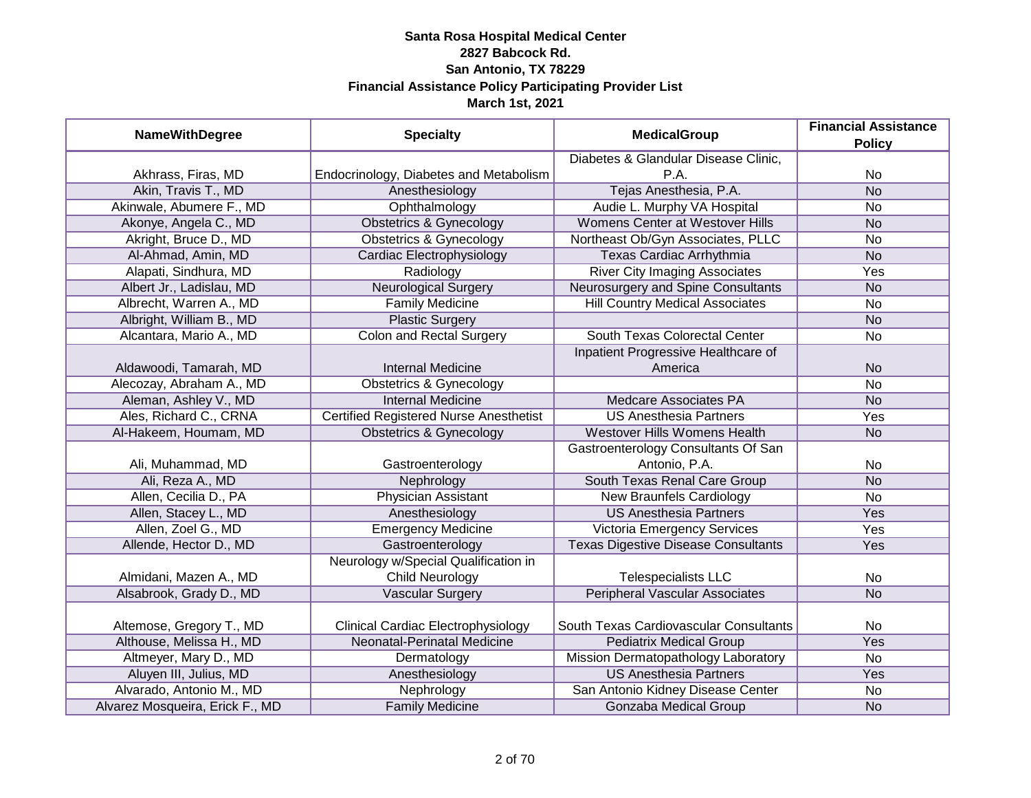**Santa Rosa Hospital Medical Center**
**2827 Babcock Rd.**
**San Antonio, TX 78229**
**Financial Assistance Policy Participating Provider List**
**March 1st, 2021**

| NameWithDegree | Specialty | MedicalGroup | Financial Assistance Policy |
|---|---|---|---|
| Akhrass, Firas, MD | Endocrinology, Diabetes and Metabolism | Diabetes & Glandular Disease Clinic, P.A. | No |
| Akin, Travis T., MD | Anesthesiology | Tejas Anesthesia, P.A. | No |
| Akinwale, Abumere F., MD | Ophthalmology | Audie L. Murphy VA Hospital | No |
| Akonye, Angela C., MD | Obstetrics & Gynecology | Womens Center at Westover Hills | No |
| Akright, Bruce D., MD | Obstetrics & Gynecology | Northeast Ob/Gyn Associates, PLLC | No |
| Al-Ahmad, Amin, MD | Cardiac Electrophysiology | Texas Cardiac Arrhythmia | No |
| Alapati, Sindhura, MD | Radiology | River City Imaging Associates | Yes |
| Albert Jr., Ladislau, MD | Neurological Surgery | Neurosurgery and Spine Consultants | No |
| Albrecht, Warren A., MD | Family Medicine | Hill Country Medical Associates | No |
| Albright, William B., MD | Plastic Surgery | | No |
| Alcantara, Mario A., MD | Colon and Rectal Surgery | South Texas Colorectal Center | No |
| Aldawoodi, Tamarah, MD | Internal Medicine | Inpatient Progressive Healthcare of America | No |
| Alecozay, Abraham A., MD | Obstetrics & Gynecology | | No |
| Aleman, Ashley V., MD | Internal Medicine | Medcare Associates PA | No |
| Ales, Richard C., CRNA | Certified Registered Nurse Anesthetist | US Anesthesia Partners | Yes |
| Al-Hakeem, Houmam, MD | Obstetrics & Gynecology | Westover Hills Womens Health | No |
| Ali, Muhammad, MD | Gastroenterology | Gastroenterology Consultants Of San Antonio, P.A. | No |
| Ali, Reza A., MD | Nephrology | South Texas Renal Care Group | No |
| Allen, Cecilia D., PA | Physician Assistant | New Braunfels Cardiology | No |
| Allen, Stacey L., MD | Anesthesiology | US Anesthesia Partners | Yes |
| Allen, Zoel G., MD | Emergency Medicine | Victoria Emergency Services | Yes |
| Allende, Hector D., MD | Gastroenterology | Texas Digestive Disease Consultants | Yes |
| Almidani, Mazen A., MD | Neurology w/Special Qualification in Child Neurology | Telespecialists LLC | No |
| Alsabrook, Grady D., MD | Vascular Surgery | Peripheral Vascular Associates | No |
| Altemose, Gregory T., MD | Clinical Cardiac Electrophysiology | South Texas Cardiovascular Consultants | No |
| Althouse, Melissa H., MD | Neonatal-Perinatal Medicine | Pediatrix Medical Group | Yes |
| Altmeyer, Mary D., MD | Dermatology | Mission Dermatopathology Laboratory | No |
| Aluyen III, Julius, MD | Anesthesiology | US Anesthesia Partners | Yes |
| Alvarado, Antonio M., MD | Nephrology | San Antonio Kidney Disease Center | No |
| Alvarez Mosqueira, Erick F., MD | Family Medicine | Gonzaba Medical Group | No |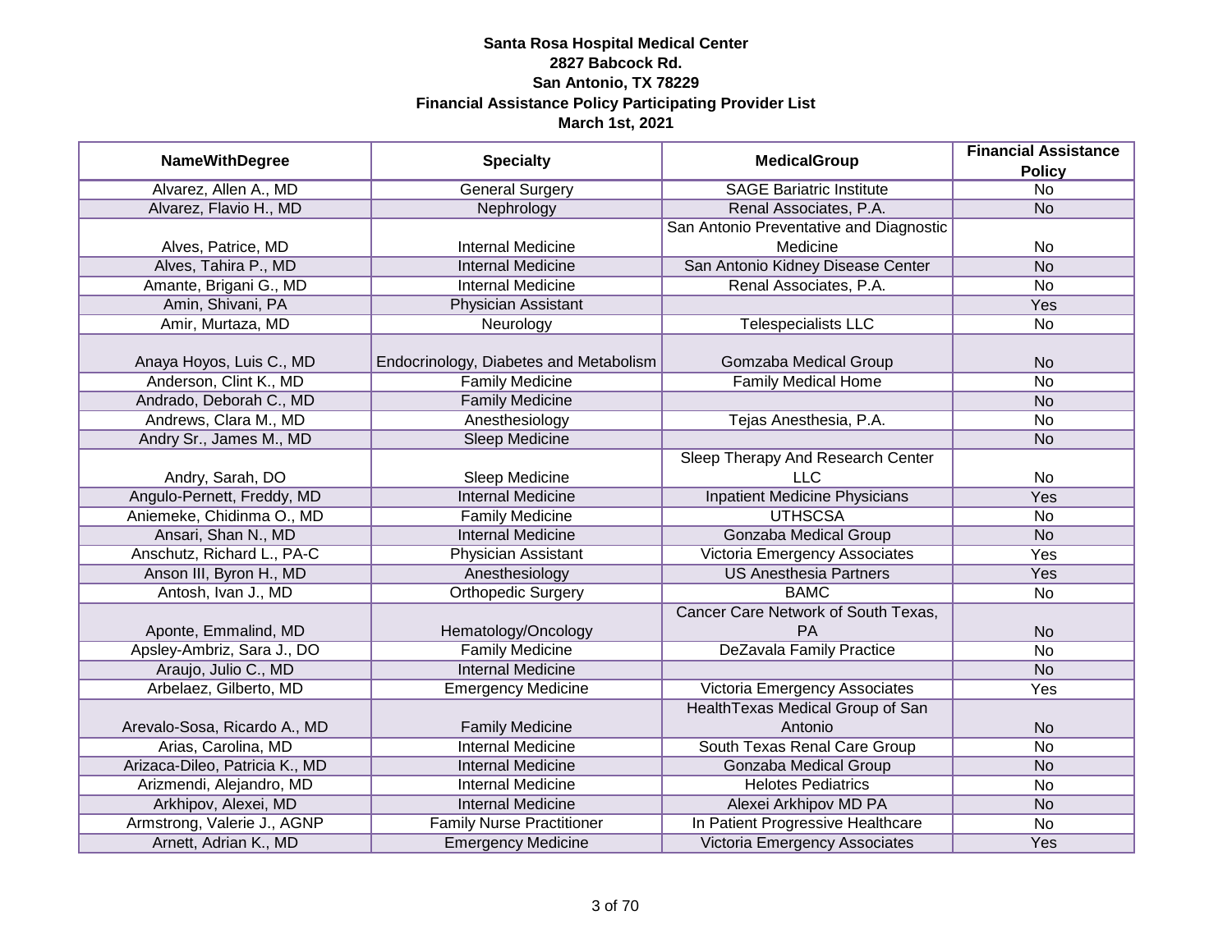**Santa Rosa Hospital Medical Center**
**2827 Babcock Rd.**
**San Antonio, TX 78229**
**Financial Assistance Policy Participating Provider List**
**March 1st, 2021**

| NameWithDegree | Specialty | MedicalGroup | Financial Assistance Policy |
|---|---|---|---|
| Alvarez, Allen A., MD | General Surgery | SAGE Bariatric Institute | No |
| Alvarez, Flavio H., MD | Nephrology | Renal Associates, P.A. | No |
| Alves, Patrice, MD | Internal Medicine | San Antonio Preventative and Diagnostic Medicine | No |
| Alves, Tahira P., MD | Internal Medicine | San Antonio Kidney Disease Center | No |
| Amante, Brigani G., MD | Internal Medicine | Renal Associates, P.A. | No |
| Amin, Shivani, PA | Physician Assistant | | Yes |
| Amir, Murtaza, MD | Neurology | Telespecialists LLC | No |
| Anaya Hoyos, Luis C., MD | Endocrinology, Diabetes and Metabolism | Gomzaba Medical Group | No |
| Anderson, Clint K., MD | Family Medicine | Family Medical Home | No |
| Andrado, Deborah C., MD | Family Medicine | | No |
| Andrews, Clara M., MD | Anesthesiology | Tejas Anesthesia, P.A. | No |
| Andry Sr., James M., MD | Sleep Medicine | | No |
| Andry, Sarah, DO | Sleep Medicine | Sleep Therapy And Research Center LLC | No |
| Angulo-Pernett, Freddy, MD | Internal Medicine | Inpatient Medicine Physicians | Yes |
| Aniemeke, Chidinma O., MD | Family Medicine | UTHSCSA | No |
| Ansari, Shan N., MD | Internal Medicine | Gonzaba Medical Group | No |
| Anschutz, Richard L., PA-C | Physician Assistant | Victoria Emergency Associates | Yes |
| Anson III, Byron H., MD | Anesthesiology | US Anesthesia Partners | Yes |
| Antosh, Ivan J., MD | Orthopedic Surgery | BAMC | No |
| Aponte, Emmalind, MD | Hematology/Oncology | Cancer Care Network of South Texas, PA | No |
| Apsley-Ambriz, Sara J., DO | Family Medicine | DeZavala Family Practice | No |
| Araujo, Julio C., MD | Internal Medicine | | No |
| Arbelaez, Gilberto, MD | Emergency Medicine | Victoria Emergency Associates | Yes |
| Arevalo-Sosa, Ricardo A., MD | Family Medicine | HealthTexas Medical Group of San Antonio | No |
| Arias, Carolina, MD | Internal Medicine | South Texas Renal Care Group | No |
| Arizaca-Dileo, Patricia K., MD | Internal Medicine | Gonzaba Medical Group | No |
| Arizmendi, Alejandro, MD | Internal Medicine | Helotes Pediatrics | No |
| Arkhipov, Alexei, MD | Internal Medicine | Alexei Arkhipov MD PA | No |
| Armstrong, Valerie J., AGNP | Family Nurse Practitioner | In Patient Progressive Healthcare | No |
| Arnett, Adrian K., MD | Emergency Medicine | Victoria Emergency Associates | Yes |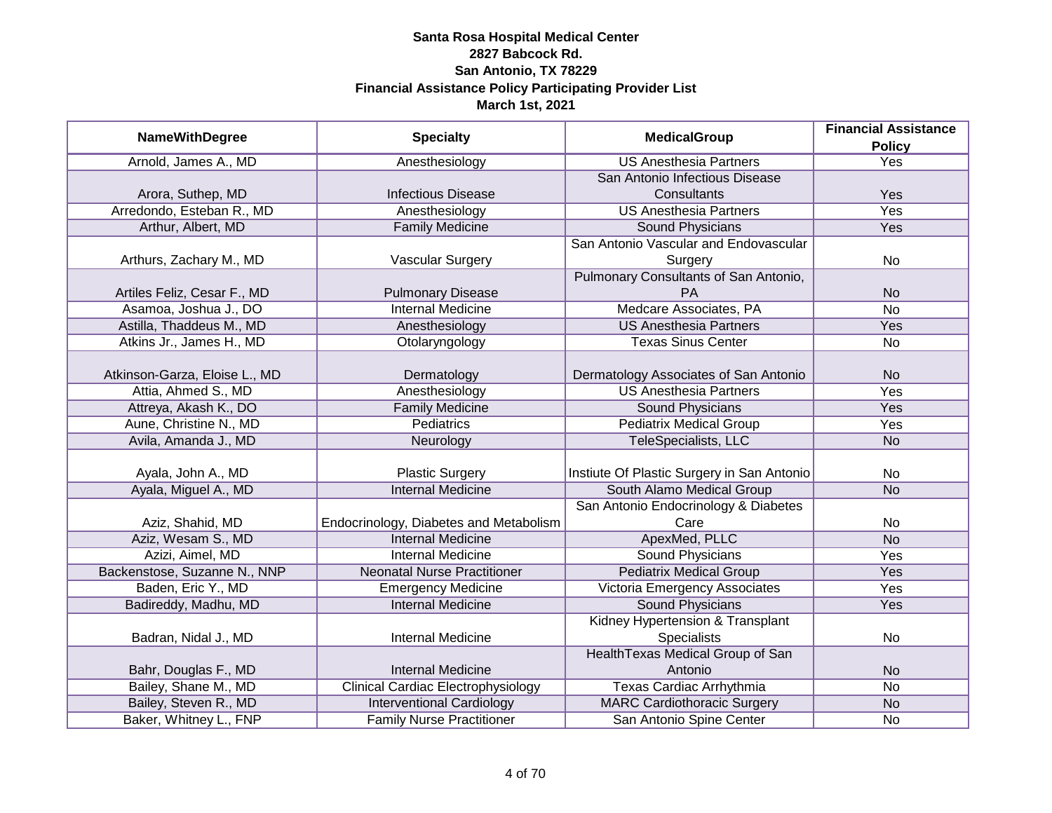**Santa Rosa Hospital Medical Center**
**2827 Babcock Rd.**
**San Antonio, TX 78229**
**Financial Assistance Policy Participating Provider List**
**March 1st, 2021**

| NameWithDegree | Specialty | MedicalGroup | Financial Assistance Policy |
|---|---|---|---|
| Arnold, James A., MD | Anesthesiology | US Anesthesia Partners | Yes |
| Arora, Suthep, MD | Infectious Disease | San Antonio Infectious Disease Consultants | Yes |
| Arredondo, Esteban R., MD | Anesthesiology | US Anesthesia Partners | Yes |
| Arthur, Albert, MD | Family Medicine | Sound Physicians | Yes |
| Arthurs, Zachary M., MD | Vascular Surgery | San Antonio Vascular and Endovascular Surgery | No |
| Artiles Feliz, Cesar F., MD | Pulmonary Disease | Pulmonary Consultants of San Antonio, PA | No |
| Asamoa, Joshua J., DO | Internal Medicine | Medcare Associates, PA | No |
| Astilla, Thaddeus M., MD | Anesthesiology | US Anesthesia Partners | Yes |
| Atkins Jr., James H., MD | Otolaryngology | Texas Sinus Center | No |
| Atkinson-Garza, Eloise L., MD | Dermatology | Dermatology Associates of San Antonio | No |
| Attia, Ahmed S., MD | Anesthesiology | US Anesthesia Partners | Yes |
| Attreya, Akash K., DO | Family Medicine | Sound Physicians | Yes |
| Aune, Christine N., MD | Pediatrics | Pediatrix Medical Group | Yes |
| Avila, Amanda J., MD | Neurology | TeleSpecialists, LLC | No |
| Ayala, John A., MD | Plastic Surgery | Instiute Of Plastic Surgery in San Antonio | No |
| Ayala, Miguel A., MD | Internal Medicine | South Alamo Medical Group | No |
| Aziz, Shahid, MD | Endocrinology, Diabetes and Metabolism | San Antonio Endocrinology & Diabetes Care | No |
| Aziz, Wesam S., MD | Internal Medicine | ApexMed, PLLC | No |
| Azizi, Aimel, MD | Internal Medicine | Sound Physicians | Yes |
| Backenstose, Suzanne N., NNP | Neonatal Nurse Practitioner | Pediatrix Medical Group | Yes |
| Baden, Eric Y., MD | Emergency Medicine | Victoria Emergency Associates | Yes |
| Badireddy, Madhu, MD | Internal Medicine | Sound Physicians | Yes |
| Badran, Nidal J., MD | Internal Medicine | Kidney Hypertension & Transplant Specialists | No |
| Bahr, Douglas F., MD | Internal Medicine | HealthTexas Medical Group of San Antonio | No |
| Bailey, Shane M., MD | Clinical Cardiac Electrophysiology | Texas Cardiac Arrhythmia | No |
| Bailey, Steven R., MD | Interventional Cardiology | MARC Cardiothoracic Surgery | No |
| Baker, Whitney L., FNP | Family Nurse Practitioner | San Antonio Spine Center | No |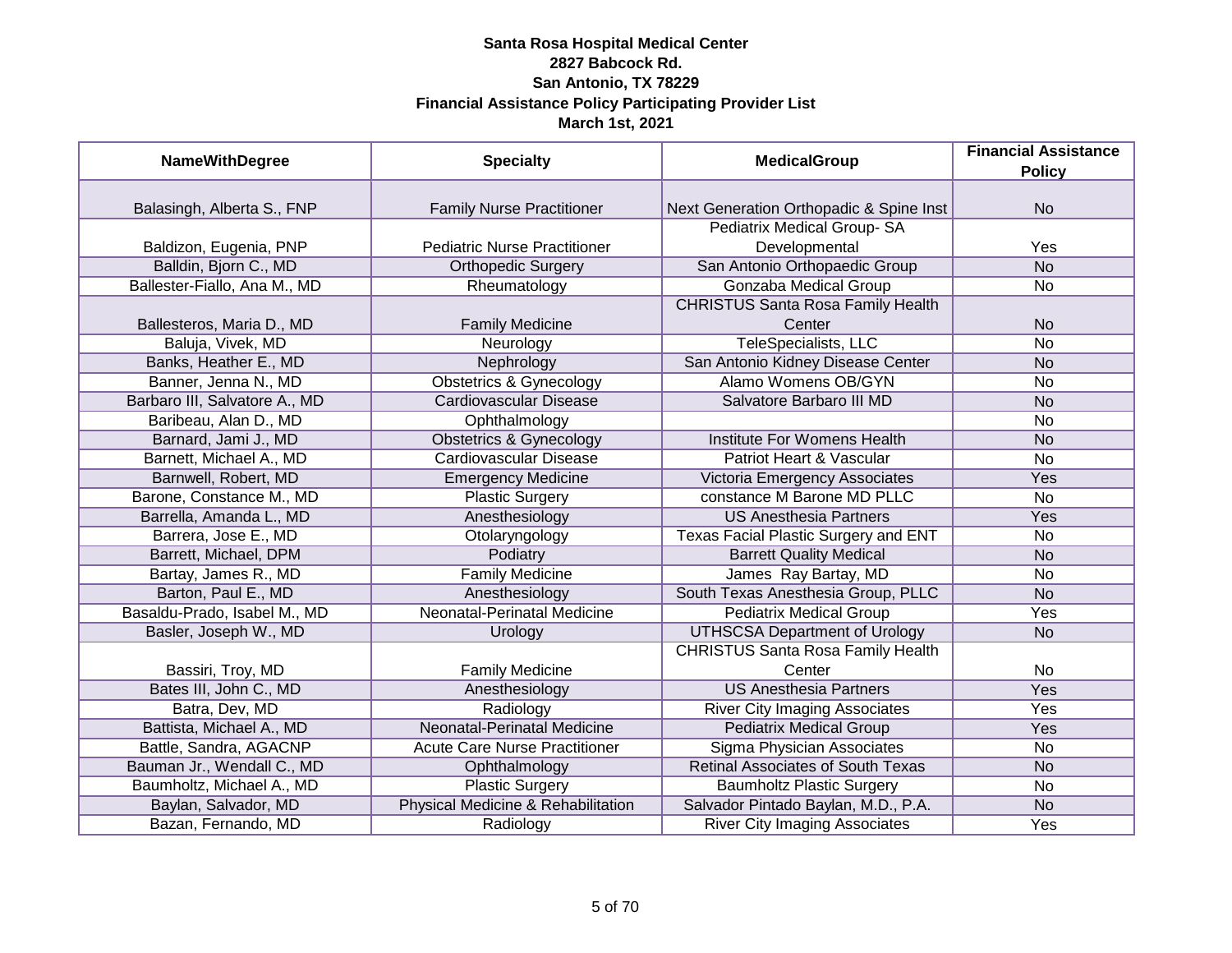**Santa Rosa Hospital Medical Center**
**2827 Babcock Rd.**
**San Antonio, TX 78229**
**Financial Assistance Policy Participating Provider List**
**March 1st, 2021**

| NameWithDegree | Specialty | MedicalGroup | Financial Assistance Policy |
|---|---|---|---|
| Balasingh, Alberta S., FNP | Family Nurse Practitioner | Next Generation Orthopadic & Spine Inst | No |
| Baldizon, Eugenia, PNP | Pediatric Nurse Practitioner | Pediatrix Medical Group- SA Developmental | Yes |
| Balldin, Bjorn C., MD | Orthopedic Surgery | San Antonio Orthopaedic Group | No |
| Ballester-Fiallo, Ana M., MD | Rheumatology | Gonzaba Medical Group | No |
| Ballesteros, Maria D., MD | Family Medicine | CHRISTUS Santa Rosa Family Health Center | No |
| Baluja, Vivek, MD | Neurology | TeleSpecialists, LLC | No |
| Banks, Heather E., MD | Nephrology | San Antonio Kidney Disease Center | No |
| Banner, Jenna N., MD | Obstetrics & Gynecology | Alamo Womens OB/GYN | No |
| Barbaro III, Salvatore A., MD | Cardiovascular Disease | Salvatore Barbaro III MD | No |
| Baribeau, Alan D., MD | Ophthalmology | | No |
| Barnard, Jami J., MD | Obstetrics & Gynecology | Institute For Womens Health | No |
| Barnett, Michael A., MD | Cardiovascular Disease | Patriot Heart & Vascular | No |
| Barnwell, Robert, MD | Emergency Medicine | Victoria Emergency Associates | Yes |
| Barone, Constance M., MD | Plastic Surgery | constance M Barone MD PLLC | No |
| Barrella, Amanda L., MD | Anesthesiology | US Anesthesia Partners | Yes |
| Barrera, Jose E., MD | Otolaryngology | Texas Facial Plastic Surgery and ENT | No |
| Barrett, Michael, DPM | Podiatry | Barrett Quality Medical | No |
| Bartay, James R., MD | Family Medicine | James Ray Bartay, MD | No |
| Barton, Paul E., MD | Anesthesiology | South Texas Anesthesia Group, PLLC | No |
| Basaldu-Prado, Isabel M., MD | Neonatal-Perinatal Medicine | Pediatrix Medical Group | Yes |
| Basler, Joseph W., MD | Urology | UTHSCSA Department of Urology | No |
| Bassiri, Troy, MD | Family Medicine | CHRISTUS Santa Rosa Family Health Center | No |
| Bates III, John C., MD | Anesthesiology | US Anesthesia Partners | Yes |
| Batra, Dev, MD | Radiology | River City Imaging Associates | Yes |
| Battista, Michael A., MD | Neonatal-Perinatal Medicine | Pediatrix Medical Group | Yes |
| Battle, Sandra, AGACNP | Acute Care Nurse Practitioner | Sigma Physician Associates | No |
| Bauman Jr., Wendall C., MD | Ophthalmology | Retinal Associates of South Texas | No |
| Baumholtz, Michael A., MD | Plastic Surgery | Baumholtz Plastic Surgery | No |
| Baylan, Salvador, MD | Physical Medicine & Rehabilitation | Salvador Pintado Baylan, M.D., P.A. | No |
| Bazan, Fernando, MD | Radiology | River City Imaging Associates | Yes |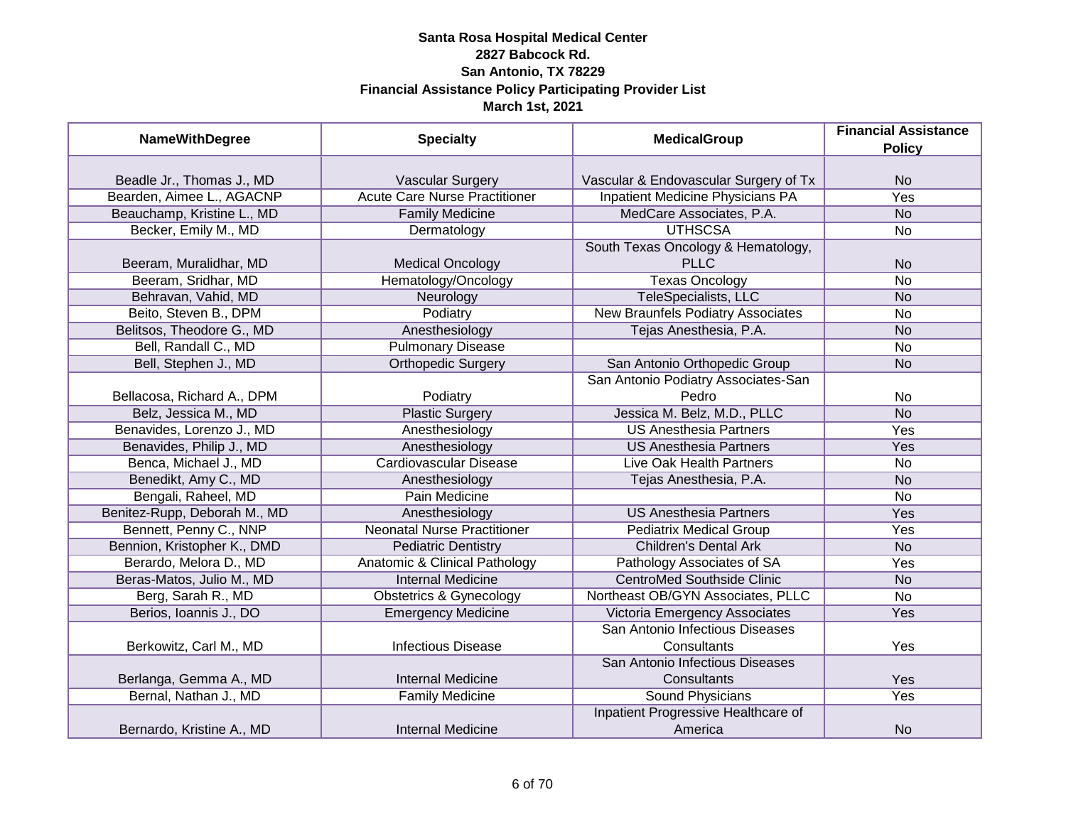**Santa Rosa Hospital Medical Center**
**2827 Babcock Rd.**
**San Antonio, TX 78229**
**Financial Assistance Policy Participating Provider List**
**March 1st, 2021**

| NameWithDegree | Specialty | MedicalGroup | Financial Assistance Policy |
|---|---|---|---|
| Beadle Jr., Thomas J., MD | Vascular Surgery | Vascular & Endovascular Surgery of Tx | No |
| Bearden, Aimee L., AGACNP | Acute Care Nurse Practitioner | Inpatient Medicine Physicians PA | Yes |
| Beauchamp, Kristine L., MD | Family Medicine | MedCare Associates, P.A. | No |
| Becker, Emily M., MD | Dermatology | UTHSCSA | No |
| Beeram, Muralidhar, MD | Medical Oncology | South Texas Oncology & Hematology, PLLC | No |
| Beeram, Sridhar, MD | Hematology/Oncology | Texas Oncology | No |
| Behravan, Vahid, MD | Neurology | TeleSpecialists, LLC | No |
| Beito, Steven B., DPM | Podiatry | New Braunfels Podiatry Associates | No |
| Belitsos, Theodore G., MD | Anesthesiology | Tejas Anesthesia, P.A. | No |
| Bell, Randall C., MD | Pulmonary Disease | | No |
| Bell, Stephen J., MD | Orthopedic Surgery | San Antonio Orthopedic Group | No |
| Bellacosa, Richard A., DPM | Podiatry | San Antonio Podiatry Associates-San Pedro | No |
| Belz, Jessica M., MD | Plastic Surgery | Jessica M. Belz, M.D., PLLC | No |
| Benavides, Lorenzo J., MD | Anesthesiology | US Anesthesia Partners | Yes |
| Benavides, Philip J., MD | Anesthesiology | US Anesthesia Partners | Yes |
| Benca, Michael J., MD | Cardiovascular Disease | Live Oak Health Partners | No |
| Benedikt, Amy C., MD | Anesthesiology | Tejas Anesthesia, P.A. | No |
| Bengali, Raheel, MD | Pain Medicine | | No |
| Benitez-Rupp, Deborah M., MD | Anesthesiology | US Anesthesia Partners | Yes |
| Bennett, Penny C., NNP | Neonatal Nurse Practitioner | Pediatrix Medical Group | Yes |
| Bennion, Kristopher K., DMD | Pediatric Dentistry | Children's Dental Ark | No |
| Berardo, Melora D., MD | Anatomic & Clinical Pathology | Pathology Associates of SA | Yes |
| Beras-Matos, Julio M., MD | Internal Medicine | CentroMed Southside Clinic | No |
| Berg, Sarah R., MD | Obstetrics & Gynecology | Northeast OB/GYN Associates, PLLC | No |
| Berios, Ioannis J., DO | Emergency Medicine | Victoria Emergency Associates | Yes |
| Berkowitz, Carl M., MD | Infectious Disease | San Antonio Infectious Diseases Consultants | Yes |
| Berlanga, Gemma A., MD | Internal Medicine | San Antonio Infectious Diseases Consultants | Yes |
| Bernal, Nathan J., MD | Family Medicine | Sound Physicians | Yes |
| Bernardo, Kristine A., MD | Internal Medicine | Inpatient Progressive Healthcare of America | No |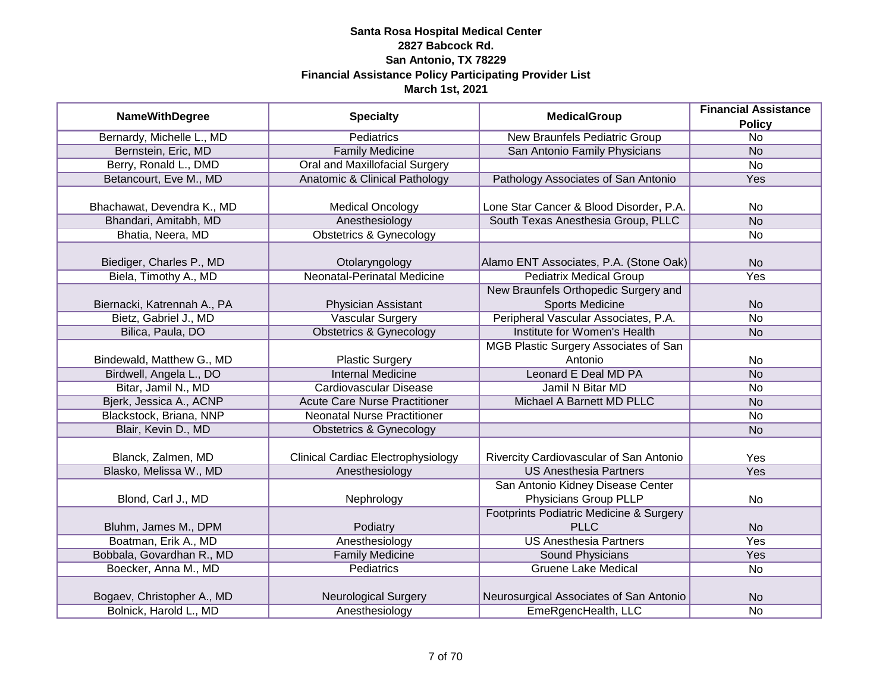**Santa Rosa Hospital Medical Center**
**2827 Babcock Rd.**
**San Antonio, TX 78229**
**Financial Assistance Policy Participating Provider List**
**March 1st, 2021**

| NameWithDegree | Specialty | MedicalGroup | Financial Assistance Policy |
|---|---|---|---|
| Bernardy, Michelle L., MD | Pediatrics | New Braunfels Pediatric Group | No |
| Bernstein, Eric, MD | Family Medicine | San Antonio Family Physicians | No |
| Berry, Ronald L., DMD | Oral and Maxillofacial Surgery | | No |
| Betancourt, Eve M., MD | Anatomic & Clinical Pathology | Pathology Associates of San Antonio | Yes |
| Bhachawat, Devendra K., MD | Medical Oncology | Lone Star Cancer & Blood Disorder, P.A. | No |
| Bhandari, Amitabh, MD | Anesthesiology | South Texas Anesthesia Group, PLLC | No |
| Bhatia, Neera, MD | Obstetrics & Gynecology | | No |
| Biediger, Charles P., MD | Otolaryngology | Alamo ENT Associates, P.A. (Stone Oak) | No |
| Biela, Timothy A., MD | Neonatal-Perinatal Medicine | Pediatrix Medical Group | Yes |
| Biernacki, Katrennah A., PA | Physician Assistant | New Braunfels Orthopedic Surgery and Sports Medicine | No |
| Bietz, Gabriel J., MD | Vascular Surgery | Peripheral Vascular Associates, P.A. | No |
| Bilica, Paula, DO | Obstetrics & Gynecology | Institute for Women's Health | No |
| Bindewald, Matthew G., MD | Plastic Surgery | MGB Plastic Surgery Associates of San Antonio | No |
| Birdwell, Angela L., DO | Internal Medicine | Leonard E Deal MD PA | No |
| Bitar, Jamil N., MD | Cardiovascular Disease | Jamil N Bitar MD | No |
| Bjerk, Jessica A., ACNP | Acute Care Nurse Practitioner | Michael A Barnett MD PLLC | No |
| Blackstock, Briana, NNP | Neonatal Nurse Practitioner | | No |
| Blair, Kevin D., MD | Obstetrics & Gynecology | | No |
| Blanck, Zalmen, MD | Clinical Cardiac Electrophysiology | Rivercity Cardiovascular of San Antonio | Yes |
| Blasko, Melissa W., MD | Anesthesiology | US Anesthesia Partners | Yes |
| Blond, Carl J., MD | Nephrology | San Antonio Kidney Disease Center Physicians Group PLLP | No |
| Bluhm, James M., DPM | Podiatry | Footprints Podiatric Medicine & Surgery PLLC | No |
| Boatman, Erik A., MD | Anesthesiology | US Anesthesia Partners | Yes |
| Bobbala, Govardhan R., MD | Family Medicine | Sound Physicians | Yes |
| Boecker, Anna M., MD | Pediatrics | Gruene Lake Medical | No |
| Bogaev, Christopher A., MD | Neurological Surgery | Neurosurgical Associates of San Antonio | No |
| Bolnick, Harold L., MD | Anesthesiology | EmeRgencHealth, LLC | No |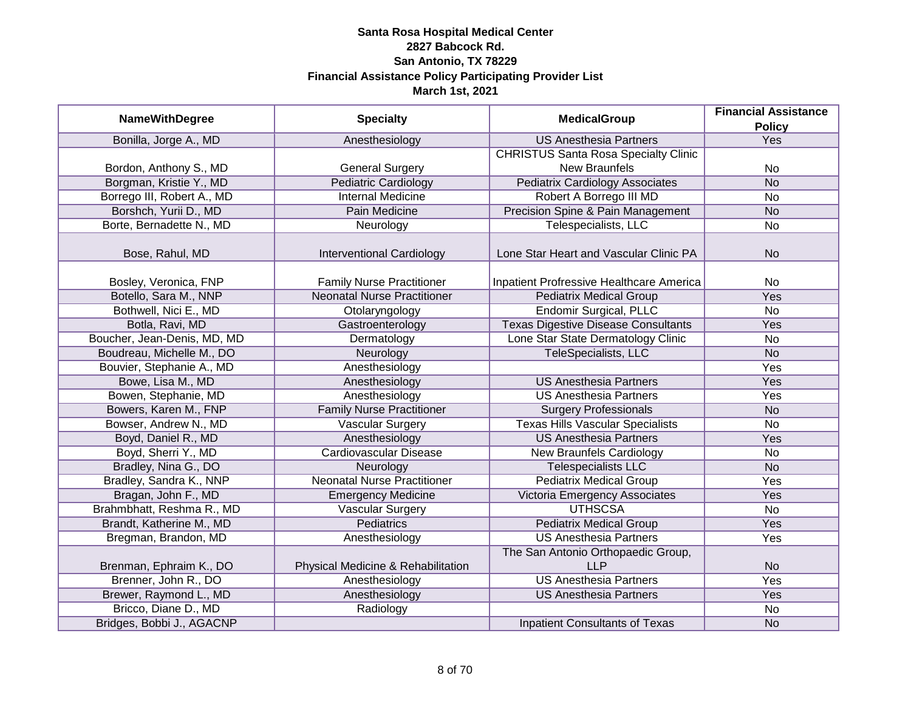**Santa Rosa Hospital Medical Center**
**2827 Babcock Rd.**
**San Antonio, TX 78229**
**Financial Assistance Policy Participating Provider List**
**March 1st, 2021**

| NameWithDegree | Specialty | MedicalGroup | Financial Assistance Policy |
|---|---|---|---|
| Bonilla, Jorge A., MD | Anesthesiology | US Anesthesia Partners | Yes |
| Bordon, Anthony S., MD | General Surgery | CHRISTUS Santa Rosa Specialty Clinic New Braunfels | No |
| Borgman, Kristie Y., MD | Pediatric Cardiology | Pediatrix Cardiology Associates | No |
| Borrego III, Robert A., MD | Internal Medicine | Robert A Borrego III MD | No |
| Borshch, Yurii D., MD | Pain Medicine | Precision Spine & Pain Management | No |
| Borte, Bernadette N., MD | Neurology | Telespecialists, LLC | No |
| Bose, Rahul, MD | Interventional Cardiology | Lone Star Heart and Vascular Clinic PA | No |
| Bosley, Veronica, FNP | Family Nurse Practitioner | Inpatient Profressive Healthcare America | No |
| Botello, Sara M., NNP | Neonatal Nurse Practitioner | Pediatrix Medical Group | Yes |
| Bothwell, Nici E., MD | Otolaryngology | Endomir Surgical, PLLC | No |
| Botla, Ravi, MD | Gastroenterology | Texas Digestive Disease Consultants | Yes |
| Boucher, Jean-Denis, MD, MD | Dermatology | Lone Star State Dermatology Clinic | No |
| Boudreau, Michelle M., DO | Neurology | TeleSpecialists, LLC | No |
| Bouvier, Stephanie A., MD | Anesthesiology | | Yes |
| Bowe, Lisa M., MD | Anesthesiology | US Anesthesia Partners | Yes |
| Bowen, Stephanie, MD | Anesthesiology | US Anesthesia Partners | Yes |
| Bowers, Karen M., FNP | Family Nurse Practitioner | Surgery Professionals | No |
| Bowser, Andrew N., MD | Vascular Surgery | Texas Hills Vascular Specialists | No |
| Boyd, Daniel R., MD | Anesthesiology | US Anesthesia Partners | Yes |
| Boyd, Sherri Y., MD | Cardiovascular Disease | New Braunfels Cardiology | No |
| Bradley, Nina G., DO | Neurology | Telespecialists LLC | No |
| Bradley, Sandra K., NNP | Neonatal Nurse Practitioner | Pediatrix Medical Group | Yes |
| Bragan, John F., MD | Emergency Medicine | Victoria Emergency Associates | Yes |
| Brahmbhatt, Reshma R., MD | Vascular Surgery | UTHSCSA | No |
| Brandt, Katherine M., MD | Pediatrics | Pediatrix Medical Group | Yes |
| Bregman, Brandon, MD | Anesthesiology | US Anesthesia Partners | Yes |
| Brenman, Ephraim K., DO | Physical Medicine & Rehabilitation | The San Antonio Orthopaedic Group, LLP | No |
| Brenner, John R., DO | Anesthesiology | US Anesthesia Partners | Yes |
| Brewer, Raymond L., MD | Anesthesiology | US Anesthesia Partners | Yes |
| Bricco, Diane D., MD | Radiology | | No |
| Bridges, Bobbi J., AGACNP | | Inpatient Consultants of Texas | No |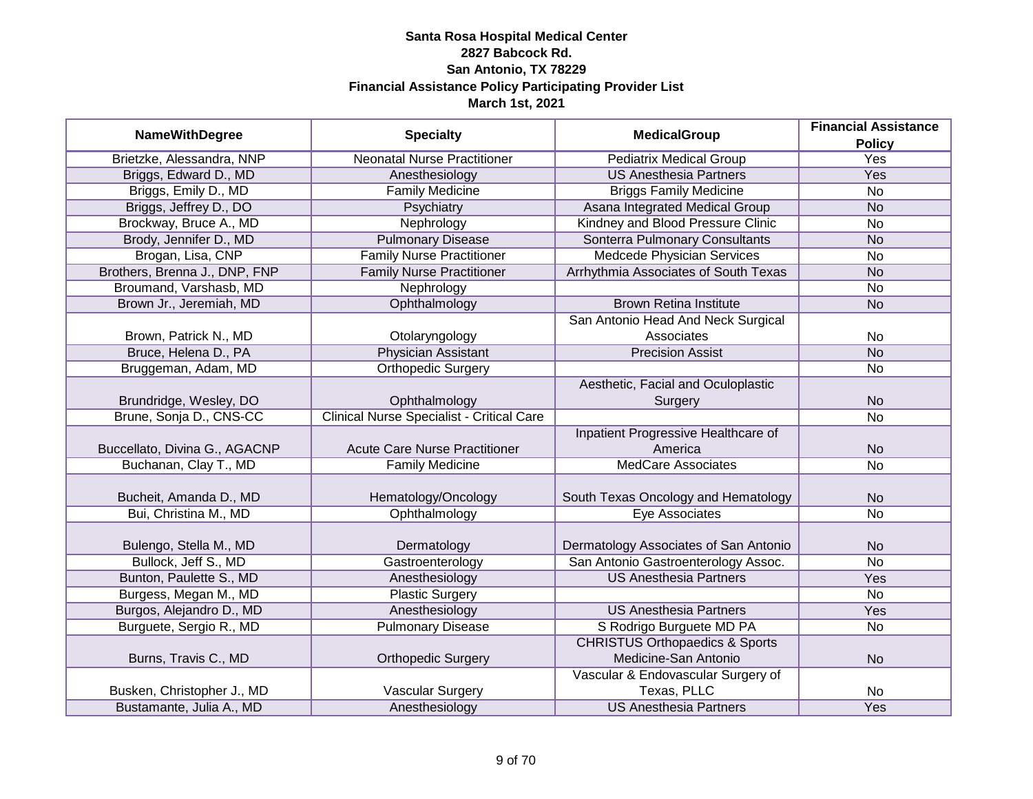**Santa Rosa Hospital Medical Center**
**2827 Babcock Rd.**
**San Antonio, TX 78229**
**Financial Assistance Policy Participating Provider List**
**March 1st, 2021**

| NameWithDegree | Specialty | MedicalGroup | Financial Assistance Policy |
|---|---|---|---|
| Brietzke, Alessandra, NNP | Neonatal Nurse Practitioner | Pediatrix Medical Group | Yes |
| Briggs, Edward D., MD | Anesthesiology | US Anesthesia Partners | Yes |
| Briggs, Emily D., MD | Family Medicine | Briggs Family Medicine | No |
| Briggs, Jeffrey D., DO | Psychiatry | Asana Integrated Medical Group | No |
| Brockway, Bruce A., MD | Nephrology | Kindney and Blood Pressure Clinic | No |
| Brody, Jennifer D., MD | Pulmonary Disease | Sonterra Pulmonary Consultants | No |
| Brogan, Lisa, CNP | Family Nurse Practitioner | Medcede Physician Services | No |
| Brothers, Brenna J., DNP, FNP | Family Nurse Practitioner | Arrhythmia Associates of South Texas | No |
| Broumand, Varshasb, MD | Nephrology | | No |
| Brown Jr., Jeremiah, MD | Ophthalmology | Brown Retina Institute | No |
| Brown, Patrick N., MD | Otolaryngology | San Antonio Head And Neck Surgical Associates | No |
| Bruce, Helena D., PA | Physician Assistant | Precision Assist | No |
| Bruggeman, Adam, MD | Orthopedic Surgery | | No |
| Brundridge, Wesley, DO | Ophthalmology | Aesthetic, Facial and Oculoplastic Surgery | No |
| Brune, Sonja D., CNS-CC | Clinical Nurse Specialist - Critical Care | | No |
| Buccellato, Divina G., AGACNP | Acute Care Nurse Practitioner | Inpatient Progressive Healthcare of America | No |
| Buchanan, Clay T., MD | Family Medicine | MedCare Associates | No |
| Bucheit, Amanda D., MD | Hematology/Oncology | South Texas Oncology and Hematology | No |
| Bui, Christina M., MD | Ophthalmology | Eye Associates | No |
| Bulengo, Stella M., MD | Dermatology | Dermatology Associates of San Antonio | No |
| Bullock, Jeff S., MD | Gastroenterology | San Antonio Gastroenterology Assoc. | No |
| Bunton, Paulette S., MD | Anesthesiology | US Anesthesia Partners | Yes |
| Burgess, Megan M., MD | Plastic Surgery | | No |
| Burgos, Alejandro D., MD | Anesthesiology | US Anesthesia Partners | Yes |
| Burguete, Sergio R., MD | Pulmonary Disease | S Rodrigo Burguete MD PA | No |
| Burns, Travis C., MD | Orthopedic Surgery | CHRISTUS Orthopaedics & Sports Medicine-San Antonio | No |
| Busken, Christopher J., MD | Vascular Surgery | Vascular & Endovascular Surgery of Texas, PLLC | No |
| Bustamante, Julia A., MD | Anesthesiology | US Anesthesia Partners | Yes |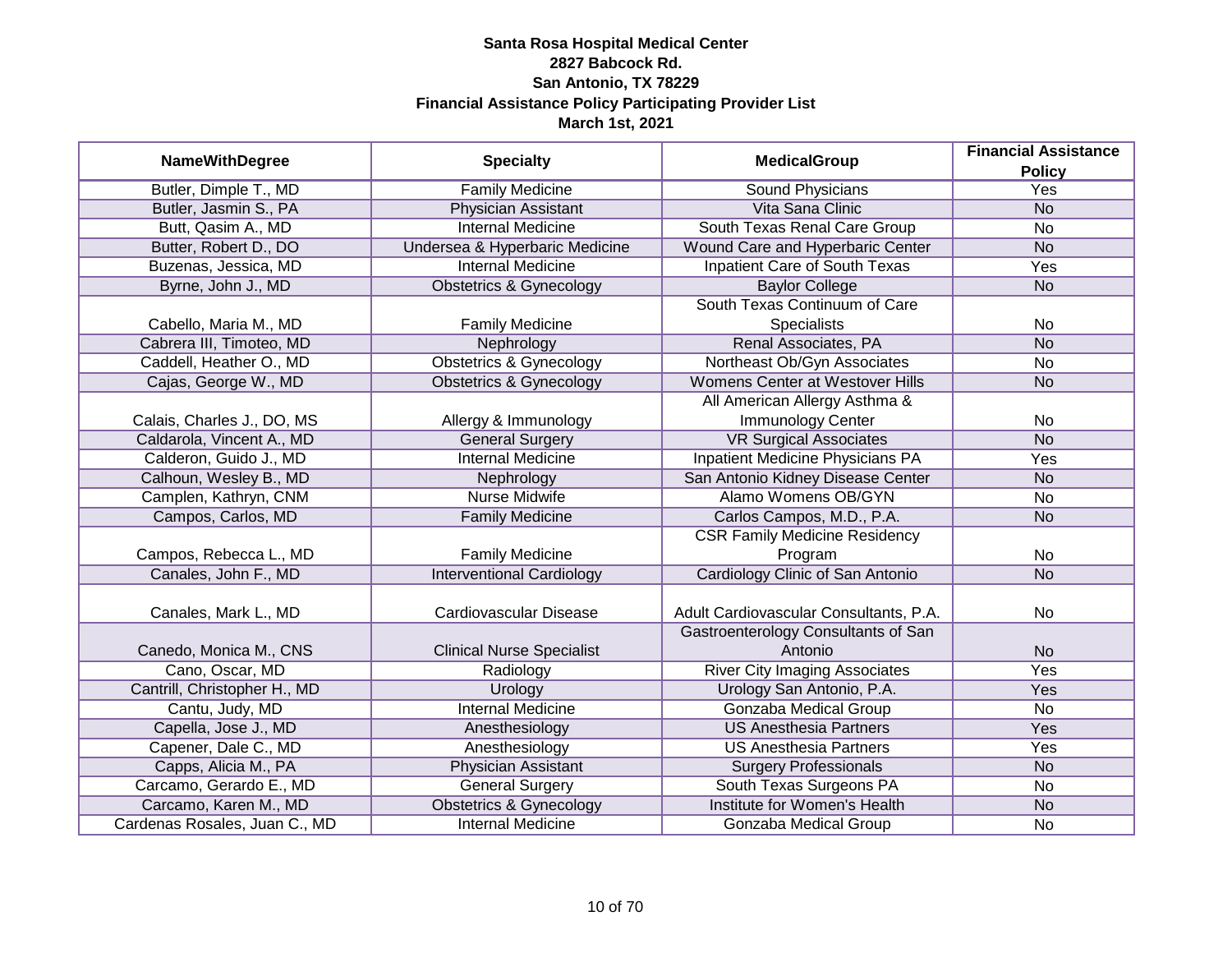**Santa Rosa Hospital Medical Center**
**2827 Babcock Rd.**
**San Antonio, TX 78229**
**Financial Assistance Policy Participating Provider List**
**March 1st, 2021**

| NameWithDegree | Specialty | MedicalGroup | Financial Assistance Policy |
|---|---|---|---|
| Butler, Dimple T., MD | Family Medicine | Sound Physicians | Yes |
| Butler, Jasmin S., PA | Physician Assistant | Vita Sana Clinic | No |
| Butt, Qasim A., MD | Internal Medicine | South Texas Renal Care Group | No |
| Butter, Robert D., DO | Undersea & Hyperbaric Medicine | Wound Care and Hyperbaric Center | No |
| Buzenas, Jessica, MD | Internal Medicine | Inpatient Care of South Texas | Yes |
| Byrne, John J., MD | Obstetrics & Gynecology | Baylor College | No |
| Cabello, Maria M., MD | Family Medicine | South Texas Continuum of Care Specialists | No |
| Cabrera III, Timoteo, MD | Nephrology | Renal Associates, PA | No |
| Caddell, Heather O., MD | Obstetrics & Gynecology | Northeast Ob/Gyn Associates | No |
| Cajas, George W., MD | Obstetrics & Gynecology | Womens Center at Westover Hills | No |
| Calais, Charles J., DO, MS | Allergy & Immunology | All American Allergy Asthma & Immunology Center | No |
| Caldarola, Vincent A., MD | General Surgery | VR Surgical Associates | No |
| Calderon, Guido J., MD | Internal Medicine | Inpatient Medicine Physicians PA | Yes |
| Calhoun, Wesley B., MD | Nephrology | San Antonio Kidney Disease Center | No |
| Camplen, Kathryn, CNM | Nurse Midwife | Alamo Womens OB/GYN | No |
| Campos, Carlos, MD | Family Medicine | Carlos Campos, M.D., P.A. | No |
| Campos, Rebecca L., MD | Family Medicine | CSR Family Medicine Residency Program | No |
| Canales, John F., MD | Interventional Cardiology | Cardiology Clinic of San Antonio | No |
| Canales, Mark L., MD | Cardiovascular Disease | Adult Cardiovascular Consultants, P.A. | No |
| Canedo, Monica M., CNS | Clinical Nurse Specialist | Gastroenterology Consultants of San Antonio | No |
| Cano, Oscar, MD | Radiology | River City Imaging Associates | Yes |
| Cantrill, Christopher H., MD | Urology | Urology San Antonio, P.A. | Yes |
| Cantu, Judy, MD | Internal Medicine | Gonzaba Medical Group | No |
| Capella, Jose J., MD | Anesthesiology | US Anesthesia Partners | Yes |
| Capener, Dale C., MD | Anesthesiology | US Anesthesia Partners | Yes |
| Capps, Alicia M., PA | Physician Assistant | Surgery Professionals | No |
| Carcamo, Gerardo E., MD | General Surgery | South Texas Surgeons PA | No |
| Carcamo, Karen M., MD | Obstetrics & Gynecology | Institute for Women's Health | No |
| Cardenas Rosales, Juan C., MD | Internal Medicine | Gonzaba Medical Group | No |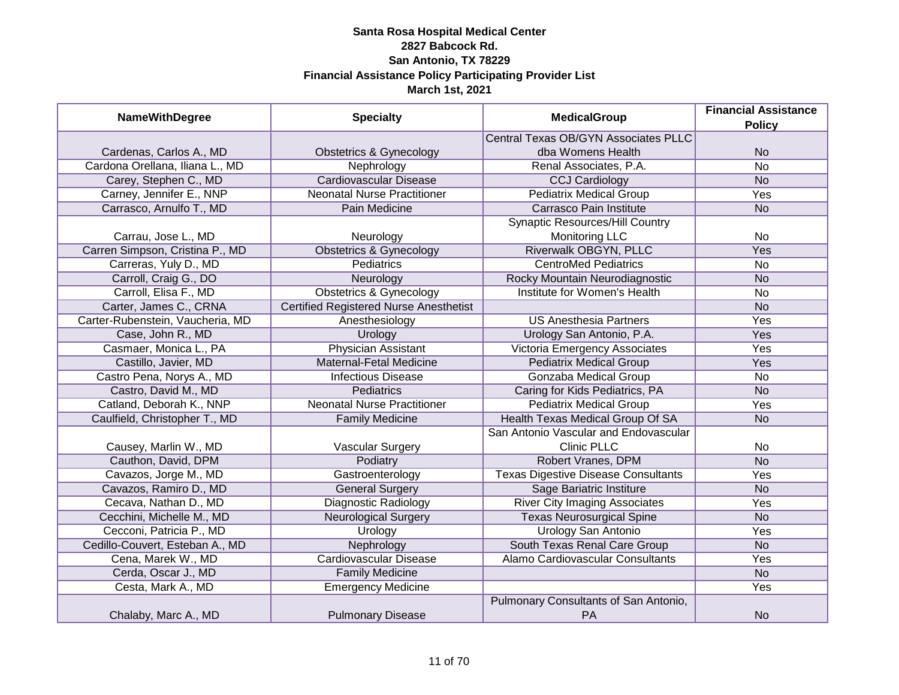**Santa Rosa Hospital Medical Center**
**2827 Babcock Rd.**
**San Antonio, TX 78229**
**Financial Assistance Policy Participating Provider List**
**March 1st, 2021**

| NameWithDegree | Specialty | MedicalGroup | Financial Assistance Policy |
|---|---|---|---|
| Cardenas, Carlos A., MD | Obstetrics & Gynecology | Central Texas OB/GYN Associates PLLC dba Womens Health | No |
| Cardona Orellana, Iliana L., MD | Nephrology | Renal Associates, P.A. | No |
| Carey, Stephen C., MD | Cardiovascular Disease | CCJ Cardiology | No |
| Carney, Jennifer E., NNP | Neonatal Nurse Practitioner | Pediatrix Medical Group | Yes |
| Carrasco, Arnulfo T., MD | Pain Medicine | Carrasco Pain Institute | No |
| Carrau, Jose L., MD | Neurology | Synaptic Resources/Hill Country Monitoring LLC | No |
| Carren Simpson, Cristina P., MD | Obstetrics & Gynecology | Riverwalk OBGYN, PLLC | Yes |
| Carreras, Yuly D., MD | Pediatrics | CentroMed Pediatrics | No |
| Carroll, Craig G., DO | Neurology | Rocky Mountain Neurodiagnostic | No |
| Carroll, Elisa F., MD | Obstetrics & Gynecology | Institute for Women's Health | No |
| Carter, James C., CRNA | Certified Registered Nurse Anesthetist | | No |
| Carter-Rubenstein, Vaucheria, MD | Anesthesiology | US Anesthesia Partners | Yes |
| Case, John R., MD | Urology | Urology San Antonio, P.A. | Yes |
| Casmaer, Monica L., PA | Physician Assistant | Victoria Emergency Associates | Yes |
| Castillo, Javier, MD | Maternal-Fetal Medicine | Pediatrix Medical Group | Yes |
| Castro Pena, Norys A., MD | Infectious Disease | Gonzaba Medical Group | No |
| Castro, David M., MD | Pediatrics | Caring for Kids Pediatrics, PA | No |
| Catland, Deborah K., NNP | Neonatal Nurse Practitioner | Pediatrix Medical Group | Yes |
| Caulfield, Christopher T., MD | Family Medicine | Health Texas Medical Group Of SA | No |
| Causey, Marlin W., MD | Vascular Surgery | San Antonio Vascular and Endovascular Clinic PLLC | No |
| Cauthon, David, DPM | Podiatry | Robert Vranes, DPM | No |
| Cavazos, Jorge M., MD | Gastroenterology | Texas Digestive Disease Consultants | Yes |
| Cavazos, Ramiro D., MD | General Surgery | Sage Bariatric Institute | No |
| Cecava, Nathan D., MD | Diagnostic Radiology | River City Imaging Associates | Yes |
| Cecchini, Michelle M., MD | Neurological Surgery | Texas Neurosurgical Spine | No |
| Cecconi, Patricia P., MD | Urology | Urology San Antonio | Yes |
| Cedillo-Couvert, Esteban A., MD | Nephrology | South Texas Renal Care Group | No |
| Cena, Marek W., MD | Cardiovascular Disease | Alamo Cardiovascular Consultants | Yes |
| Cerda, Oscar J., MD | Family Medicine | | No |
| Cesta, Mark A., MD | Emergency Medicine | | Yes |
| Chalaby, Marc A., MD | Pulmonary Disease | Pulmonary Consultants of San Antonio, PA | No |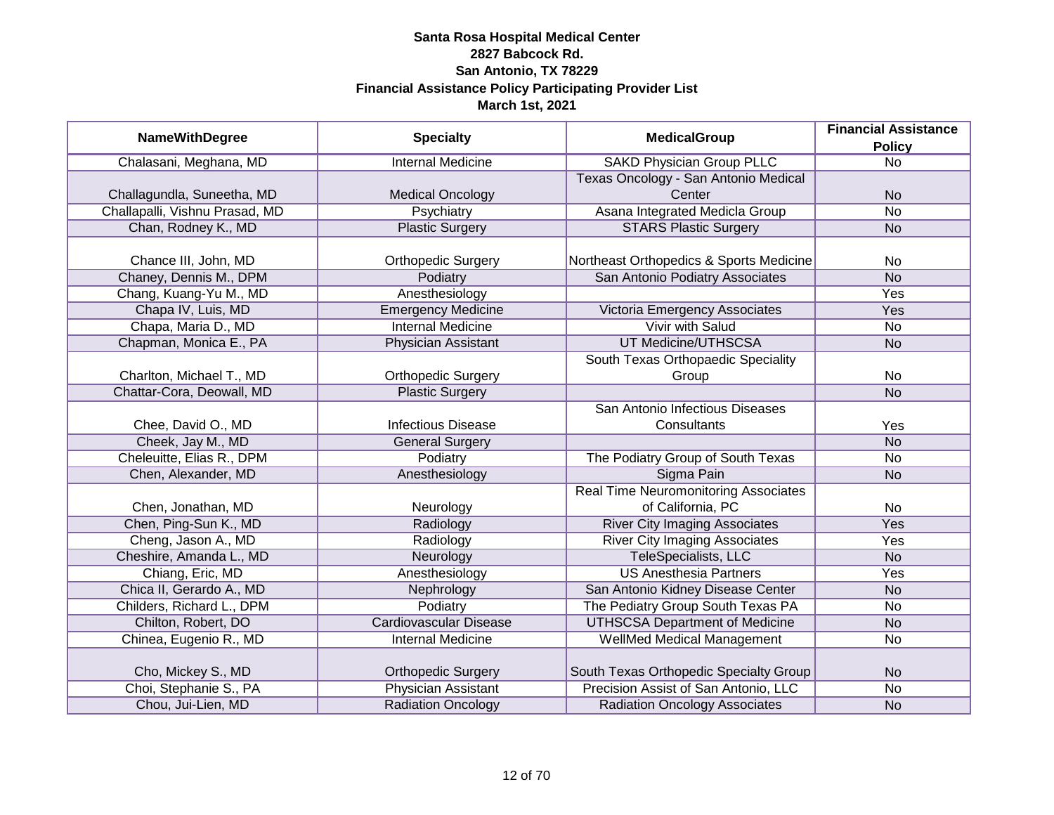**Santa Rosa Hospital Medical Center**
**2827 Babcock Rd.**
**San Antonio, TX 78229**
**Financial Assistance Policy Participating Provider List**
**March 1st, 2021**

| NameWithDegree | Specialty | MedicalGroup | Financial Assistance Policy |
|---|---|---|---|
| Chalasani, Meghana, MD | Internal Medicine | SAKD Physician Group PLLC | No |
| Challagundla, Suneetha, MD | Medical Oncology | Texas Oncology - San Antonio Medical Center | No |
| Challapalli, Vishnu Prasad, MD | Psychiatry | Asana Integrated Medicla Group | No |
| Chan, Rodney K., MD | Plastic Surgery | STARS Plastic Surgery | No |
| Chance III, John, MD | Orthopedic Surgery | Northeast Orthopedics & Sports Medicine | No |
| Chaney, Dennis M., DPM | Podiatry | San Antonio Podiatry Associates | No |
| Chang, Kuang-Yu M., MD | Anesthesiology | | Yes |
| Chapa IV, Luis, MD | Emergency Medicine | Victoria Emergency Associates | Yes |
| Chapa, Maria D., MD | Internal Medicine | Vivir with Salud | No |
| Chapman, Monica E., PA | Physician Assistant | UT Medicine/UTHSCSA | No |
| Charlton, Michael T., MD | Orthopedic Surgery | South Texas Orthopaedic Speciality Group | No |
| Chattar-Cora, Deowall, MD | Plastic Surgery | | No |
| Chee, David O., MD | Infectious Disease | San Antonio Infectious Diseases Consultants | Yes |
| Cheek, Jay M., MD | General Surgery | | No |
| Cheleuitte, Elias R., DPM | Podiatry | The Podiatry Group of South Texas | No |
| Chen, Alexander, MD | Anesthesiology | Sigma Pain | No |
| Chen, Jonathan, MD | Neurology | Real Time Neuromonitoring Associates of California, PC | No |
| Chen, Ping-Sun K., MD | Radiology | River City Imaging Associates | Yes |
| Cheng, Jason A., MD | Radiology | River City Imaging Associates | Yes |
| Cheshire, Amanda L., MD | Neurology | TeleSpecialists, LLC | No |
| Chiang, Eric, MD | Anesthesiology | US Anesthesia Partners | Yes |
| Chica II, Gerardo A., MD | Nephrology | San Antonio Kidney Disease Center | No |
| Childers, Richard L., DPM | Podiatry | The Pediatry Group South Texas PA | No |
| Chilton, Robert, DO | Cardiovascular Disease | UTHSCSA Department of Medicine | No |
| Chinea, Eugenio R., MD | Internal Medicine | WellMed Medical Management | No |
| Cho, Mickey S., MD | Orthopedic Surgery | South Texas Orthopedic Specialty Group | No |
| Choi, Stephanie S., PA | Physician Assistant | Precision Assist of San Antonio, LLC | No |
| Chou, Jui-Lien, MD | Radiation Oncology | Radiation Oncology Associates | No |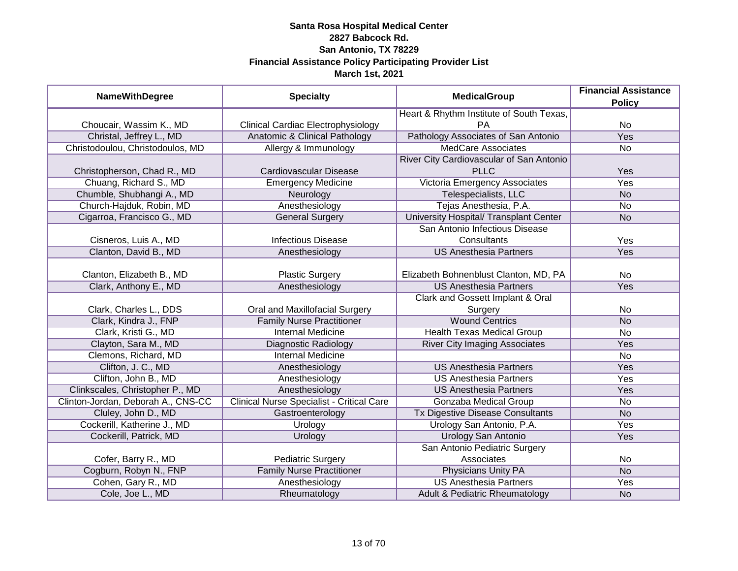**Santa Rosa Hospital Medical Center**
**2827 Babcock Rd.**
**San Antonio, TX 78229**
**Financial Assistance Policy Participating Provider List**
**March 1st, 2021**

| NameWithDegree | Specialty | MedicalGroup | Financial Assistance Policy |
|---|---|---|---|
| Choucair, Wassim K., MD | Clinical Cardiac Electrophysiology | Heart & Rhythm Institute of South Texas, PA | No |
| Christal, Jeffrey L., MD | Anatomic & Clinical Pathology | Pathology Associates of San Antonio | Yes |
| Christodoulou, Christodoulos, MD | Allergy & Immunology | MedCare Associates | No |
| Christopherson, Chad R., MD | Cardiovascular Disease | River City Cardiovascular of San Antonio PLLC | Yes |
| Chuang, Richard S., MD | Emergency Medicine | Victoria Emergency Associates | Yes |
| Chumble, Shubhangi A., MD | Neurology | Telespecialists, LLC | No |
| Church-Hajduk, Robin, MD | Anesthesiology | Tejas Anesthesia, P.A. | No |
| Cigarroa, Francisco G., MD | General Surgery | University Hospital/ Transplant Center | No |
| Cisneros, Luis A., MD | Infectious Disease | San Antonio Infectious Disease Consultants | Yes |
| Clanton, David B., MD | Anesthesiology | US Anesthesia Partners | Yes |
| Clanton, Elizabeth B., MD | Plastic Surgery | Elizabeth Bohnenblust Clanton, MD, PA | No |
| Clark, Anthony E., MD | Anesthesiology | US Anesthesia Partners | Yes |
| Clark, Charles L., DDS | Oral and Maxillofacial Surgery | Clark and Gossett Implant & Oral Surgery | No |
| Clark, Kindra J., FNP | Family Nurse Practitioner | Wound Centrics | No |
| Clark, Kristi G., MD | Internal Medicine | Health Texas Medical Group | No |
| Clayton, Sara M., MD | Diagnostic Radiology | River City Imaging Associates | Yes |
| Clemons, Richard, MD | Internal Medicine | | No |
| Clifton, J. C., MD | Anesthesiology | US Anesthesia Partners | Yes |
| Clifton, John B., MD | Anesthesiology | US Anesthesia Partners | Yes |
| Clinkscales, Christopher P., MD | Anesthesiology | US Anesthesia Partners | Yes |
| Clinton-Jordan, Deborah A., CNS-CC | Clinical Nurse Specialist - Critical Care | Gonzaba Medical Group | No |
| Cluley, John D., MD | Gastroenterology | Tx Digestive Disease Consultants | No |
| Cockerill, Katherine J., MD | Urology | Urology San Antonio, P.A. | Yes |
| Cockerill, Patrick, MD | Urology | Urology San Antonio | Yes |
| Cofer, Barry R., MD | Pediatric Surgery | San Antonio Pediatric Surgery Associates | No |
| Cogburn, Robyn N., FNP | Family Nurse Practitioner | Physicians Unity PA | No |
| Cohen, Gary R., MD | Anesthesiology | US Anesthesia Partners | Yes |
| Cole, Joe L., MD | Rheumatology | Adult & Pediatric Rheumatology | No |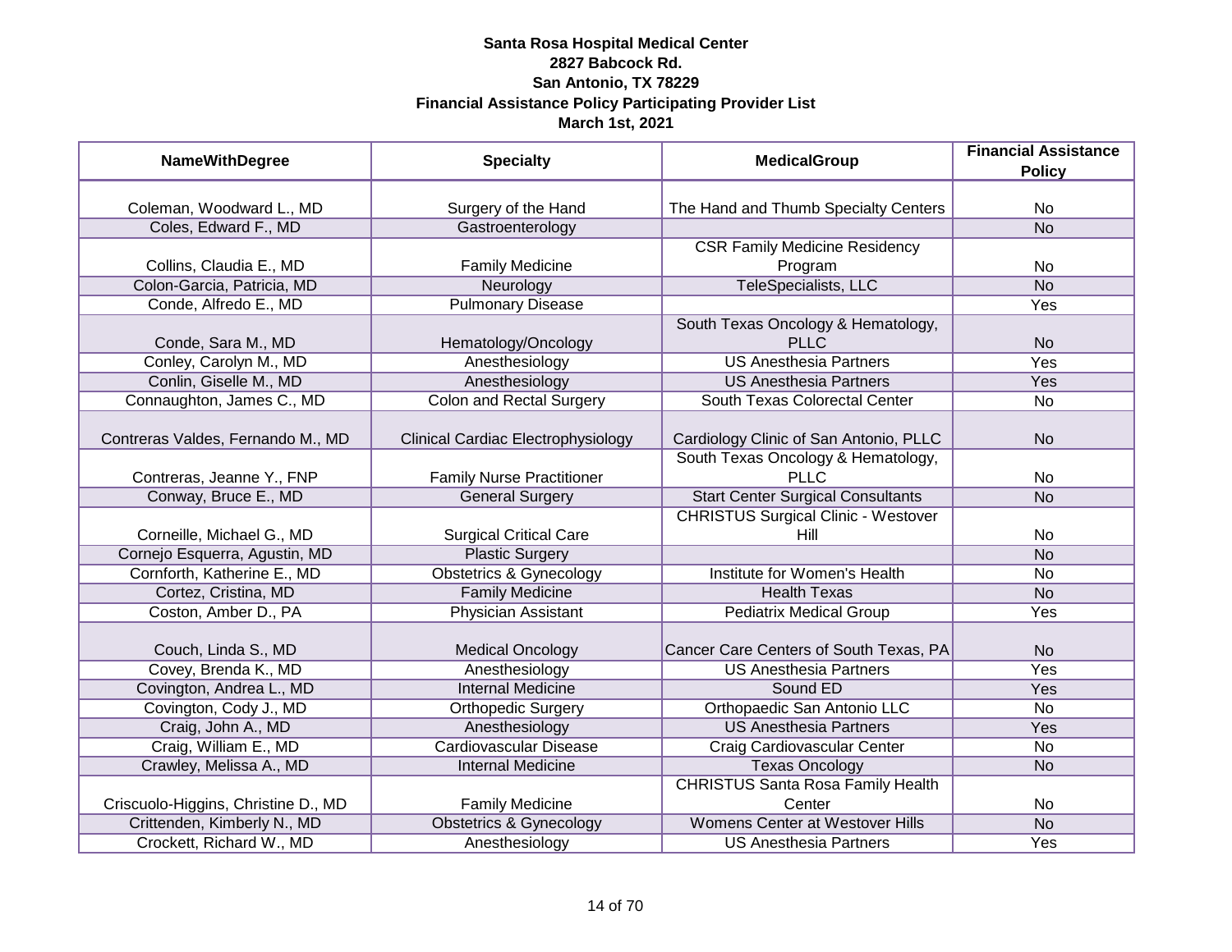**Santa Rosa Hospital Medical Center**
**2827 Babcock Rd.**
**San Antonio, TX 78229**
**Financial Assistance Policy Participating Provider List**
**March 1st, 2021**

| NameWithDegree | Specialty | MedicalGroup | Financial Assistance Policy |
|---|---|---|---|
| Coleman, Woodward L., MD | Surgery of the Hand | The Hand and Thumb Specialty Centers | No |
| Coles, Edward F., MD | Gastroenterology | | No |
| Collins, Claudia E., MD | Family Medicine | CSR Family Medicine Residency Program | No |
| Colon-Garcia, Patricia, MD | Neurology | TeleSpecialists, LLC | No |
| Conde, Alfredo E., MD | Pulmonary Disease | | Yes |
| Conde, Sara M., MD | Hematology/Oncology | South Texas Oncology & Hematology, PLLC | No |
| Conley, Carolyn M., MD | Anesthesiology | US Anesthesia Partners | Yes |
| Conlin, Giselle M., MD | Anesthesiology | US Anesthesia Partners | Yes |
| Connaughton, James C., MD | Colon and Rectal Surgery | South Texas Colorectal Center | No |
| Contreras Valdes, Fernando M., MD | Clinical Cardiac Electrophysiology | Cardiology Clinic of San Antonio, PLLC | No |
| Contreras, Jeanne Y., FNP | Family Nurse Practitioner | South Texas Oncology & Hematology, PLLC | No |
| Conway, Bruce E., MD | General Surgery | Start Center Surgical Consultants | No |
| Corneille, Michael G., MD | Surgical Critical Care | CHRISTUS Surgical Clinic - Westover Hill | No |
| Cornejo Esquerra, Agustin, MD | Plastic Surgery | | No |
| Cornforth, Katherine E., MD | Obstetrics & Gynecology | Institute for Women's Health | No |
| Cortez, Cristina, MD | Family Medicine | Health Texas | No |
| Coston, Amber D., PA | Physician Assistant | Pediatrix Medical Group | Yes |
| Couch, Linda S., MD | Medical Oncology | Cancer Care Centers of South Texas, PA | No |
| Covey, Brenda K., MD | Anesthesiology | US Anesthesia Partners | Yes |
| Covington, Andrea L., MD | Internal Medicine | Sound ED | Yes |
| Covington, Cody J., MD | Orthopedic Surgery | Orthopaedic San Antonio LLC | No |
| Craig, John A., MD | Anesthesiology | US Anesthesia Partners | Yes |
| Craig, William E., MD | Cardiovascular Disease | Craig Cardiovascular Center | No |
| Crawley, Melissa A., MD | Internal Medicine | Texas Oncology | No |
| Criscuolo-Higgins, Christine D., MD | Family Medicine | CHRISTUS Santa Rosa Family Health Center | No |
| Crittenden, Kimberly N., MD | Obstetrics & Gynecology | Womens Center at Westover Hills | No |
| Crockett, Richard W., MD | Anesthesiology | US Anesthesia Partners | Yes |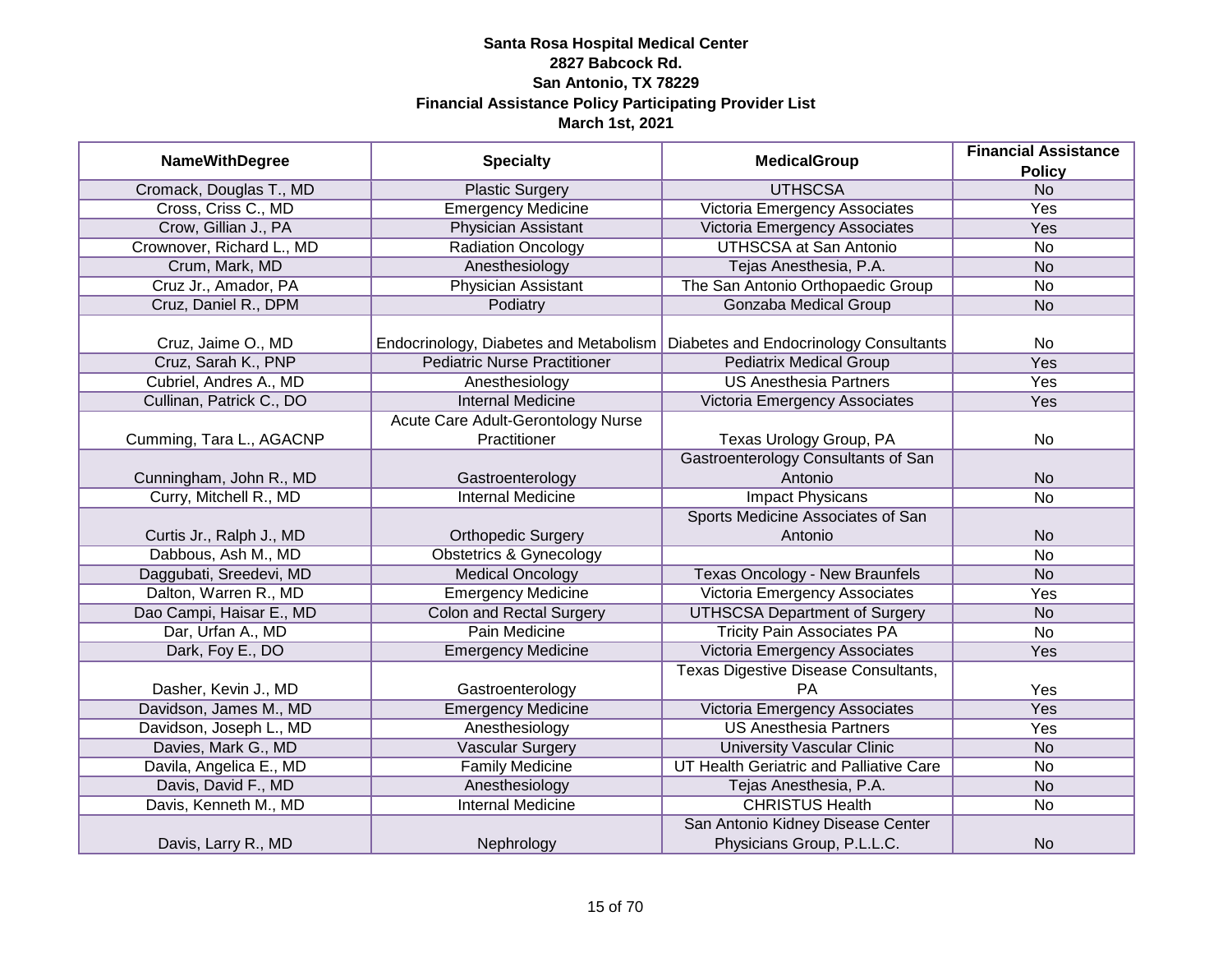**Santa Rosa Hospital Medical Center**
**2827 Babcock Rd.**
**San Antonio, TX 78229**
**Financial Assistance Policy Participating Provider List**
**March 1st, 2021**

| NameWithDegree | Specialty | MedicalGroup | Financial Assistance Policy |
|---|---|---|---|
| Cromack, Douglas T., MD | Plastic Surgery | UTHSCSA | No |
| Cross, Criss C., MD | Emergency Medicine | Victoria Emergency Associates | Yes |
| Crow, Gillian J., PA | Physician Assistant | Victoria Emergency Associates | Yes |
| Crownover, Richard L., MD | Radiation Oncology | UTHSCSA at San Antonio | No |
| Crum, Mark, MD | Anesthesiology | Tejas Anesthesia, P.A. | No |
| Cruz Jr., Amador, PA | Physician Assistant | The San Antonio Orthopaedic Group | No |
| Cruz, Daniel R., DPM | Podiatry | Gonzaba Medical Group | No |
| Cruz, Jaime O., MD | Endocrinology, Diabetes and Metabolism | Diabetes and Endocrinology Consultants | No |
| Cruz, Sarah K., PNP | Pediatric Nurse Practitioner | Pediatrix Medical Group | Yes |
| Cubriel, Andres A., MD | Anesthesiology | US Anesthesia Partners | Yes |
| Cullinan, Patrick C., DO | Internal Medicine | Victoria Emergency Associates | Yes |
| Cumming, Tara L., AGACNP | Acute Care Adult-Gerontology Nurse Practitioner | Texas Urology Group, PA | No |
| Cunningham, John R., MD | Gastroenterology | Gastroenterology Consultants of San Antonio | No |
| Curry, Mitchell R., MD | Internal Medicine | Impact Physicans | No |
| Curtis Jr., Ralph J., MD | Orthopedic Surgery | Sports Medicine Associates of San Antonio | No |
| Dabbous, Ash M., MD | Obstetrics & Gynecology | | No |
| Daggubati, Sreedevi, MD | Medical Oncology | Texas Oncology - New Braunfels | No |
| Dalton, Warren R., MD | Emergency Medicine | Victoria Emergency Associates | Yes |
| Dao Campi, Haisar E., MD | Colon and Rectal Surgery | UTHSCSA Department of Surgery | No |
| Dar, Urfan A., MD | Pain Medicine | Tricity Pain Associates PA | No |
| Dark, Foy E., DO | Emergency Medicine | Victoria Emergency Associates | Yes |
| Dasher, Kevin J., MD | Gastroenterology | Texas Digestive Disease Consultants, PA | Yes |
| Davidson, James M., MD | Emergency Medicine | Victoria Emergency Associates | Yes |
| Davidson, Joseph L., MD | Anesthesiology | US Anesthesia Partners | Yes |
| Davies, Mark G., MD | Vascular Surgery | University Vascular Clinic | No |
| Davila, Angelica E., MD | Family Medicine | UT Health Geriatric and Palliative Care | No |
| Davis, David F., MD | Anesthesiology | Tejas Anesthesia, P.A. | No |
| Davis, Kenneth M., MD | Internal Medicine | CHRISTUS Health | No |
| Davis, Larry R., MD | Nephrology | San Antonio Kidney Disease Center Physicians Group, P.L.L.C. | No |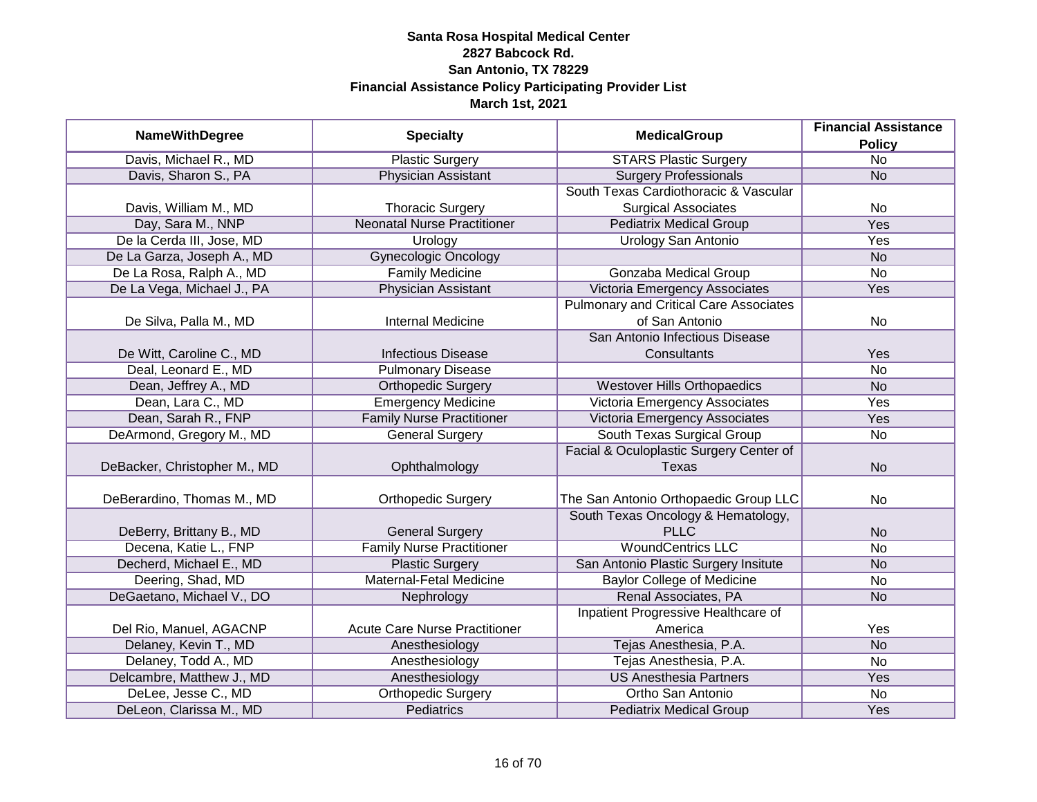**Santa Rosa Hospital Medical Center**
**2827 Babcock Rd.**
**San Antonio, TX 78229**
**Financial Assistance Policy Participating Provider List**
**March 1st, 2021**

| NameWithDegree | Specialty | MedicalGroup | Financial Assistance Policy |
|---|---|---|---|
| Davis, Michael R., MD | Plastic Surgery | STARS Plastic Surgery | No |
| Davis, Sharon S., PA | Physician Assistant | Surgery Professionals | No |
| Davis, William M., MD | Thoracic Surgery | South Texas Cardiothoracic & Vascular Surgical Associates | No |
| Day, Sara M., NNP | Neonatal Nurse Practitioner | Pediatrix Medical Group | Yes |
| De la Cerda III, Jose, MD | Urology | Urology San Antonio | Yes |
| De La Garza, Joseph A., MD | Gynecologic Oncology | | No |
| De La Rosa, Ralph A., MD | Family Medicine | Gonzaba Medical Group | No |
| De La Vega, Michael J., PA | Physician Assistant | Victoria Emergency Associates | Yes |
| De Silva, Palla M., MD | Internal Medicine | Pulmonary and Critical Care Associates of San Antonio | No |
| De Witt, Caroline C., MD | Infectious Disease | San Antonio Infectious Disease Consultants | Yes |
| Deal, Leonard E., MD | Pulmonary Disease | | No |
| Dean, Jeffrey A., MD | Orthopedic Surgery | Westover Hills Orthopaedics | No |
| Dean, Lara C., MD | Emergency Medicine | Victoria Emergency Associates | Yes |
| Dean, Sarah R., FNP | Family Nurse Practitioner | Victoria Emergency Associates | Yes |
| DeArmond, Gregory M., MD | General Surgery | South Texas Surgical Group | No |
| DeBacker, Christopher M., MD | Ophthalmology | Facial & Oculoplastic Surgery Center of Texas | No |
| DeBerardino, Thomas M., MD | Orthopedic Surgery | The San Antonio Orthopaedic Group LLC | No |
| DeBerry, Brittany B., MD | General Surgery | South Texas Oncology & Hematology, PLLC | No |
| Decena, Katie L., FNP | Family Nurse Practitioner | WoundCentrics LLC | No |
| Decherd, Michael E., MD | Plastic Surgery | San Antonio Plastic Surgery Insitute | No |
| Deering, Shad, MD | Maternal-Fetal Medicine | Baylor College of Medicine | No |
| DeGaetano, Michael V., DO | Nephrology | Renal Associates, PA | No |
| Del Rio, Manuel, AGACNP | Acute Care Nurse Practitioner | Inpatient Progressive Healthcare of America | Yes |
| Delaney, Kevin T., MD | Anesthesiology | Tejas Anesthesia, P.A. | No |
| Delaney, Todd A., MD | Anesthesiology | Tejas Anesthesia, P.A. | No |
| Delcambre, Matthew J., MD | Anesthesiology | US Anesthesia Partners | Yes |
| DeLee, Jesse C., MD | Orthopedic Surgery | Ortho San Antonio | No |
| DeLeon, Clarissa M., MD | Pediatrics | Pediatrix Medical Group | Yes |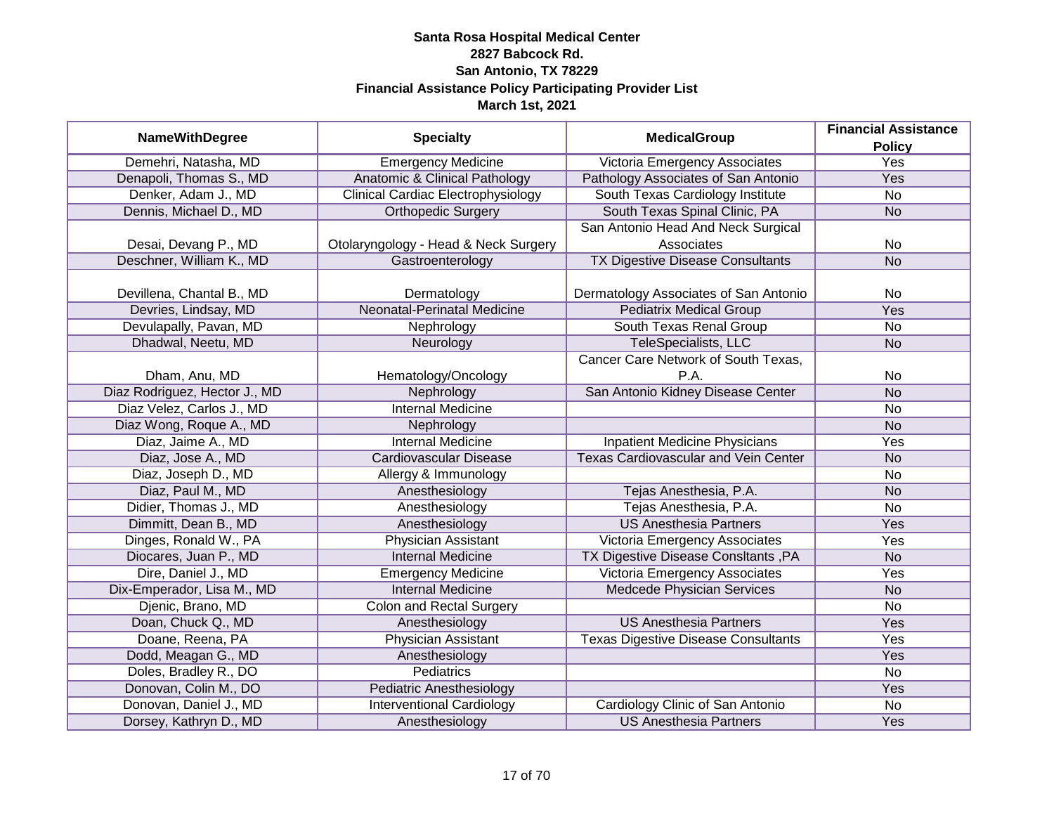**Santa Rosa Hospital Medical Center**
**2827 Babcock Rd.**
**San Antonio, TX 78229**
**Financial Assistance Policy Participating Provider List**
**March 1st, 2021**

| NameWithDegree | Specialty | MedicalGroup | Financial Assistance Policy |
|---|---|---|---|
| Demehri, Natasha, MD | Emergency Medicine | Victoria Emergency Associates | Yes |
| Denapoli, Thomas S., MD | Anatomic & Clinical Pathology | Pathology Associates of San Antonio | Yes |
| Denker, Adam J., MD | Clinical Cardiac Electrophysiology | South Texas Cardiology Institute | No |
| Dennis, Michael D., MD | Orthopedic Surgery | South Texas Spinal Clinic, PA | No |
| Desai, Devang P., MD | Otolaryngology - Head & Neck Surgery | San Antonio Head And Neck Surgical Associates | No |
| Deschner, William K., MD | Gastroenterology | TX Digestive Disease Consultants | No |
| Devillena, Chantal B., MD | Dermatology | Dermatology Associates of San Antonio | No |
| Devries, Lindsay, MD | Neonatal-Perinatal Medicine | Pediatrix Medical Group | Yes |
| Devulapally, Pavan, MD | Nephrology | South Texas Renal Group | No |
| Dhadwal, Neetu, MD | Neurology | TeleSpecialists, LLC | No |
| Dham, Anu, MD | Hematology/Oncology | Cancer Care Network of South Texas, P.A. | No |
| Diaz Rodriguez, Hector J., MD | Nephrology | San Antonio Kidney Disease Center | No |
| Diaz Velez, Carlos J., MD | Internal Medicine | | No |
| Diaz Wong, Roque A., MD | Nephrology | | No |
| Diaz, Jaime A., MD | Internal Medicine | Inpatient Medicine Physicians | Yes |
| Diaz, Jose A., MD | Cardiovascular Disease | Texas Cardiovascular and Vein Center | No |
| Diaz, Joseph D., MD | Allergy & Immunology | | No |
| Diaz, Paul M., MD | Anesthesiology | Tejas Anesthesia, P.A. | No |
| Didier, Thomas J., MD | Anesthesiology | Tejas Anesthesia, P.A. | No |
| Dimmitt, Dean B., MD | Anesthesiology | US Anesthesia Partners | Yes |
| Dinges, Ronald W., PA | Physician Assistant | Victoria Emergency Associates | Yes |
| Diocares, Juan P., MD | Internal Medicine | TX Digestive Disease Consltants ,PA | No |
| Dire, Daniel J., MD | Emergency Medicine | Victoria Emergency Associates | Yes |
| Dix-Emperador, Lisa M., MD | Internal Medicine | Medcede Physician Services | No |
| Djenic, Brano, MD | Colon and Rectal Surgery | | No |
| Doan, Chuck Q., MD | Anesthesiology | US Anesthesia Partners | Yes |
| Doane, Reena, PA | Physician Assistant | Texas Digestive Disease Consultants | Yes |
| Dodd, Meagan G., MD | Anesthesiology | | Yes |
| Doles, Bradley R., DO | Pediatrics | | No |
| Donovan, Colin M., DO | Pediatric Anesthesiology | | Yes |
| Donovan, Daniel J., MD | Interventional Cardiology | Cardiology Clinic of San Antonio | No |
| Dorsey, Kathryn D., MD | Anesthesiology | US Anesthesia Partners | Yes |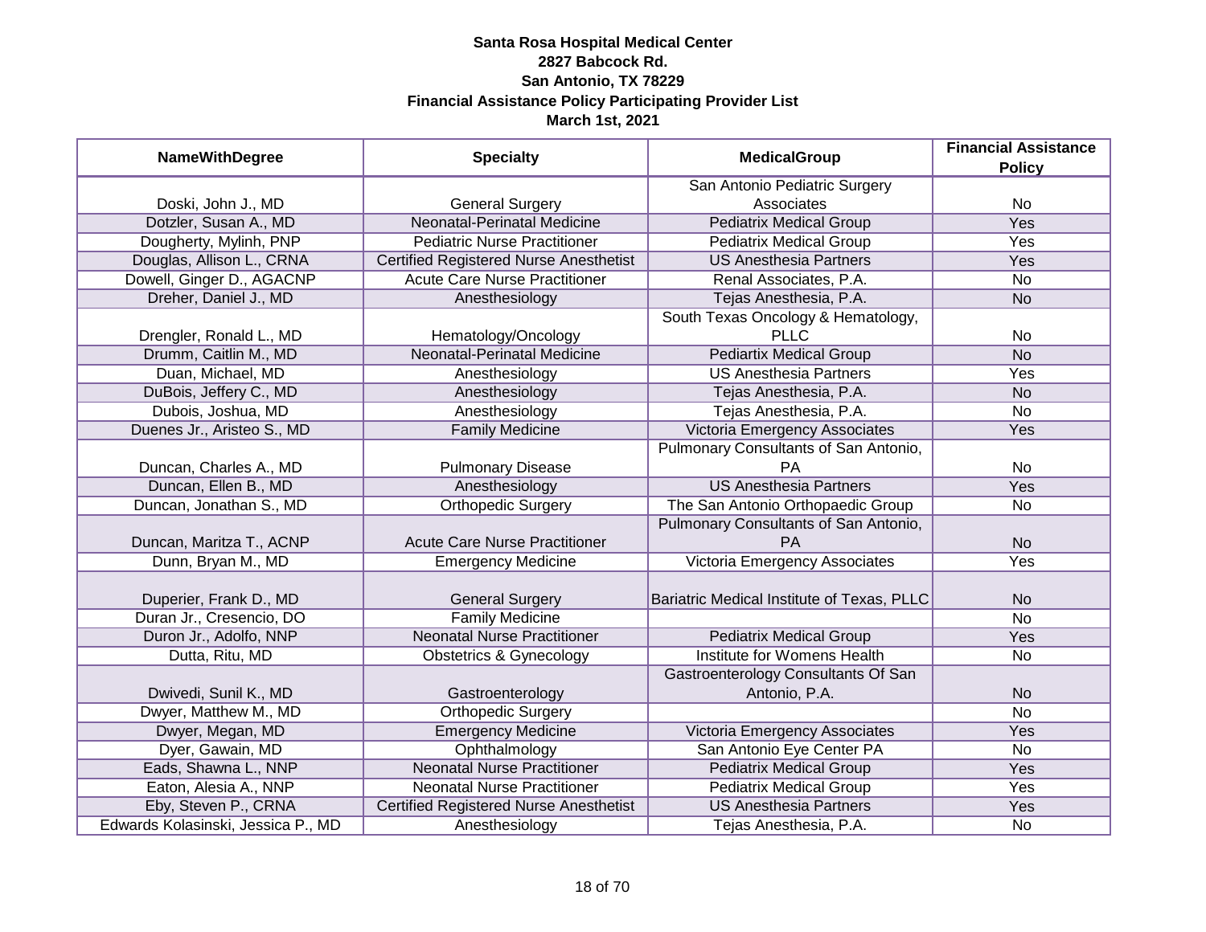**Santa Rosa Hospital Medical Center**
**2827 Babcock Rd.**
**San Antonio, TX 78229**
**Financial Assistance Policy Participating Provider List**
**March 1st, 2021**

| NameWithDegree | Specialty | MedicalGroup | Financial Assistance Policy |
|---|---|---|---|
| Doski, John J., MD | General Surgery | San Antonio Pediatric Surgery Associates | No |
| Dotzler, Susan A., MD | Neonatal-Perinatal Medicine | Pediatrix Medical Group | Yes |
| Dougherty, Mylinh, PNP | Pediatric Nurse Practitioner | Pediatrix Medical Group | Yes |
| Douglas, Allison L., CRNA | Certified Registered Nurse Anesthetist | US Anesthesia Partners | Yes |
| Dowell, Ginger D., AGACNP | Acute Care Nurse Practitioner | Renal Associates, P.A. | No |
| Dreher, Daniel J., MD | Anesthesiology | Tejas Anesthesia, P.A. | No |
| Drengler, Ronald L., MD | Hematology/Oncology | South Texas Oncology & Hematology, PLLC | No |
| Drumm, Caitlin M., MD | Neonatal-Perinatal Medicine | Pediartix Medical Group | No |
| Duan, Michael, MD | Anesthesiology | US Anesthesia Partners | Yes |
| DuBois, Jeffery C., MD | Anesthesiology | Tejas Anesthesia, P.A. | No |
| Dubois, Joshua, MD | Anesthesiology | Tejas Anesthesia, P.A. | No |
| Duenes Jr., Aristeo S., MD | Family Medicine | Victoria Emergency Associates | Yes |
| Duncan, Charles A., MD | Pulmonary Disease | Pulmonary Consultants of San Antonio, PA | No |
| Duncan, Ellen B., MD | Anesthesiology | US Anesthesia Partners | Yes |
| Duncan, Jonathan S., MD | Orthopedic Surgery | The San Antonio Orthopaedic Group | No |
| Duncan, Maritza T., ACNP | Acute Care Nurse Practitioner | Pulmonary Consultants of San Antonio, PA | No |
| Dunn, Bryan M., MD | Emergency Medicine | Victoria Emergency Associates | Yes |
| Duperier, Frank D., MD | General Surgery | Bariatric Medical Institute of Texas, PLLC | No |
| Duran Jr., Cresencio, DO | Family Medicine | | No |
| Duron Jr., Adolfo, NNP | Neonatal Nurse Practitioner | Pediatrix Medical Group | Yes |
| Dutta, Ritu, MD | Obstetrics & Gynecology | Institute for Womens Health | No |
| Dwivedi, Sunil K., MD | Gastroenterology | Gastroenterology Consultants Of San Antonio, P.A. | No |
| Dwyer, Matthew M., MD | Orthopedic Surgery | | No |
| Dwyer, Megan, MD | Emergency Medicine | Victoria Emergency Associates | Yes |
| Dyer, Gawain, MD | Ophthalmology | San Antonio Eye Center PA | No |
| Eads, Shawna L., NNP | Neonatal Nurse Practitioner | Pediatrix Medical Group | Yes |
| Eaton, Alesia A., NNP | Neonatal Nurse Practitioner | Pediatrix Medical Group | Yes |
| Eby, Steven P., CRNA | Certified Registered Nurse Anesthetist | US Anesthesia Partners | Yes |
| Edwards Kolasinski, Jessica P., MD | Anesthesiology | Tejas Anesthesia, P.A. | No |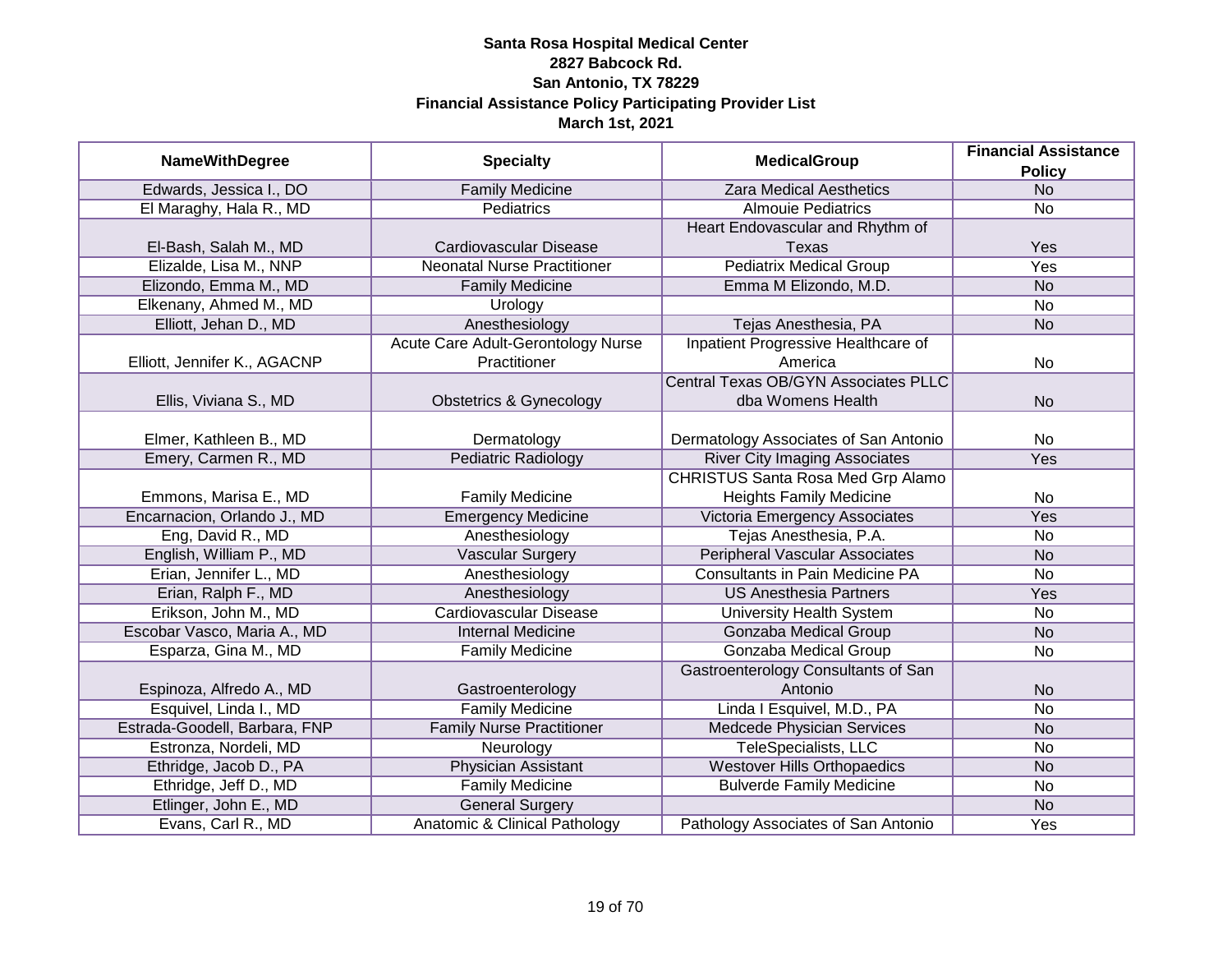**Santa Rosa Hospital Medical Center**
**2827 Babcock Rd.**
**San Antonio, TX 78229**
**Financial Assistance Policy Participating Provider List**
**March 1st, 2021**

| NameWithDegree | Specialty | MedicalGroup | Financial Assistance Policy |
|---|---|---|---|
| Edwards, Jessica I., DO | Family Medicine | Zara Medical Aesthetics | No |
| El Maraghy, Hala R., MD | Pediatrics | Almouie Pediatrics | No |
| El-Bash, Salah M., MD | Cardiovascular Disease | Heart Endovascular and Rhythm of Texas | Yes |
| Elizalde, Lisa M., NNP | Neonatal Nurse Practitioner | Pediatrix Medical Group | Yes |
| Elizondo, Emma M., MD | Family Medicine | Emma M Elizondo, M.D. | No |
| Elkenany, Ahmed M., MD | Urology | | No |
| Elliott, Jehan D., MD | Anesthesiology | Tejas Anesthesia, PA | No |
| Elliott, Jennifer K., AGACNP | Acute Care Adult-Gerontology Nurse Practitioner | Inpatient Progressive Healthcare of America | No |
| Ellis, Viviana S., MD | Obstetrics & Gynecology | Central Texas OB/GYN Associates PLLC dba Womens Health | No |
| Elmer, Kathleen B., MD | Dermatology | Dermatology Associates of San Antonio | No |
| Emery, Carmen R., MD | Pediatric Radiology | River City Imaging Associates | Yes |
| Emmons, Marisa E., MD | Family Medicine | CHRISTUS Santa Rosa Med Grp Alamo Heights Family Medicine | No |
| Encarnacion, Orlando J., MD | Emergency Medicine | Victoria Emergency Associates | Yes |
| Eng, David R., MD | Anesthesiology | Tejas Anesthesia, P.A. | No |
| English, William P., MD | Vascular Surgery | Peripheral Vascular Associates | No |
| Erian, Jennifer L., MD | Anesthesiology | Consultants in Pain Medicine PA | No |
| Erian, Ralph F., MD | Anesthesiology | US Anesthesia Partners | Yes |
| Erikson, John M., MD | Cardiovascular Disease | University Health System | No |
| Escobar Vasco, Maria A., MD | Internal Medicine | Gonzaba Medical Group | No |
| Esparza, Gina M., MD | Family Medicine | Gonzaba Medical Group | No |
| Espinoza, Alfredo A., MD | Gastroenterology | Gastroenterology Consultants of San Antonio | No |
| Esquivel, Linda I., MD | Family Medicine | Linda I Esquivel, M.D., PA | No |
| Estrada-Goodell, Barbara, FNP | Family Nurse Practitioner | Medcede Physician Services | No |
| Estronza, Nordeli, MD | Neurology | TeleSpecialists, LLC | No |
| Ethridge, Jacob D., PA | Physician Assistant | Westover Hills Orthopaedics | No |
| Ethridge, Jeff D., MD | Family Medicine | Bulverde Family Medicine | No |
| Etlinger, John E., MD | General Surgery | | No |
| Evans, Carl R., MD | Anatomic & Clinical Pathology | Pathology Associates of San Antonio | Yes |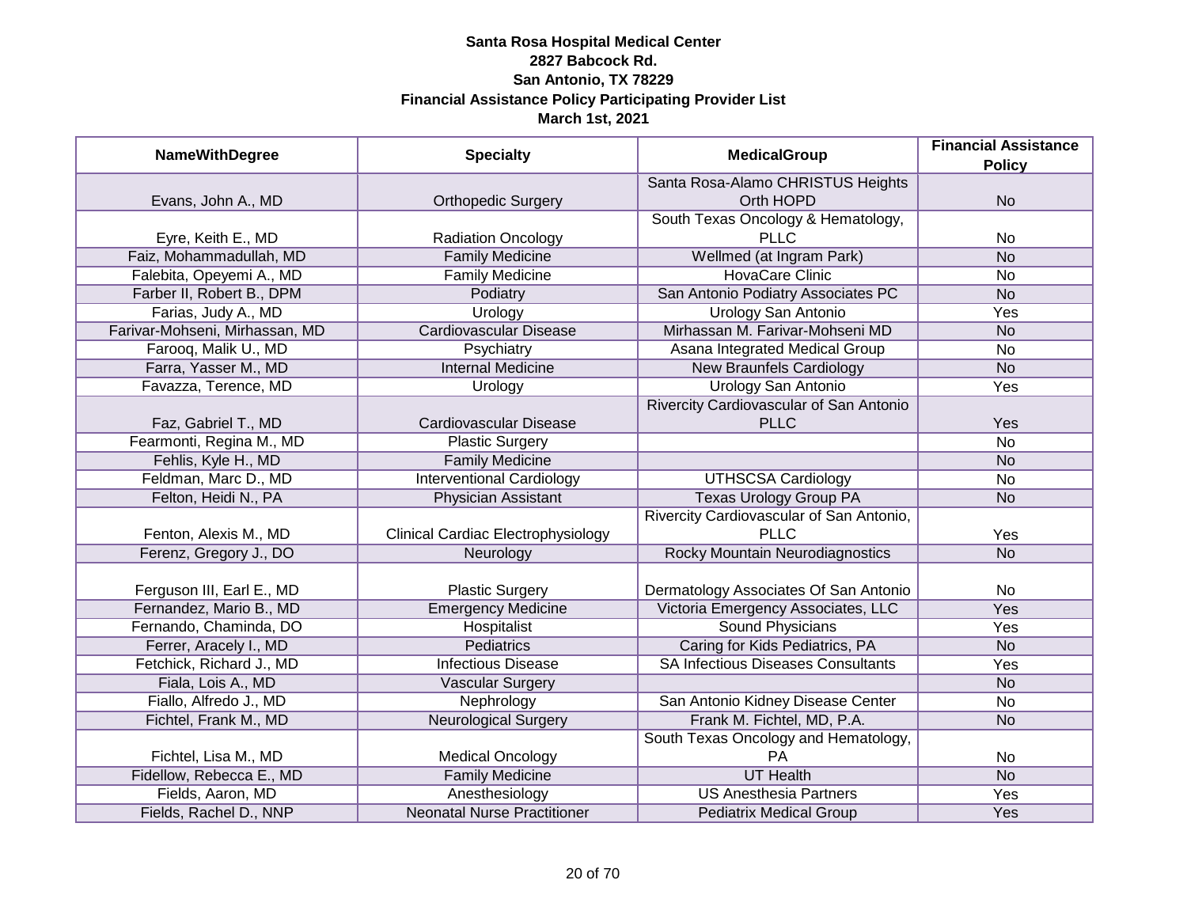**Santa Rosa Hospital Medical Center**
**2827 Babcock Rd.**
**San Antonio, TX 78229**
**Financial Assistance Policy Participating Provider List**
**March 1st, 2021**

| NameWithDegree | Specialty | MedicalGroup | Financial Assistance Policy |
|---|---|---|---|
| Evans, John A., MD | Orthopedic Surgery | Santa Rosa-Alamo CHRISTUS Heights Orth HOPD | No |
| Eyre, Keith E., MD | Radiation Oncology | South Texas Oncology & Hematology, PLLC | No |
| Faiz, Mohammadullah, MD | Family Medicine | Wellmed (at Ingram Park) | No |
| Falebita, Opeyemi A., MD | Family Medicine | HovaCare Clinic | No |
| Farber II, Robert B., DPM | Podiatry | San Antonio Podiatry Associates PC | No |
| Farias, Judy A., MD | Urology | Urology San Antonio | Yes |
| Farivar-Mohseni, Mirhassan, MD | Cardiovascular Disease | Mirhassan M. Farivar-Mohseni MD | No |
| Farooq, Malik U., MD | Psychiatry | Asana Integrated Medical Group | No |
| Farra, Yasser M., MD | Internal Medicine | New Braunfels Cardiology | No |
| Favazza, Terence, MD | Urology | Urology San Antonio | Yes |
| Faz, Gabriel T., MD | Cardiovascular Disease | Rivercity Cardiovascular of San Antonio PLLC | Yes |
| Fearmonti, Regina M., MD | Plastic Surgery | | No |
| Fehlis, Kyle H., MD | Family Medicine | | No |
| Feldman, Marc D., MD | Interventional Cardiology | UTHSCSA Cardiology | No |
| Felton, Heidi N., PA | Physician Assistant | Texas Urology Group PA | No |
| Fenton, Alexis M., MD | Clinical Cardiac Electrophysiology | Rivercity Cardiovascular of San Antonio, PLLC | Yes |
| Ferenz, Gregory J., DO | Neurology | Rocky Mountain Neurodiagnostics | No |
| Ferguson III, Earl E., MD | Plastic Surgery | Dermatology Associates Of San Antonio | No |
| Fernandez, Mario B., MD | Emergency Medicine | Victoria Emergency Associates, LLC | Yes |
| Fernando, Chaminda, DO | Hospitalist | Sound Physicians | Yes |
| Ferrer, Aracely I., MD | Pediatrics | Caring for Kids Pediatrics, PA | No |
| Fetchick, Richard J., MD | Infectious Disease | SA Infectious Diseases Consultants | Yes |
| Fiala, Lois A., MD | Vascular Surgery | | No |
| Fiallo, Alfredo J., MD | Nephrology | San Antonio Kidney Disease Center | No |
| Fichtel, Frank M., MD | Neurological Surgery | Frank M. Fichtel, MD, P.A. | No |
| Fichtel, Lisa M., MD | Medical Oncology | South Texas Oncology and Hematology, PA | No |
| Fidellow, Rebecca E., MD | Family Medicine | UT Health | No |
| Fields, Aaron, MD | Anesthesiology | US Anesthesia Partners | Yes |
| Fields, Rachel D., NNP | Neonatal Nurse Practitioner | Pediatrix Medical Group | Yes |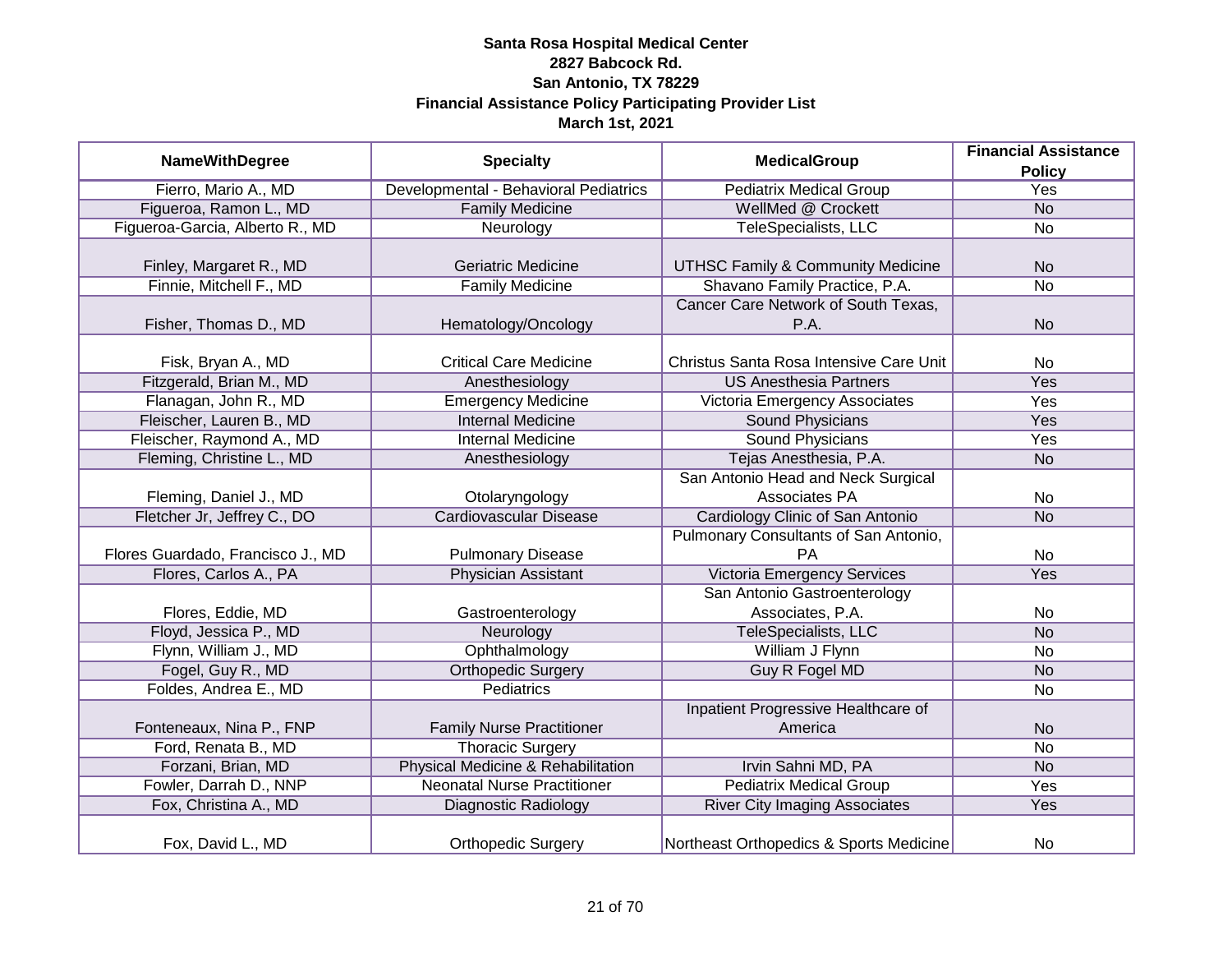**Santa Rosa Hospital Medical Center**
**2827 Babcock Rd.**
**San Antonio, TX 78229**
**Financial Assistance Policy Participating Provider List**
**March 1st, 2021**

| NameWithDegree | Specialty | MedicalGroup | Financial Assistance Policy |
|---|---|---|---|
| Fierro, Mario A., MD | Developmental - Behavioral Pediatrics | Pediatrix Medical Group | Yes |
| Figueroa, Ramon L., MD | Family Medicine | WellMed @ Crockett | No |
| Figueroa-Garcia, Alberto R., MD | Neurology | TeleSpecialists, LLC | No |
| Finley, Margaret R., MD | Geriatric Medicine | UTHSC Family & Community Medicine | No |
| Finnie, Mitchell F., MD | Family Medicine | Shavano Family Practice, P.A. | No |
| Fisher, Thomas D., MD | Hematology/Oncology | Cancer Care Network of South Texas, P.A. | No |
| Fisk, Bryan A., MD | Critical Care Medicine | Christus Santa Rosa Intensive Care Unit | No |
| Fitzgerald, Brian M., MD | Anesthesiology | US Anesthesia Partners | Yes |
| Flanagan, John R., MD | Emergency Medicine | Victoria Emergency Associates | Yes |
| Fleischer, Lauren B., MD | Internal Medicine | Sound Physicians | Yes |
| Fleischer, Raymond A., MD | Internal Medicine | Sound Physicians | Yes |
| Fleming, Christine L., MD | Anesthesiology | Tejas Anesthesia, P.A. | No |
| Fleming, Daniel J., MD | Otolaryngology | San Antonio Head and Neck Surgical Associates PA | No |
| Fletcher Jr, Jeffrey C., DO | Cardiovascular Disease | Cardiology Clinic of San Antonio | No |
| Flores Guardado, Francisco J., MD | Pulmonary Disease | Pulmonary Consultants of San Antonio, PA | No |
| Flores, Carlos A., PA | Physician Assistant | Victoria Emergency Services | Yes |
| Flores, Eddie, MD | Gastroenterology | San Antonio Gastroenterology Associates, P.A. | No |
| Floyd, Jessica P., MD | Neurology | TeleSpecialists, LLC | No |
| Flynn, William J., MD | Ophthalmology | William J Flynn | No |
| Fogel, Guy R., MD | Orthopedic Surgery | Guy R Fogel MD | No |
| Foldes, Andrea E., MD | Pediatrics | | No |
| Fonteneaux, Nina P., FNP | Family Nurse Practitioner | Inpatient Progressive Healthcare of America | No |
| Ford, Renata B., MD | Thoracic Surgery | | No |
| Forzani, Brian, MD | Physical Medicine & Rehabilitation | Irvin Sahni MD, PA | No |
| Fowler, Darrah D., NNP | Neonatal Nurse Practitioner | Pediatrix Medical Group | Yes |
| Fox, Christina A., MD | Diagnostic Radiology | River City Imaging Associates | Yes |
| Fox, David L., MD | Orthopedic Surgery | Northeast Orthopedics & Sports Medicine | No |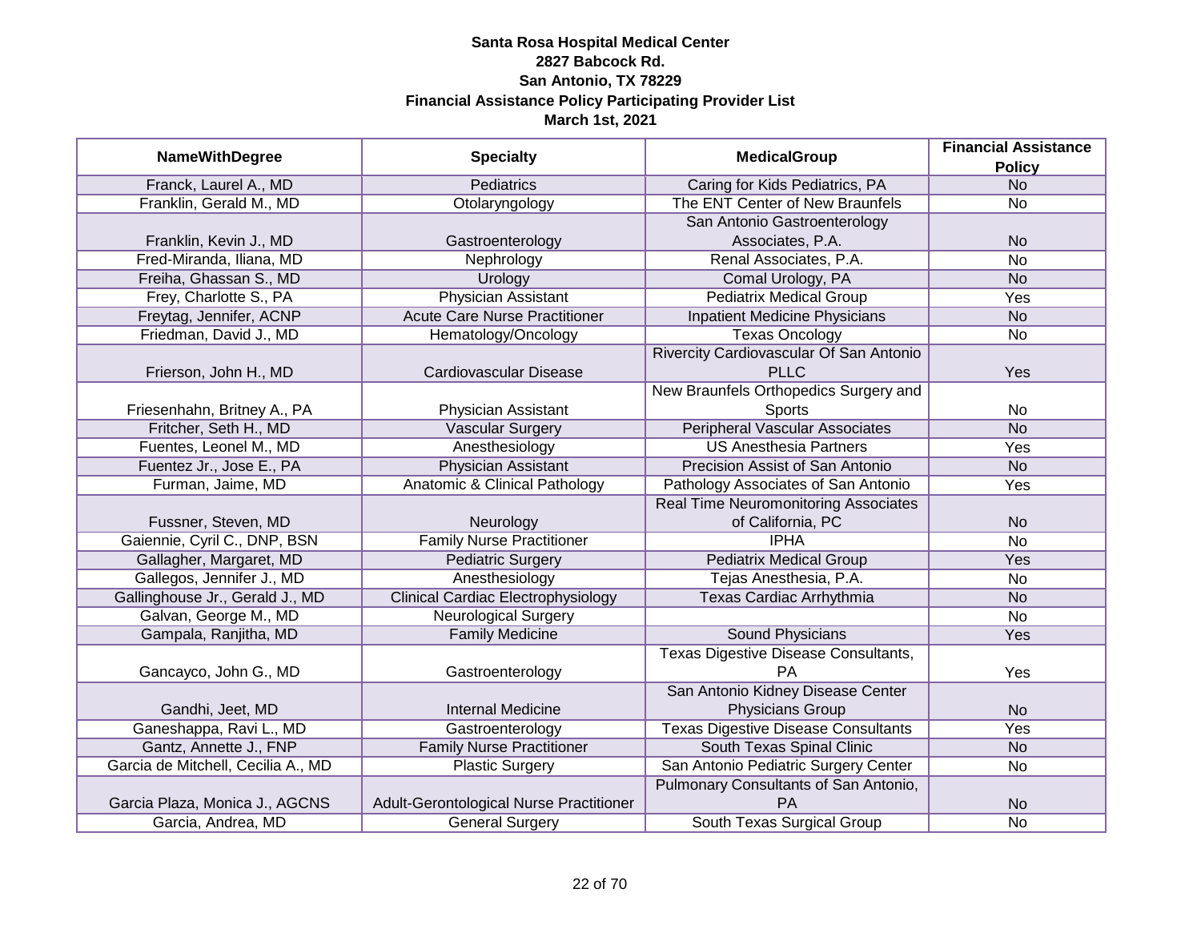**Santa Rosa Hospital Medical Center**
**2827 Babcock Rd.**
**San Antonio, TX 78229**
**Financial Assistance Policy Participating Provider List**
**March 1st, 2021**

| NameWithDegree | Specialty | MedicalGroup | Financial Assistance Policy |
|---|---|---|---|
| Franck, Laurel A., MD | Pediatrics | Caring for Kids Pediatrics, PA | No |
| Franklin, Gerald M., MD | Otolaryngology | The ENT Center of New Braunfels | No |
| Franklin, Kevin J., MD | Gastroenterology | San Antonio Gastroenterology Associates, P.A. | No |
| Fred-Miranda, Iliana, MD | Nephrology | Renal Associates, P.A. | No |
| Freiha, Ghassan S., MD | Urology | Comal Urology, PA | No |
| Frey, Charlotte S., PA | Physician Assistant | Pediatrix Medical Group | Yes |
| Freytag, Jennifer, ACNP | Acute Care Nurse Practitioner | Inpatient Medicine Physicians | No |
| Friedman, David J., MD | Hematology/Oncology | Texas Oncology | No |
| Frierson, John H., MD | Cardiovascular Disease | Rivercity Cardiovascular Of San Antonio PLLC | Yes |
| Friesenhahn, Britney A., PA | Physician Assistant | New Braunfels Orthopedics Surgery and Sports | No |
| Fritcher, Seth H., MD | Vascular Surgery | Peripheral Vascular Associates | No |
| Fuentes, Leonel M., MD | Anesthesiology | US Anesthesia Partners | Yes |
| Fuentez Jr., Jose E., PA | Physician Assistant | Precision Assist of San Antonio | No |
| Furman, Jaime, MD | Anatomic & Clinical Pathology | Pathology Associates of San Antonio | Yes |
| Fussner, Steven, MD | Neurology | Real Time Neuromonitoring Associates of California, PC | No |
| Gaiennie, Cyril C., DNP, BSN | Family Nurse Practitioner | IPHA | No |
| Gallagher, Margaret, MD | Pediatric Surgery | Pediatrix Medical Group | Yes |
| Gallegos, Jennifer J., MD | Anesthesiology | Tejas Anesthesia, P.A. | No |
| Gallinghouse Jr., Gerald J., MD | Clinical Cardiac Electrophysiology | Texas Cardiac Arrhythmia | No |
| Galvan, George M., MD | Neurological Surgery | | No |
| Gampala, Ranjitha, MD | Family Medicine | Sound Physicians | Yes |
| Gancayco, John G., MD | Gastroenterology | Texas Digestive Disease Consultants, PA | Yes |
| Gandhi, Jeet, MD | Internal Medicine | San Antonio Kidney Disease Center Physicians Group | No |
| Ganeshappa, Ravi L., MD | Gastroenterology | Texas Digestive Disease Consultants | Yes |
| Gantz, Annette J., FNP | Family Nurse Practitioner | South Texas Spinal Clinic | No |
| Garcia de Mitchell, Cecilia A., MD | Plastic Surgery | San Antonio Pediatric Surgery Center | No |
| Garcia Plaza, Monica J., AGCNS | Adult-Gerontological Nurse Practitioner | Pulmonary Consultants of San Antonio, PA | No |
| Garcia, Andrea, MD | General Surgery | South Texas Surgical Group | No |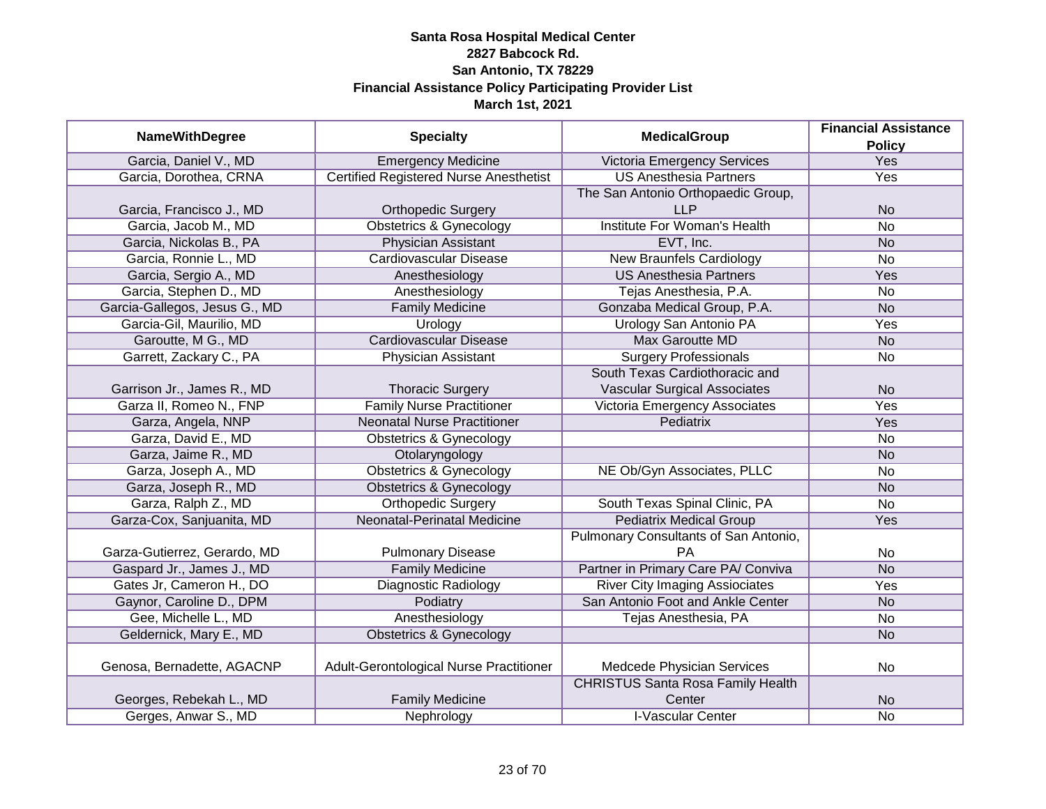**Santa Rosa Hospital Medical Center**
**2827 Babcock Rd.**
**San Antonio, TX 78229**
**Financial Assistance Policy Participating Provider List**
**March 1st, 2021**

| NameWithDegree | Specialty | MedicalGroup | Financial Assistance Policy |
|---|---|---|---|
| Garcia, Daniel V., MD | Emergency Medicine | Victoria Emergency Services | Yes |
| Garcia, Dorothea, CRNA | Certified Registered Nurse Anesthetist | US Anesthesia Partners | Yes |
| Garcia, Francisco J., MD | Orthopedic Surgery | The San Antonio Orthopaedic Group, LLP | No |
| Garcia, Jacob M., MD | Obstetrics & Gynecology | Institute For Woman's Health | No |
| Garcia, Nickolas B., PA | Physician Assistant | EVT, Inc. | No |
| Garcia, Ronnie L., MD | Cardiovascular Disease | New Braunfels Cardiology | No |
| Garcia, Sergio A., MD | Anesthesiology | US Anesthesia Partners | Yes |
| Garcia, Stephen D., MD | Anesthesiology | Tejas Anesthesia, P.A. | No |
| Garcia-Gallegos, Jesus G., MD | Family Medicine | Gonzaba Medical Group, P.A. | No |
| Garcia-Gil, Maurilio, MD | Urology | Urology San Antonio PA | Yes |
| Garoutte, M G., MD | Cardiovascular Disease | Max Garoutte MD | No |
| Garrett, Zackary C., PA | Physician Assistant | Surgery Professionals | No |
| Garrison Jr., James R., MD | Thoracic Surgery | South Texas Cardiothoracic and Vascular Surgical Associates | No |
| Garza II, Romeo N., FNP | Family Nurse Practitioner | Victoria Emergency Associates | Yes |
| Garza, Angela, NNP | Neonatal Nurse Practitioner | Pediatrix | Yes |
| Garza, David E., MD | Obstetrics & Gynecology | | No |
| Garza, Jaime R., MD | Otolaryngology | | No |
| Garza, Joseph A., MD | Obstetrics & Gynecology | NE Ob/Gyn Associates, PLLC | No |
| Garza, Joseph R., MD | Obstetrics & Gynecology | | No |
| Garza, Ralph Z., MD | Orthopedic Surgery | South Texas Spinal Clinic, PA | No |
| Garza-Cox, Sanjuanita, MD | Neonatal-Perinatal Medicine | Pediatrix Medical Group | Yes |
| Garza-Gutierrez, Gerardo, MD | Pulmonary Disease | Pulmonary Consultants of San Antonio, PA | No |
| Gaspard Jr., James J., MD | Family Medicine | Partner in Primary Care PA/ Conviva | No |
| Gates Jr, Cameron H., DO | Diagnostic Radiology | River City Imaging Assiociates | Yes |
| Gaynor, Caroline D., DPM | Podiatry | San Antonio Foot and Ankle Center | No |
| Gee, Michelle L., MD | Anesthesiology | Tejas Anesthesia, PA | No |
| Geldernick, Mary E., MD | Obstetrics & Gynecology | | No |
| Genosa, Bernadette, AGACNP | Adult-Gerontological Nurse Practitioner | Medcede Physician Services | No |
| Georges, Rebekah L., MD | Family Medicine | CHRISTUS Santa Rosa Family Health Center | No |
| Gerges, Anwar S., MD | Nephrology | I-Vascular Center | No |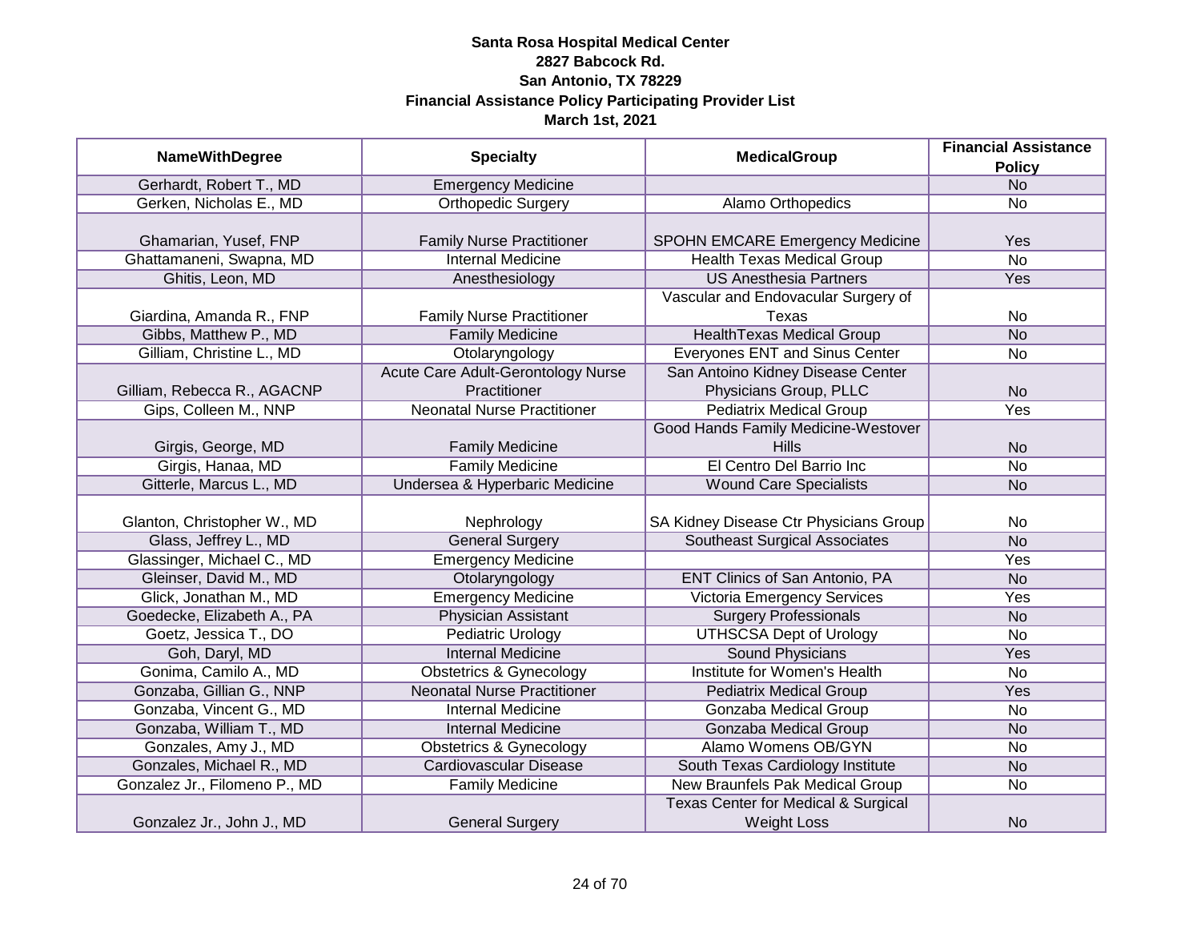**Santa Rosa Hospital Medical Center**
**2827 Babcock Rd.**
**San Antonio, TX 78229**
**Financial Assistance Policy Participating Provider List**
**March 1st, 2021**

| NameWithDegree | Specialty | MedicalGroup | Financial Assistance Policy |
|---|---|---|---|
| Gerhardt, Robert T., MD | Emergency Medicine | | No |
| Gerken, Nicholas E., MD | Orthopedic Surgery | Alamo Orthopedics | No |
| Ghamarian, Yusef, FNP | Family Nurse Practitioner | SPOHN EMCARE Emergency Medicine | Yes |
| Ghattamaneni, Swapna, MD | Internal Medicine | Health Texas Medical Group | No |
| Ghitis, Leon, MD | Anesthesiology | US Anesthesia Partners | Yes |
| Giardina, Amanda R., FNP | Family Nurse Practitioner | Vascular and Endovacular Surgery of Texas | No |
| Gibbs, Matthew P., MD | Family Medicine | HealthTexas Medical Group | No |
| Gilliam, Christine L., MD | Otolaryngology | Everyones ENT and Sinus Center | No |
| Gilliam, Rebecca R., AGACNP | Acute Care Adult-Gerontology Nurse Practitioner | San Antoino Kidney Disease Center Physicians Group, PLLC | No |
| Gips, Colleen M., NNP | Neonatal Nurse Practitioner | Pediatrix Medical Group | Yes |
| Girgis, George, MD | Family Medicine | Good Hands Family Medicine-Westover Hills | No |
| Girgis, Hanaa, MD | Family Medicine | El Centro Del Barrio Inc | No |
| Gitterle, Marcus L., MD | Undersea & Hyperbaric Medicine | Wound Care Specialists | No |
| Glanton, Christopher W., MD | Nephrology | SA Kidney Disease Ctr Physicians Group | No |
| Glass, Jeffrey L., MD | General Surgery | Southeast Surgical Associates | No |
| Glassinger, Michael C., MD | Emergency Medicine | | Yes |
| Gleinser, David M., MD | Otolaryngology | ENT Clinics of San Antonio, PA | No |
| Glick, Jonathan M., MD | Emergency Medicine | Victoria Emergency Services | Yes |
| Goedecke, Elizabeth A., PA | Physician Assistant | Surgery Professionals | No |
| Goetz, Jessica T., DO | Pediatric Urology | UTHSCSA Dept of Urology | No |
| Goh, Daryl, MD | Internal Medicine | Sound Physicians | Yes |
| Gonima, Camilo A., MD | Obstetrics & Gynecology | Institute for Women's Health | No |
| Gonzaba, Gillian G., NNP | Neonatal Nurse Practitioner | Pediatrix Medical Group | Yes |
| Gonzaba, Vincent G., MD | Internal Medicine | Gonzaba Medical Group | No |
| Gonzaba, William T., MD | Internal Medicine | Gonzaba Medical Group | No |
| Gonzales, Amy J., MD | Obstetrics & Gynecology | Alamo Womens OB/GYN | No |
| Gonzales, Michael R., MD | Cardiovascular Disease | South Texas Cardiology Institute | No |
| Gonzalez Jr., Filomeno P., MD | Family Medicine | New Braunfels Pak Medical Group | No |
| Gonzalez Jr., John J., MD | General Surgery | Texas Center for Medical & Surgical Weight Loss | No |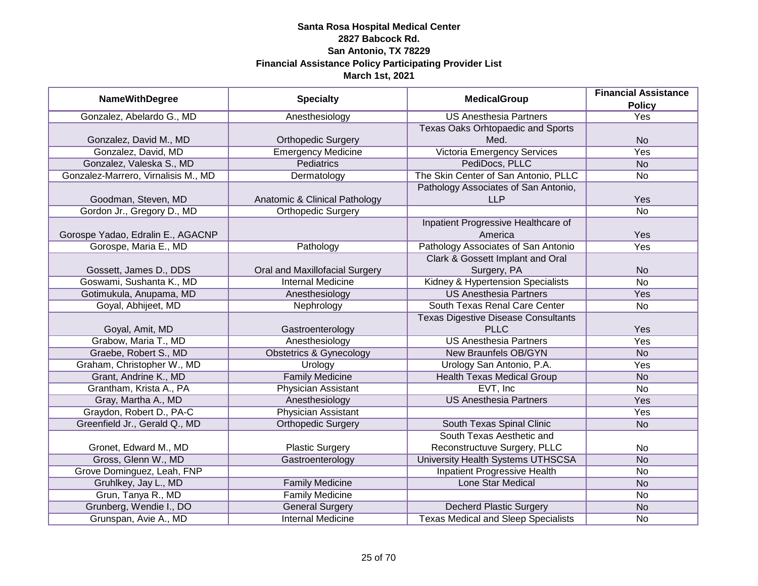**Santa Rosa Hospital Medical Center**
**2827 Babcock Rd.**
**San Antonio, TX 78229**
**Financial Assistance Policy Participating Provider List**
**March 1st, 2021**

| NameWithDegree | Specialty | MedicalGroup | Financial Assistance Policy |
|---|---|---|---|
| Gonzalez, Abelardo G., MD | Anesthesiology | US Anesthesia Partners | Yes |
| Gonzalez, David M., MD | Orthopedic Surgery | Texas Oaks Orhtopaedic and Sports Med. | No |
| Gonzalez, David, MD | Emergency Medicine | Victoria Emergency Services | Yes |
| Gonzalez, Valeska S., MD | Pediatrics | PediDocs, PLLC | No |
| Gonzalez-Marrero, Virnalisis M., MD | Dermatology | The Skin Center of San Antonio, PLLC | No |
| Goodman, Steven, MD | Anatomic & Clinical Pathology | Pathology Associates of San Antonio, LLP | Yes |
| Gordon Jr., Gregory D., MD | Orthopedic Surgery | | No |
| Gorospe Yadao, Edralin E., AGACNP | | Inpatient Progressive Healthcare of America | Yes |
| Gorospe, Maria E., MD | Pathology | Pathology Associates of San Antonio | Yes |
| Gossett, James D., DDS | Oral and Maxillofacial Surgery | Clark & Gossett Implant and Oral Surgery, PA | No |
| Goswami, Sushanta K., MD | Internal Medicine | Kidney & Hypertension Specialists | No |
| Gotimukula, Anupama, MD | Anesthesiology | US Anesthesia Partners | Yes |
| Goyal, Abhijeet, MD | Nephrology | South Texas Renal Care Center | No |
| Goyal, Amit, MD | Gastroenterology | Texas Digestive Disease Consultants PLLC | Yes |
| Grabow, Maria T., MD | Anesthesiology | US Anesthesia Partners | Yes |
| Graebe, Robert S., MD | Obstetrics & Gynecology | New Braunfels OB/GYN | No |
| Graham, Christopher W., MD | Urology | Urology San Antonio, P.A. | Yes |
| Grant, Andrine K., MD | Family Medicine | Health Texas Medical Group | No |
| Grantham, Krista A., PA | Physician Assistant | EVT, Inc | No |
| Gray, Martha A., MD | Anesthesiology | US Anesthesia Partners | Yes |
| Graydon, Robert D., PA-C | Physician Assistant | | Yes |
| Greenfield Jr., Gerald Q., MD | Orthopedic Surgery | South Texas Spinal Clinic | No |
| Gronet, Edward M., MD | Plastic Surgery | South Texas Aesthetic and Reconstructuve Surgery, PLLC | No |
| Gross, Glenn W., MD | Gastroenterology | University Health Systems UTHSCSA | No |
| Grove Dominguez, Leah, FNP | | Inpatient Progressive Health | No |
| Gruhlkey, Jay L., MD | Family Medicine | Lone Star Medical | No |
| Grun, Tanya R., MD | Family Medicine | | No |
| Grunberg, Wendie I., DO | General Surgery | Decherd Plastic Surgery | No |
| Grunspan, Avie A., MD | Internal Medicine | Texas Medical and Sleep Specialists | No |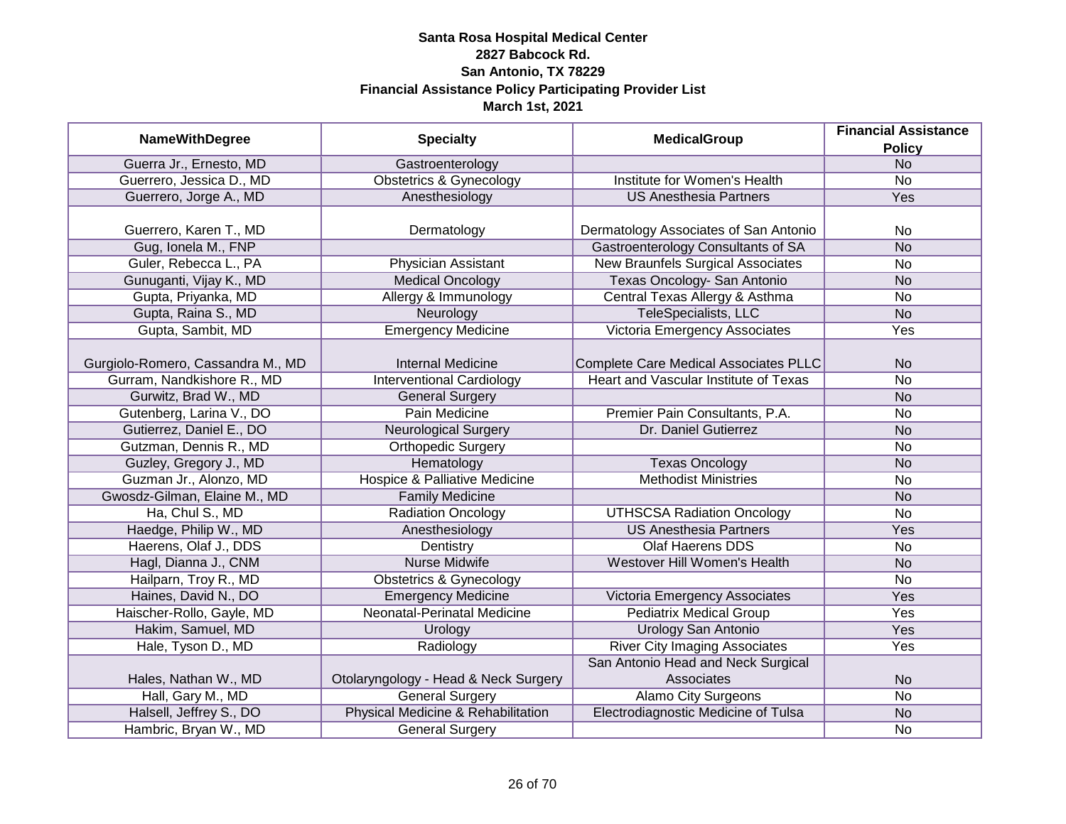**Santa Rosa Hospital Medical Center**
**2827 Babcock Rd.**
**San Antonio, TX 78229**
**Financial Assistance Policy Participating Provider List**
**March 1st, 2021**

| NameWithDegree | Specialty | MedicalGroup | Financial Assistance Policy |
|---|---|---|---|
| Guerra Jr., Ernesto, MD | Gastroenterology | | No |
| Guerrero, Jessica D., MD | Obstetrics & Gynecology | Institute for Women's Health | No |
| Guerrero, Jorge A., MD | Anesthesiology | US Anesthesia Partners | Yes |
| Guerrero, Karen T., MD | Dermatology | Dermatology Associates of San Antonio | No |
| Gug, Ionela M., FNP | | Gastroenterology Consultants of SA | No |
| Guler, Rebecca L., PA | Physician Assistant | New Braunfels Surgical Associates | No |
| Gunuganti, Vijay K., MD | Medical Oncology | Texas Oncology- San Antonio | No |
| Gupta, Priyanka, MD | Allergy & Immunology | Central Texas Allergy & Asthma | No |
| Gupta, Raina S., MD | Neurology | TeleSpecialists, LLC | No |
| Gupta, Sambit, MD | Emergency Medicine | Victoria Emergency Associates | Yes |
| Gurgiolo-Romero, Cassandra M., MD | Internal Medicine | Complete Care Medical Associates PLLC | No |
| Gurram, Nandkishore R., MD | Interventional Cardiology | Heart and Vascular Institute of Texas | No |
| Gurwitz, Brad W., MD | General Surgery | | No |
| Gutenberg, Larina V., DO | Pain Medicine | Premier Pain Consultants, P.A. | No |
| Gutierrez, Daniel E., DO | Neurological Surgery | Dr. Daniel Gutierrez | No |
| Gutzman, Dennis R., MD | Orthopedic Surgery | | No |
| Guzley, Gregory J., MD | Hematology | Texas Oncology | No |
| Guzman Jr., Alonzo, MD | Hospice & Palliative Medicine | Methodist Ministries | No |
| Gwosdz-Gilman, Elaine M., MD | Family Medicine | | No |
| Ha, Chul S., MD | Radiation Oncology | UTHSCSA Radiation Oncology | No |
| Haedge, Philip W., MD | Anesthesiology | US Anesthesia Partners | Yes |
| Haerens, Olaf J., DDS | Dentistry | Olaf Haerens DDS | No |
| Hagl, Dianna J., CNM | Nurse Midwife | Westover Hill Women's Health | No |
| Hailparn, Troy R., MD | Obstetrics & Gynecology | | No |
| Haines, David N., DO | Emergency Medicine | Victoria Emergency Associates | Yes |
| Haischer-Rollo, Gayle, MD | Neonatal-Perinatal Medicine | Pediatrix Medical Group | Yes |
| Hakim, Samuel, MD | Urology | Urology San Antonio | Yes |
| Hale, Tyson D., MD | Radiology | River City Imaging Associates | Yes |
| Hales, Nathan W., MD | Otolaryngology - Head & Neck Surgery | San Antonio Head and Neck Surgical Associates | No |
| Hall, Gary M., MD | General Surgery | Alamo City Surgeons | No |
| Halsell, Jeffrey S., DO | Physical Medicine & Rehabilitation | Electrodiagnostic Medicine of Tulsa | No |
| Hambric, Bryan W., MD | General Surgery | | No |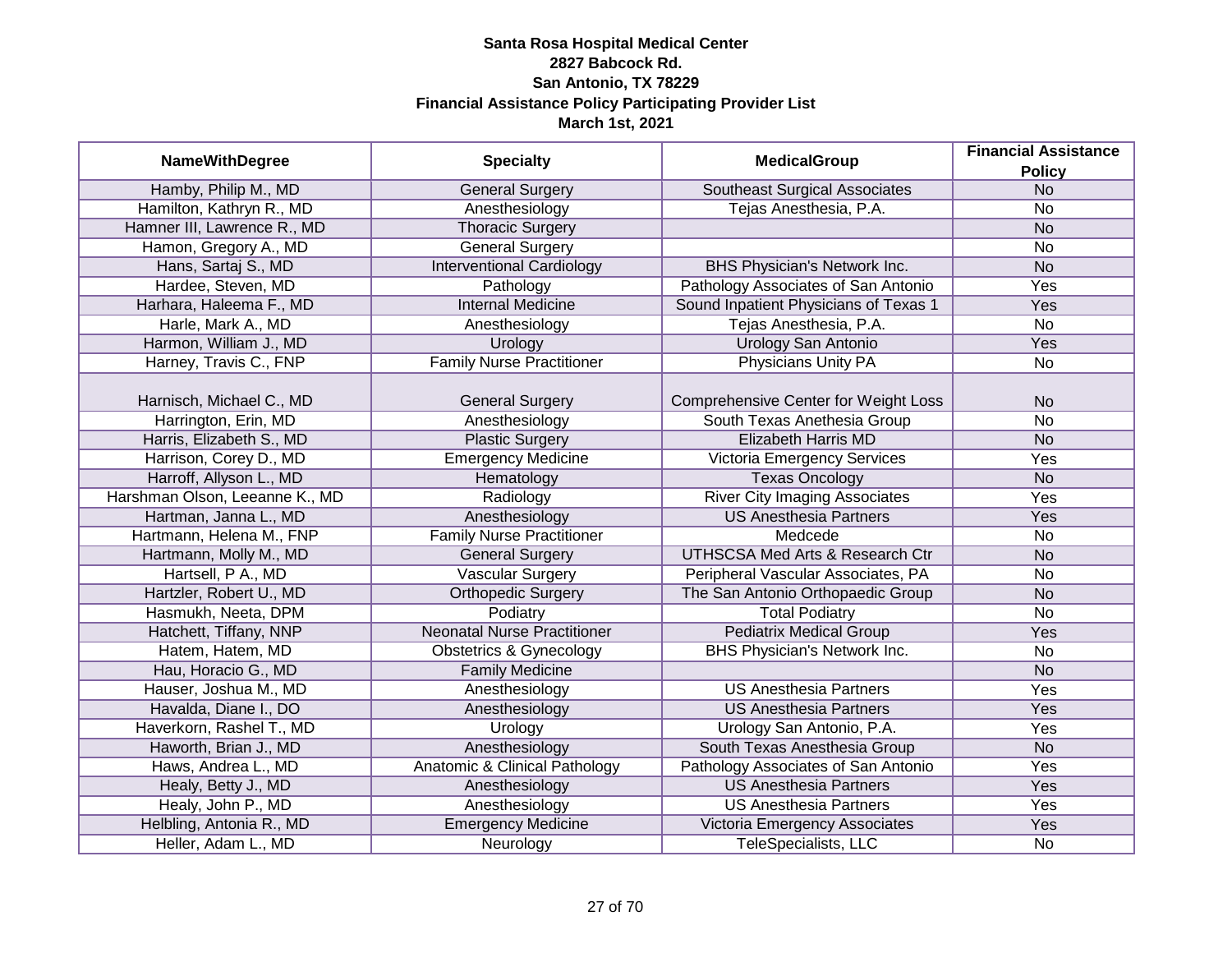**Santa Rosa Hospital Medical Center**
**2827 Babcock Rd.**
**San Antonio, TX 78229**
**Financial Assistance Policy Participating Provider List**
**March 1st, 2021**

| NameWithDegree | Specialty | MedicalGroup | Financial Assistance Policy |
|---|---|---|---|
| Hamby, Philip M., MD | General Surgery | Southeast Surgical Associates | No |
| Hamilton, Kathryn R., MD | Anesthesiology | Tejas Anesthesia, P.A. | No |
| Hamner III, Lawrence R., MD | Thoracic Surgery | | No |
| Hamon, Gregory A., MD | General Surgery | | No |
| Hans, Sartaj S., MD | Interventional Cardiology | BHS Physician's Network Inc. | No |
| Hardee, Steven, MD | Pathology | Pathology Associates of San Antonio | Yes |
| Harhara, Haleema F., MD | Internal Medicine | Sound Inpatient Physicians of Texas 1 | Yes |
| Harle, Mark A., MD | Anesthesiology | Tejas Anesthesia, P.A. | No |
| Harmon, William J., MD | Urology | Urology San Antonio | Yes |
| Harney, Travis C., FNP | Family Nurse Practitioner | Physicians Unity PA | No |
| Harnisch, Michael C., MD | General Surgery | Comprehensive Center for Weight Loss | No |
| Harrington, Erin, MD | Anesthesiology | South Texas Anethesia Group | No |
| Harris, Elizabeth S., MD | Plastic Surgery | Elizabeth Harris MD | No |
| Harrison, Corey D., MD | Emergency Medicine | Victoria Emergency Services | Yes |
| Harroff, Allyson L., MD | Hematology | Texas Oncology | No |
| Harshman Olson, Leeanne K., MD | Radiology | River City Imaging Associates | Yes |
| Hartman, Janna L., MD | Anesthesiology | US Anesthesia Partners | Yes |
| Hartmann, Helena M., FNP | Family Nurse Practitioner | Medcede | No |
| Hartmann, Molly M., MD | General Surgery | UTHSCSA Med Arts & Research Ctr | No |
| Hartsell, P A., MD | Vascular Surgery | Peripheral Vascular Associates, PA | No |
| Hartzler, Robert U., MD | Orthopedic Surgery | The San Antonio Orthopaedic Group | No |
| Hasmukh, Neeta, DPM | Podiatry | Total Podiatry | No |
| Hatchett, Tiffany, NNP | Neonatal Nurse Practitioner | Pediatrix Medical Group | Yes |
| Hatem, Hatem, MD | Obstetrics & Gynecology | BHS Physician's Network Inc. | No |
| Hau, Horacio G., MD | Family Medicine | | No |
| Hauser, Joshua M., MD | Anesthesiology | US Anesthesia Partners | Yes |
| Havalda, Diane I., DO | Anesthesiology | US Anesthesia Partners | Yes |
| Haverkorn, Rashel T., MD | Urology | Urology San Antonio, P.A. | Yes |
| Haworth, Brian J., MD | Anesthesiology | South Texas Anesthesia Group | No |
| Haws, Andrea L., MD | Anatomic & Clinical Pathology | Pathology Associates of San Antonio | Yes |
| Healy, Betty J., MD | Anesthesiology | US Anesthesia Partners | Yes |
| Healy, John P., MD | Anesthesiology | US Anesthesia Partners | Yes |
| Helbling, Antonia R., MD | Emergency Medicine | Victoria Emergency Associates | Yes |
| Heller, Adam L., MD | Neurology | TeleSpecialists, LLC | No |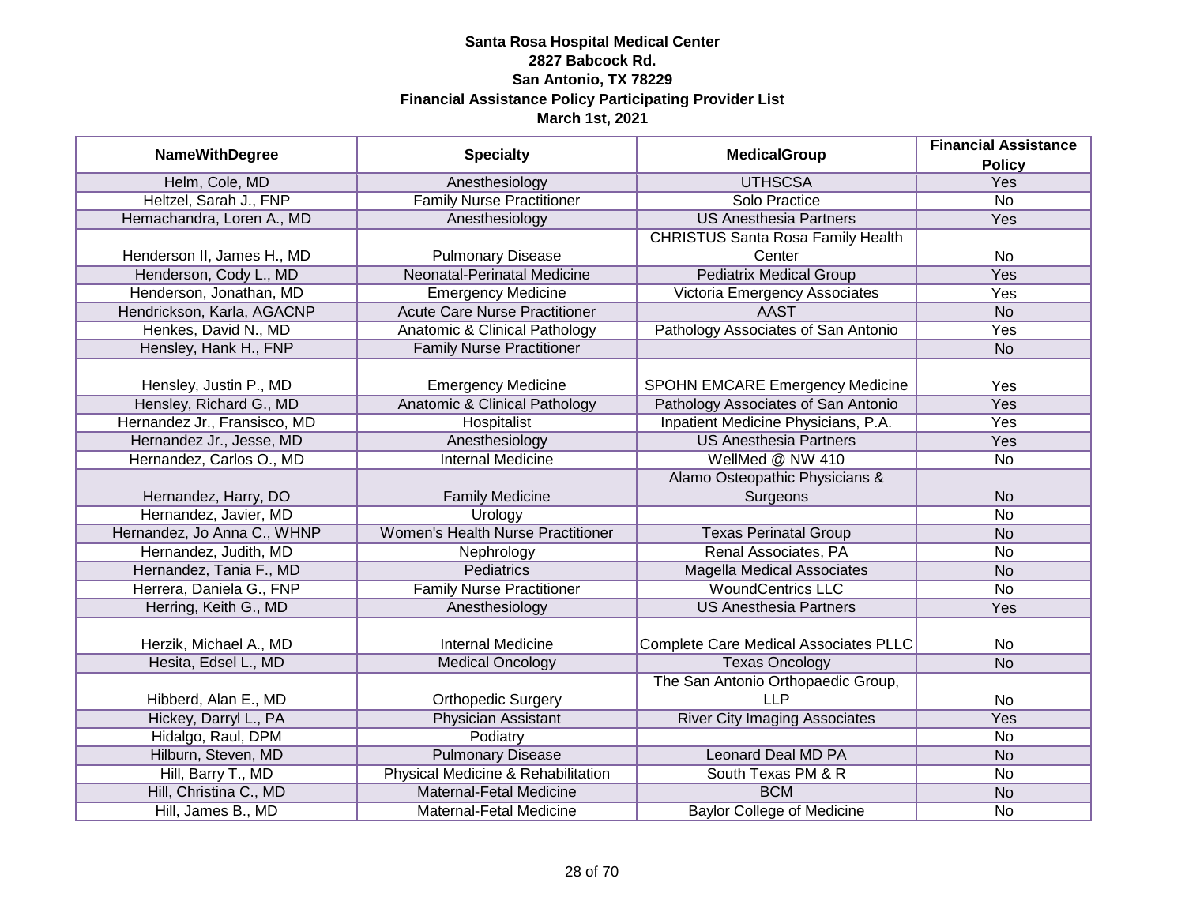# Santa Rosa Hospital Medical Center
## 2827 Babcock Rd.
## San Antonio, TX 78229
## Financial Assistance Policy Participating Provider List
## March 1st, 2021

| NameWithDegree | Specialty | MedicalGroup | Financial Assistance Policy |
|---|---|---|---|
| Helm, Cole, MD | Anesthesiology | UTHSCSA | Yes |
| Heltzel, Sarah J., FNP | Family Nurse Practitioner | Solo Practice | No |
| Hemachandra, Loren A., MD | Anesthesiology | US Anesthesia Partners | Yes |
| Henderson II, James H., MD | Pulmonary Disease | CHRISTUS Santa Rosa Family Health Center | No |
| Henderson, Cody L., MD | Neonatal-Perinatal Medicine | Pediatrix Medical Group | Yes |
| Henderson, Jonathan, MD | Emergency Medicine | Victoria Emergency Associates | Yes |
| Hendrickson, Karla, AGACNP | Acute Care Nurse Practitioner | AAST | No |
| Henkes, David N., MD | Anatomic & Clinical Pathology | Pathology Associates of San Antonio | Yes |
| Hensley, Hank H., FNP | Family Nurse Practitioner | | No |
| Hensley, Justin P., MD | Emergency Medicine | SPOHN EMCARE Emergency Medicine | Yes |
| Hensley, Richard G., MD | Anatomic & Clinical Pathology | Pathology Associates of San Antonio | Yes |
| Hernandez Jr., Fransisco, MD | Hospitalist | Inpatient Medicine Physicians, P.A. | Yes |
| Hernandez Jr., Jesse, MD | Anesthesiology | US Anesthesia Partners | Yes |
| Hernandez, Carlos O., MD | Internal Medicine | WellMed @ NW 410 | No |
| Hernandez, Harry, DO | Family Medicine | Alamo Osteopathic Physicians & Surgeons | No |
| Hernandez, Javier, MD | Urology | | No |
| Hernandez, Jo Anna C., WHNP | Women's Health Nurse Practitioner | Texas Perinatal Group | No |
| Hernandez, Judith, MD | Nephrology | Renal Associates, PA | No |
| Hernandez, Tania F., MD | Pediatrics | Magella Medical Associates | No |
| Herrera, Daniela G., FNP | Family Nurse Practitioner | WoundCentrics LLC | No |
| Herring, Keith G., MD | Anesthesiology | US Anesthesia Partners | Yes |
| Herzik, Michael A., MD | Internal Medicine | Complete Care Medical Associates PLLC | No |
| Hesita, Edsel L., MD | Medical Oncology | Texas Oncology | No |
| Hibberd, Alan E., MD | Orthopedic Surgery | The San Antonio Orthopaedic Group, LLP | No |
| Hickey, Darryl L., PA | Physician Assistant | River City Imaging Associates | Yes |
| Hidalgo, Raul, DPM | Podiatry | | No |
| Hilburn, Steven, MD | Pulmonary Disease | Leonard Deal MD PA | No |
| Hill, Barry T., MD | Physical Medicine & Rehabilitation | South Texas PM & R | No |
| Hill, Christina C., MD | Maternal-Fetal Medicine | BCM | No |
| Hill, James B., MD | Maternal-Fetal Medicine | Baylor College of Medicine | No |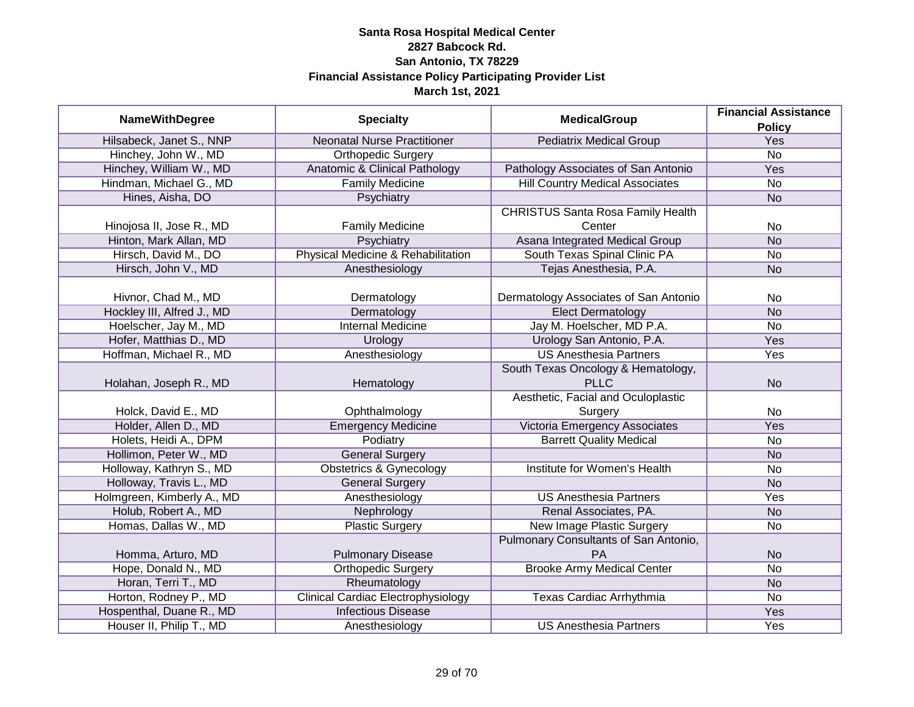**Santa Rosa Hospital Medical Center**
**2827 Babcock Rd.**
**San Antonio, TX 78229**
**Financial Assistance Policy Participating Provider List**
**March 1st, 2021**

| NameWithDegree | Specialty | MedicalGroup | Financial Assistance Policy |
|---|---|---|---|
| Hilsabeck, Janet S., NNP | Neonatal Nurse Practitioner | Pediatrix Medical Group | Yes |
| Hinchey, John W., MD | Orthopedic Surgery | | No |
| Hinchey, William W., MD | Anatomic & Clinical Pathology | Pathology Associates of San Antonio | Yes |
| Hindman, Michael G., MD | Family Medicine | Hill Country Medical Associates | No |
| Hines, Aisha, DO | Psychiatry | | No |
| Hinojosa II, Jose R., MD | Family Medicine | CHRISTUS Santa Rosa Family Health Center | No |
| Hinton, Mark Allan, MD | Psychiatry | Asana Integrated Medical Group | No |
| Hirsch, David M., DO | Physical Medicine & Rehabilitation | South Texas Spinal Clinic PA | No |
| Hirsch, John V., MD | Anesthesiology | Tejas Anesthesia, P.A. | No |
| Hivnor, Chad M., MD | Dermatology | Dermatology Associates of San Antonio | No |
| Hockley III, Alfred J., MD | Dermatology | Elect Dermatology | No |
| Hoelscher, Jay M., MD | Internal Medicine | Jay M. Hoelscher, MD P.A. | No |
| Hofer, Matthias D., MD | Urology | Urology San Antonio, P.A. | Yes |
| Hoffman, Michael R., MD | Anesthesiology | US Anesthesia Partners | Yes |
| Holahan, Joseph R., MD | Hematology | South Texas Oncology & Hematology, PLLC | No |
| Holck, David E., MD | Ophthalmology | Aesthetic, Facial and Oculoplastic Surgery | No |
| Holder, Allen D., MD | Emergency Medicine | Victoria Emergency Associates | Yes |
| Holets, Heidi A., DPM | Podiatry | Barrett Quality Medical | No |
| Hollimon, Peter W., MD | General Surgery | | No |
| Holloway, Kathryn S., MD | Obstetrics & Gynecology | Institute for Women's Health | No |
| Holloway, Travis L., MD | General Surgery | | No |
| Holmgreen, Kimberly A., MD | Anesthesiology | US Anesthesia Partners | Yes |
| Holub, Robert A., MD | Nephrology | Renal Associates, PA. | No |
| Homas, Dallas W., MD | Plastic Surgery | New Image Plastic Surgery | No |
| Homma, Arturo, MD | Pulmonary Disease | Pulmonary Consultants of San Antonio, PA | No |
| Hope, Donald N., MD | Orthopedic Surgery | Brooke Army Medical Center | No |
| Horan, Terri T., MD | Rheumatology | | No |
| Horton, Rodney P., MD | Clinical Cardiac Electrophysiology | Texas Cardiac Arrhythmia | No |
| Hospenthal, Duane R., MD | Infectious Disease | | Yes |
| Houser II, Philip T., MD | Anesthesiology | US Anesthesia Partners | Yes |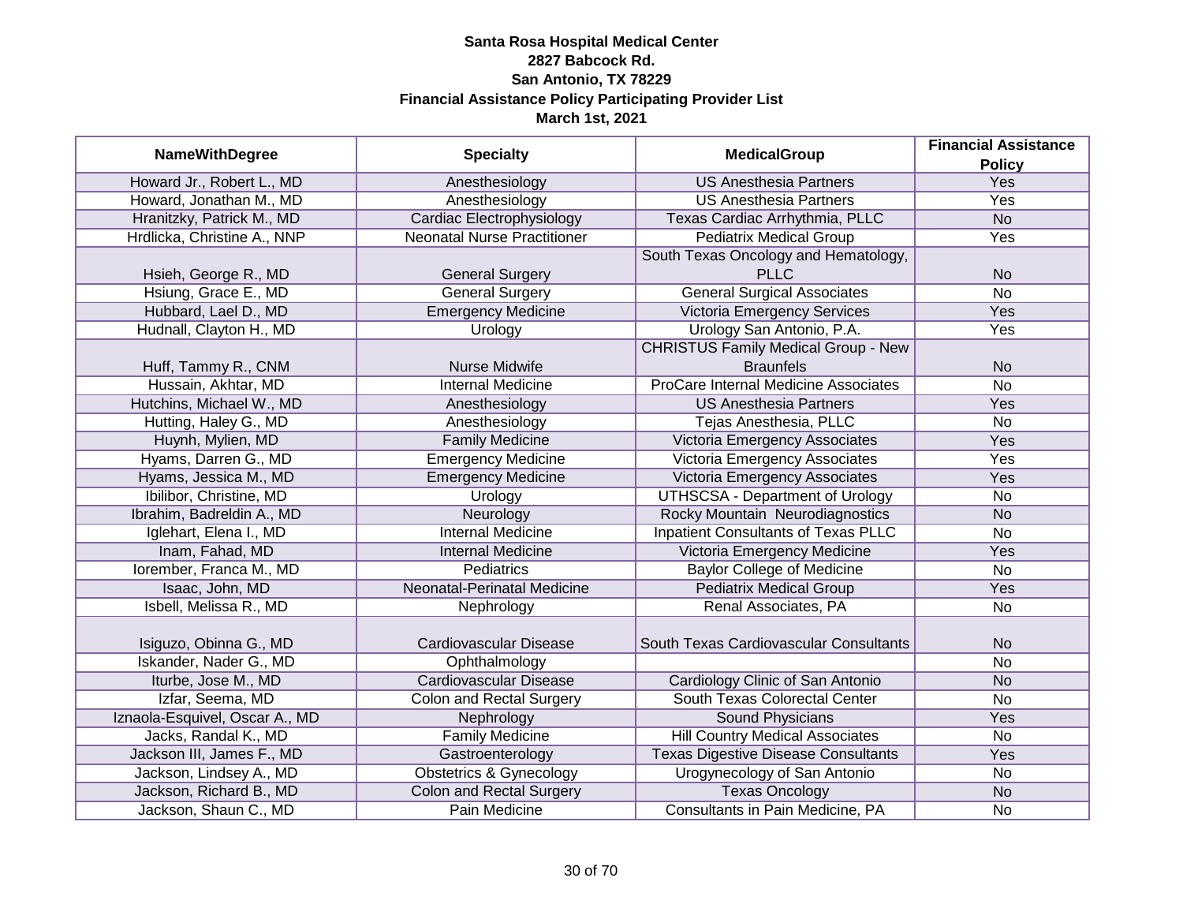**Santa Rosa Hospital Medical Center**
**2827 Babcock Rd.**
**San Antonio, TX 78229**
**Financial Assistance Policy Participating Provider List**
**March 1st, 2021**

| NameWithDegree | Specialty | MedicalGroup | Financial Assistance Policy |
|---|---|---|---|
| Howard Jr., Robert L., MD | Anesthesiology | US Anesthesia Partners | Yes |
| Howard, Jonathan M., MD | Anesthesiology | US Anesthesia Partners | Yes |
| Hranitzky, Patrick M., MD | Cardiac Electrophysiology | Texas Cardiac Arrhythmia, PLLC | No |
| Hrdlicka, Christine A., NNP | Neonatal Nurse Practitioner | Pediatrix Medical Group | Yes |
| Hsieh, George R., MD | General Surgery | South Texas Oncology and Hematology, PLLC | No |
| Hsiung, Grace E., MD | General Surgery | General Surgical Associates | No |
| Hubbard, Lael D., MD | Emergency Medicine | Victoria Emergency Services | Yes |
| Hudnall, Clayton H., MD | Urology | Urology San Antonio, P.A. | Yes |
| Huff, Tammy R., CNM | Nurse Midwife | CHRISTUS Family Medical Group - New Braunfels | No |
| Hussain, Akhtar, MD | Internal Medicine | ProCare Internal Medicine Associates | No |
| Hutchins, Michael W., MD | Anesthesiology | US Anesthesia Partners | Yes |
| Hutting, Haley G., MD | Anesthesiology | Tejas Anesthesia, PLLC | No |
| Huynh, Mylien, MD | Family Medicine | Victoria Emergency Associates | Yes |
| Hyams, Darren G., MD | Emergency Medicine | Victoria Emergency Associates | Yes |
| Hyams, Jessica M., MD | Emergency Medicine | Victoria Emergency Associates | Yes |
| Ibilibor, Christine, MD | Urology | UTHSCSA - Department of Urology | No |
| Ibrahim, Badreldin A., MD | Neurology | Rocky Mountain Neurodiagnostics | No |
| Iglehart, Elena I., MD | Internal Medicine | Inpatient Consultants of Texas PLLC | No |
| Inam, Fahad, MD | Internal Medicine | Victoria Emergency Medicine | Yes |
| Iorember, Franca M., MD | Pediatrics | Baylor College of Medicine | No |
| Isaac, John, MD | Neonatal-Perinatal Medicine | Pediatrix Medical Group | Yes |
| Isbell, Melissa R., MD | Nephrology | Renal Associates, PA | No |
| Isiguzo, Obinna G., MD | Cardiovascular Disease | South Texas Cardiovascular Consultants | No |
| Iskander, Nader G., MD | Ophthalmology | | No |
| Iturbe, Jose M., MD | Cardiovascular Disease | Cardiology Clinic of San Antonio | No |
| Izfar, Seema, MD | Colon and Rectal Surgery | South Texas Colorectal Center | No |
| Iznaola-Esquivel, Oscar A., MD | Nephrology | Sound Physicians | Yes |
| Jacks, Randal K., MD | Family Medicine | Hill Country Medical Associates | No |
| Jackson III, James F., MD | Gastroenterology | Texas Digestive Disease Consultants | Yes |
| Jackson, Lindsey A., MD | Obstetrics & Gynecology | Urogynecology of San Antonio | No |
| Jackson, Richard B., MD | Colon and Rectal Surgery | Texas Oncology | No |
| Jackson, Shaun C., MD | Pain Medicine | Consultants in Pain Medicine, PA | No |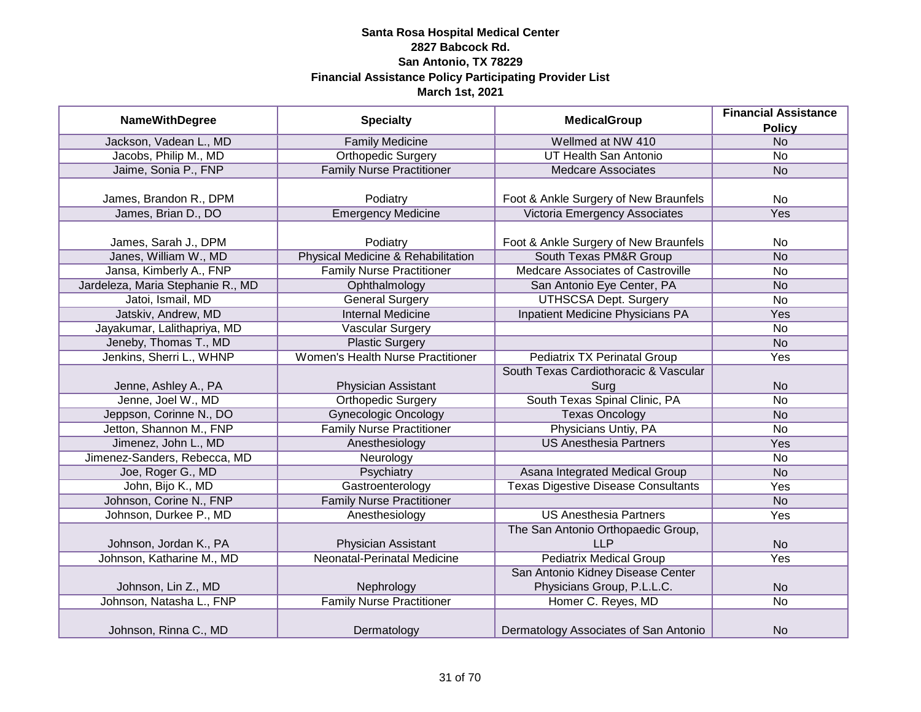**Santa Rosa Hospital Medical Center**
**2827 Babcock Rd.**
**San Antonio, TX 78229**
**Financial Assistance Policy Participating Provider List**
**March 1st, 2021**

| NameWithDegree | Specialty | MedicalGroup | Financial Assistance Policy |
|---|---|---|---|
| Jackson, Vadean L., MD | Family Medicine | Wellmed at NW 410 | No |
| Jacobs, Philip M., MD | Orthopedic Surgery | UT Health San Antonio | No |
| Jaime, Sonia P., FNP | Family Nurse Practitioner | Medcare Associates | No |
| James, Brandon R., DPM | Podiatry | Foot & Ankle Surgery of New Braunfels | No |
| James, Brian D., DO | Emergency Medicine | Victoria Emergency Associates | Yes |
| James, Sarah J., DPM | Podiatry | Foot & Ankle Surgery of New Braunfels | No |
| Janes, William W., MD | Physical Medicine & Rehabilitation | South Texas PM&R Group | No |
| Jansa, Kimberly A., FNP | Family Nurse Practitioner | Medcare Associates of Castroville | No |
| Jardeleza, Maria Stephanie R., MD | Ophthalmology | San Antonio Eye Center, PA | No |
| Jatoi, Ismail, MD | General Surgery | UTHSCSA Dept. Surgery | No |
| Jatskiv, Andrew, MD | Internal Medicine | Inpatient Medicine Physicians PA | Yes |
| Jayakumar, Lalithapriya, MD | Vascular Surgery | | No |
| Jeneby, Thomas T., MD | Plastic Surgery | | No |
| Jenkins, Sherri L., WHNP | Women's Health Nurse Practitioner | Pediatrix TX Perinatal Group | Yes |
| Jenne, Ashley A., PA | Physician Assistant | South Texas Cardiothoracic & Vascular Surg | No |
| Jenne, Joel W., MD | Orthopedic Surgery | South Texas Spinal Clinic, PA | No |
| Jeppson, Corinne N., DO | Gynecologic Oncology | Texas Oncology | No |
| Jetton, Shannon M., FNP | Family Nurse Practitioner | Physicians Untiy, PA | No |
| Jimenez, John L., MD | Anesthesiology | US Anesthesia Partners | Yes |
| Jimenez-Sanders, Rebecca, MD | Neurology | | No |
| Joe, Roger G., MD | Psychiatry | Asana Integrated Medical Group | No |
| John, Bijo K., MD | Gastroenterology | Texas Digestive Disease Consultants | Yes |
| Johnson, Corine N., FNP | Family Nurse Practitioner | | No |
| Johnson, Durkee P., MD | Anesthesiology | US Anesthesia Partners | Yes |
| Johnson, Jordan K., PA | Physician Assistant | The San Antonio Orthopaedic Group, LLP | No |
| Johnson, Katharine M., MD | Neonatal-Perinatal Medicine | Pediatrix Medical Group | Yes |
| Johnson, Lin Z., MD | Nephrology | San Antonio Kidney Disease Center Physicians Group, P.L.L.C. | No |
| Johnson, Natasha L., FNP | Family Nurse Practitioner | Homer C. Reyes, MD | No |
| Johnson, Rinna C., MD | Dermatology | Dermatology Associates of San Antonio | No |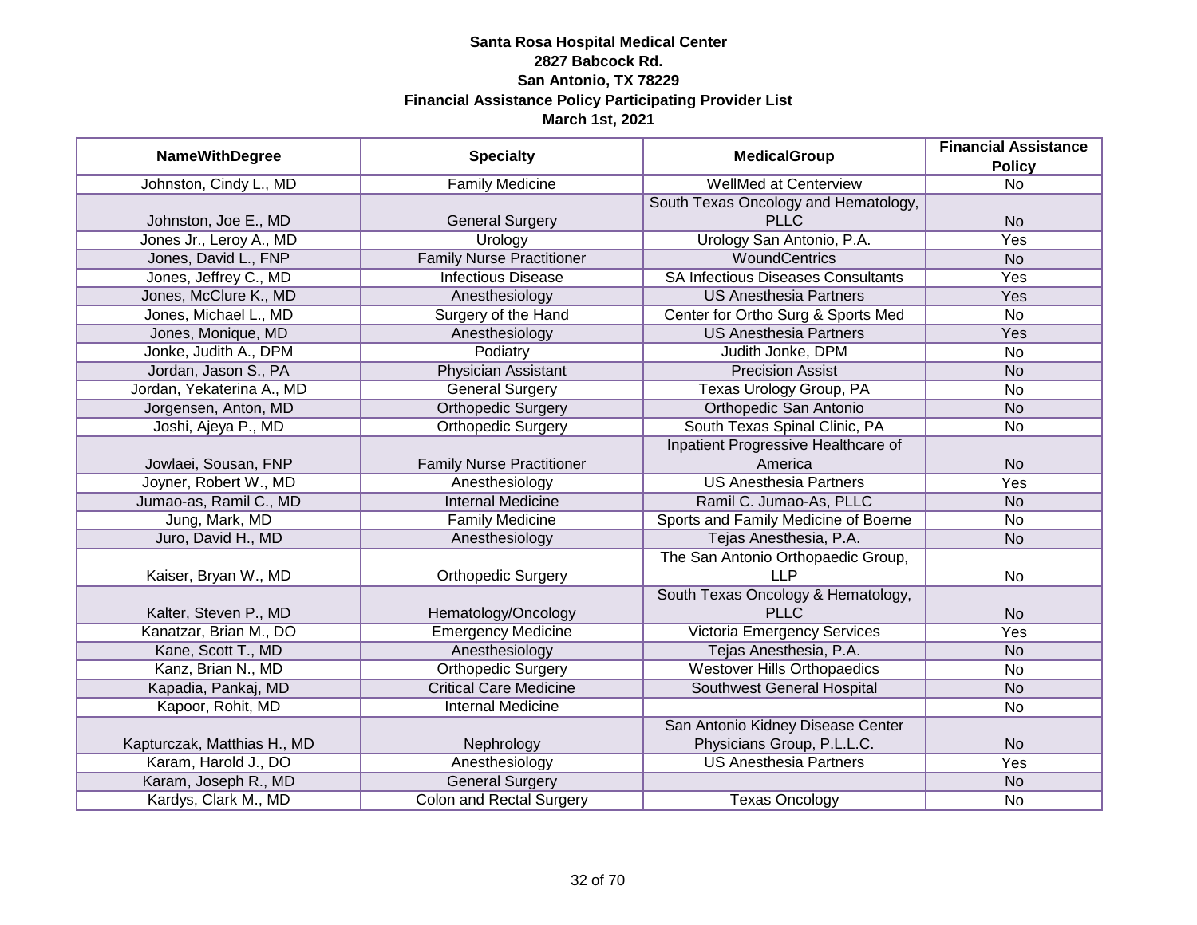**Santa Rosa Hospital Medical Center**
**2827 Babcock Rd.**
**San Antonio, TX 78229**
**Financial Assistance Policy Participating Provider List**
**March 1st, 2021**

| NameWithDegree | Specialty | MedicalGroup | Financial Assistance Policy |
|---|---|---|---|
| Johnston, Cindy L., MD | Family Medicine | WellMed at Centerview | No |
| Johnston, Joe E., MD | General Surgery | South Texas Oncology and Hematology, PLLC | No |
| Jones Jr., Leroy A., MD | Urology | Urology San Antonio, P.A. | Yes |
| Jones, David L., FNP | Family Nurse Practitioner | WoundCentrics | No |
| Jones, Jeffrey C., MD | Infectious Disease | SA Infectious Diseases Consultants | Yes |
| Jones, McClure K., MD | Anesthesiology | US Anesthesia Partners | Yes |
| Jones, Michael L., MD | Surgery of the Hand | Center for Ortho Surg & Sports Med | No |
| Jones, Monique, MD | Anesthesiology | US Anesthesia Partners | Yes |
| Jonke, Judith A., DPM | Podiatry | Judith Jonke, DPM | No |
| Jordan, Jason S., PA | Physician Assistant | Precision Assist | No |
| Jordan, Yekaterina A., MD | General Surgery | Texas Urology Group, PA | No |
| Jorgensen, Anton, MD | Orthopedic Surgery | Orthopedic San Antonio | No |
| Joshi, Ajeya P., MD | Orthopedic Surgery | South Texas Spinal Clinic, PA | No |
| Jowlaei, Sousan, FNP | Family Nurse Practitioner | Inpatient Progressive Healthcare of America | No |
| Joyner, Robert W., MD | Anesthesiology | US Anesthesia Partners | Yes |
| Jumao-as, Ramil C., MD | Internal Medicine | Ramil C. Jumao-As, PLLC | No |
| Jung, Mark, MD | Family Medicine | Sports and Family Medicine of Boerne | No |
| Juro, David H., MD | Anesthesiology | Tejas Anesthesia, P.A. | No |
| Kaiser, Bryan W., MD | Orthopedic Surgery | The San Antonio Orthopaedic Group, LLP | No |
| Kalter, Steven P., MD | Hematology/Oncology | South Texas Oncology & Hematology, PLLC | No |
| Kanatzar, Brian M., DO | Emergency Medicine | Victoria Emergency Services | Yes |
| Kane, Scott T., MD | Anesthesiology | Tejas Anesthesia, P.A. | No |
| Kanz, Brian N., MD | Orthopedic Surgery | Westover Hills Orthopaedics | No |
| Kapadia, Pankaj, MD | Critical Care Medicine | Southwest General Hospital | No |
| Kapoor, Rohit, MD | Internal Medicine | | No |
| Kapturczak, Matthias H., MD | Nephrology | San Antonio Kidney Disease Center Physicians Group, P.L.L.C. | No |
| Karam, Harold J., DO | Anesthesiology | US Anesthesia Partners | Yes |
| Karam, Joseph R., MD | General Surgery | | No |
| Kardys, Clark M., MD | Colon and Rectal Surgery | Texas Oncology | No |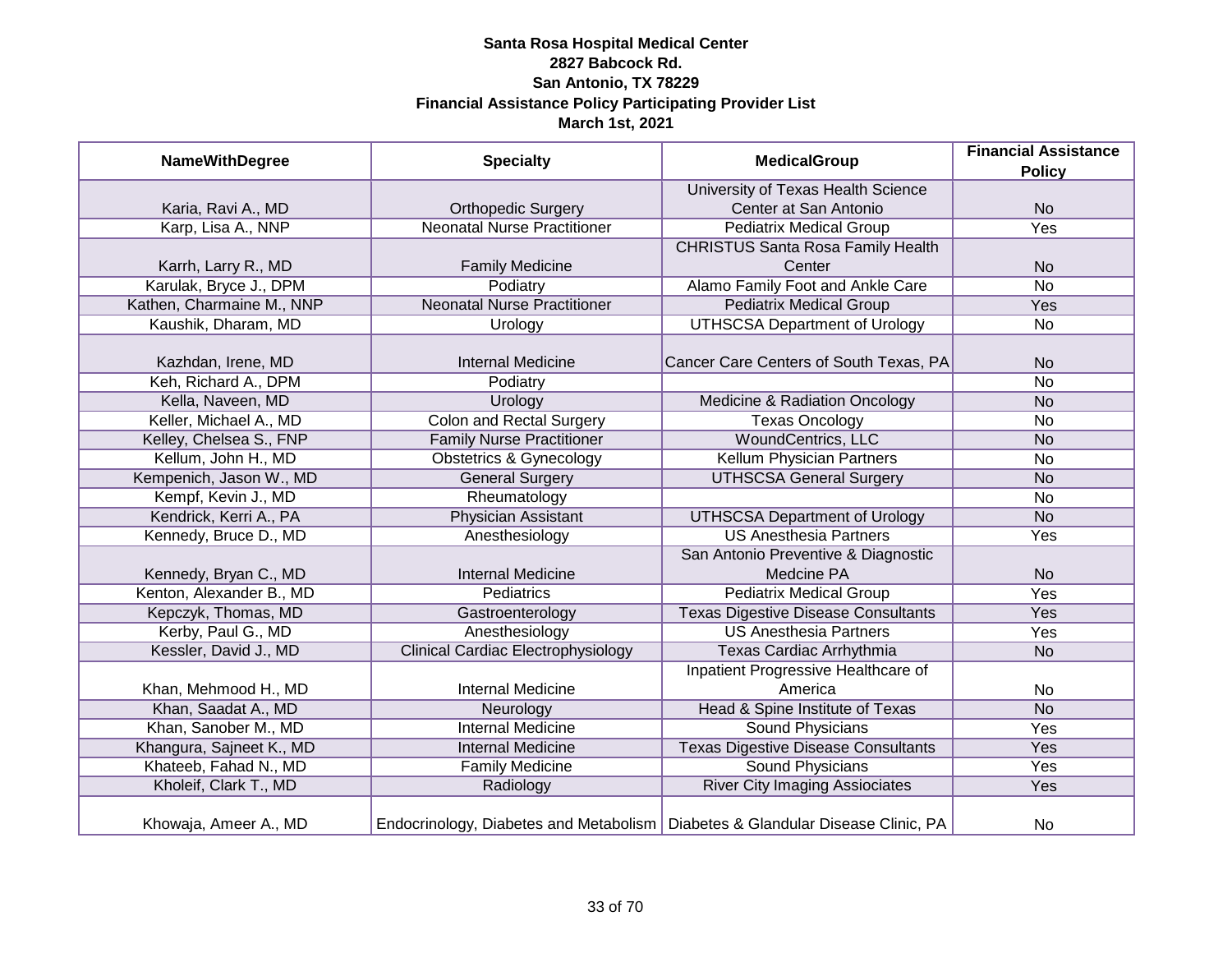**Santa Rosa Hospital Medical Center**
**2827 Babcock Rd.**
**San Antonio, TX 78229**
**Financial Assistance Policy Participating Provider List**
**March 1st, 2021**

| NameWithDegree | Specialty | MedicalGroup | Financial Assistance Policy |
|---|---|---|---|
| Karia, Ravi A., MD | Orthopedic Surgery | University of Texas Health Science Center at San Antonio | No |
| Karp, Lisa A., NNP | Neonatal Nurse Practitioner | Pediatrix Medical Group | Yes |
| Karrh, Larry R., MD | Family Medicine | CHRISTUS Santa Rosa Family Health Center | No |
| Karulak, Bryce J., DPM | Podiatry | Alamo Family Foot and Ankle Care | No |
| Kathen, Charmaine M., NNP | Neonatal Nurse Practitioner | Pediatrix Medical Group | Yes |
| Kaushik, Dharam, MD | Urology | UTHSCSA Department of Urology | No |
| Kazhdan, Irene, MD | Internal Medicine | Cancer Care Centers of South Texas, PA | No |
| Keh, Richard A., DPM | Podiatry | | No |
| Kella, Naveen, MD | Urology | Medicine & Radiation Oncology | No |
| Keller, Michael A., MD | Colon and Rectal Surgery | Texas Oncology | No |
| Kelley, Chelsea S., FNP | Family Nurse Practitioner | WoundCentrics, LLC | No |
| Kellum, John H., MD | Obstetrics & Gynecology | Kellum Physician Partners | No |
| Kempenich, Jason W., MD | General Surgery | UTHSCSA General Surgery | No |
| Kempf, Kevin J., MD | Rheumatology | | No |
| Kendrick, Kerri A., PA | Physician Assistant | UTHSCSA Department of Urology | No |
| Kennedy, Bruce D., MD | Anesthesiology | US Anesthesia Partners | Yes |
| Kennedy, Bryan C., MD | Internal Medicine | San Antonio Preventive & Diagnostic Medcine PA | No |
| Kenton, Alexander B., MD | Pediatrics | Pediatrix Medical Group | Yes |
| Kepczyk, Thomas, MD | Gastroenterology | Texas Digestive Disease Consultants | Yes |
| Kerby, Paul G., MD | Anesthesiology | US Anesthesia Partners | Yes |
| Kessler, David J., MD | Clinical Cardiac Electrophysiology | Texas Cardiac Arrhythmia | No |
| Khan, Mehmood H., MD | Internal Medicine | Inpatient Progressive Healthcare of America | No |
| Khan, Saadat A., MD | Neurology | Head & Spine Institute of Texas | No |
| Khan, Sanober M., MD | Internal Medicine | Sound Physicians | Yes |
| Khangura, Sajneet K., MD | Internal Medicine | Texas Digestive Disease Consultants | Yes |
| Khateeb, Fahad N., MD | Family Medicine | Sound Physicians | Yes |
| Kholeif, Clark T., MD | Radiology | River City Imaging Assiociates | Yes |
| Khowaja, Ameer A., MD | Endocrinology, Diabetes and Metabolism | Diabetes & Glandular Disease Clinic, PA | No |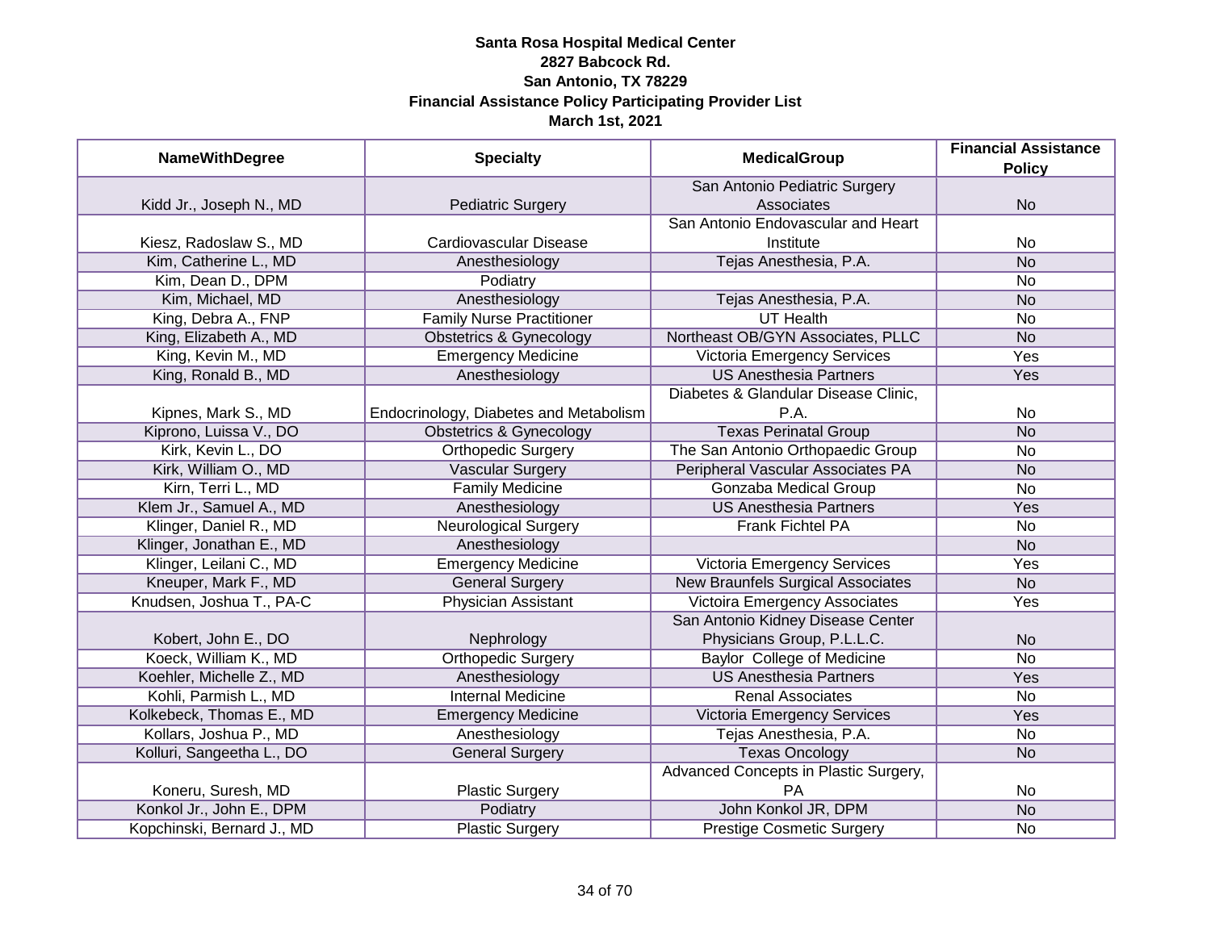# Santa Rosa Hospital Medical Center
## 2827 Babcock Rd.
## San Antonio, TX 78229
## Financial Assistance Policy Participating Provider List
## March 1st, 2021

| NameWithDegree | Specialty | MedicalGroup | Financial Assistance Policy |
|---|---|---|---|
| Kidd Jr., Joseph N., MD | Pediatric Surgery | San Antonio Pediatric Surgery Associates | No |
| Kiesz, Radoslaw S., MD | Cardiovascular Disease | San Antonio Endovascular and Heart Institute | No |
| Kim, Catherine L., MD | Anesthesiology | Tejas Anesthesia, P.A. | No |
| Kim, Dean D., DPM | Podiatry | | No |
| Kim, Michael, MD | Anesthesiology | Tejas Anesthesia, P.A. | No |
| King, Debra A., FNP | Family Nurse Practitioner | UT Health | No |
| King, Elizabeth A., MD | Obstetrics & Gynecology | Northeast OB/GYN Associates, PLLC | No |
| King, Kevin M., MD | Emergency Medicine | Victoria Emergency Services | Yes |
| King, Ronald B., MD | Anesthesiology | US Anesthesia Partners | Yes |
| Kipnes, Mark S., MD | Endocrinology, Diabetes and Metabolism | Diabetes & Glandular Disease Clinic, P.A. | No |
| Kiprono, Luissa V., DO | Obstetrics & Gynecology | Texas Perinatal Group | No |
| Kirk, Kevin L., DO | Orthopedic Surgery | The San Antonio Orthopaedic Group | No |
| Kirk, William O., MD | Vascular Surgery | Peripheral Vascular Associates PA | No |
| Kirn, Terri L., MD | Family Medicine | Gonzaba Medical Group | No |
| Klem Jr., Samuel A., MD | Anesthesiology | US Anesthesia Partners | Yes |
| Klinger, Daniel R., MD | Neurological Surgery | Frank Fichtel PA | No |
| Klinger, Jonathan E., MD | Anesthesiology | | No |
| Klinger, Leilani C., MD | Emergency Medicine | Victoria Emergency Services | Yes |
| Kneuper, Mark F., MD | General Surgery | New Braunfels Surgical Associates | No |
| Knudsen, Joshua T., PA-C | Physician Assistant | Victoira Emergency Associates | Yes |
| Kobert, John E., DO | Nephrology | San Antonio Kidney Disease Center Physicians Group, P.L.L.C. | No |
| Koeck, William K., MD | Orthopedic Surgery | Baylor College of Medicine | No |
| Koehler, Michelle Z., MD | Anesthesiology | US Anesthesia Partners | Yes |
| Kohli, Parmish L., MD | Internal Medicine | Renal Associates | No |
| Kolkebeck, Thomas E., MD | Emergency Medicine | Victoria Emergency Services | Yes |
| Kollars, Joshua P., MD | Anesthesiology | Tejas Anesthesia, P.A. | No |
| Kolluri, Sangeetha L., DO | General Surgery | Texas Oncology | No |
| Koneru, Suresh, MD | Plastic Surgery | Advanced Concepts in Plastic Surgery, PA | No |
| Konkol Jr., John E., DPM | Podiatry | John Konkol JR, DPM | No |
| Kopchinski, Bernard J., MD | Plastic Surgery | Prestige Cosmetic Surgery | No |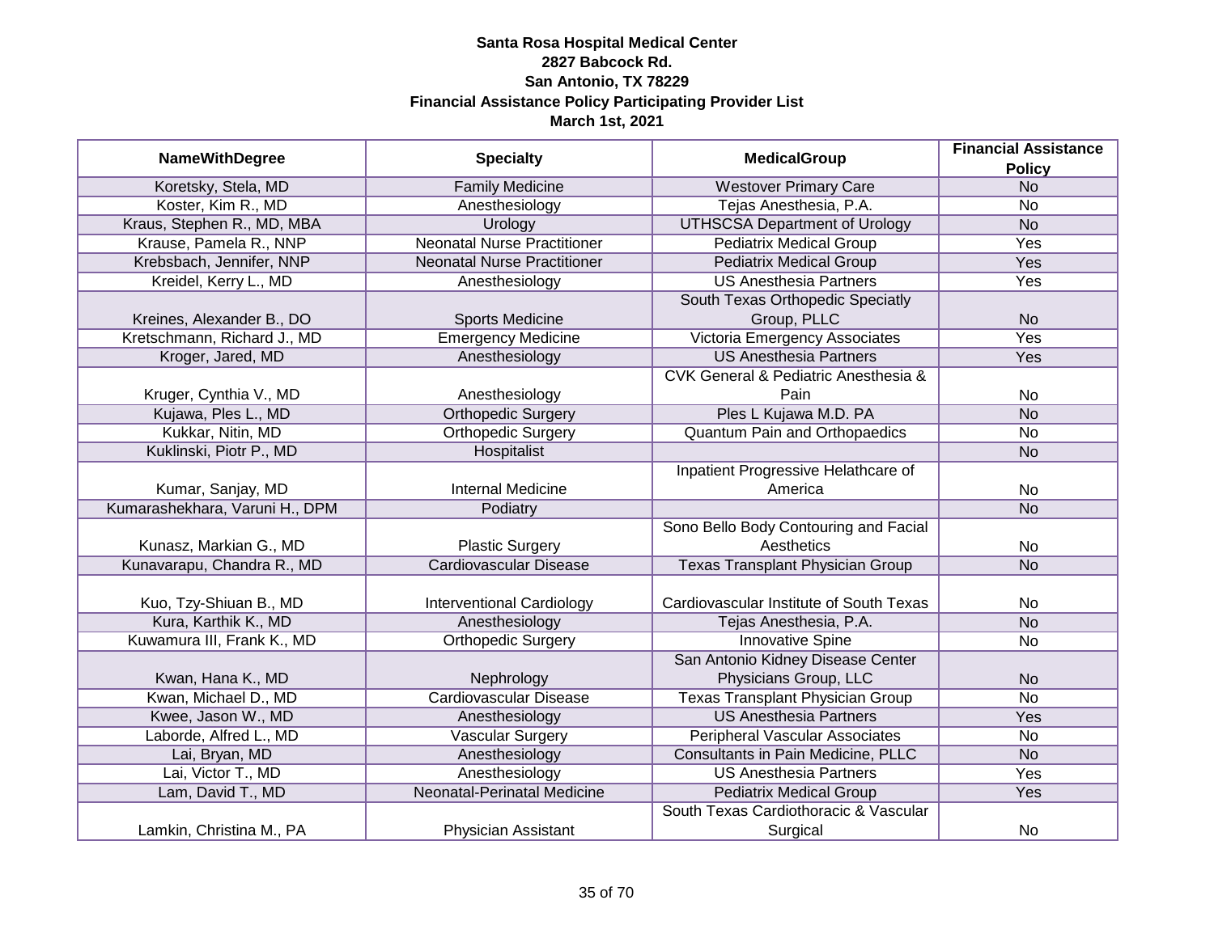**Santa Rosa Hospital Medical Center**
**2827 Babcock Rd.**
**San Antonio, TX 78229**
**Financial Assistance Policy Participating Provider List**
**March 1st, 2021**

| NameWithDegree | Specialty | MedicalGroup | Financial Assistance Policy |
|---|---|---|---|
| Koretsky, Stela, MD | Family Medicine | Westover Primary Care | No |
| Koster, Kim R., MD | Anesthesiology | Tejas Anesthesia, P.A. | No |
| Kraus, Stephen R., MD, MBA | Urology | UTHSCSA Department of Urology | No |
| Krause, Pamela R., NNP | Neonatal Nurse Practitioner | Pediatrix Medical Group | Yes |
| Krebsbach, Jennifer, NNP | Neonatal Nurse Practitioner | Pediatrix Medical Group | Yes |
| Kreidel, Kerry L., MD | Anesthesiology | US Anesthesia Partners | Yes |
| Kreines, Alexander B., DO | Sports Medicine | South Texas Orthopedic Specialty Group, PLLC | No |
| Kretschmann, Richard J., MD | Emergency Medicine | Victoria Emergency Associates | Yes |
| Kroger, Jared, MD | Anesthesiology | US Anesthesia Partners | Yes |
| Kruger, Cynthia V., MD | Anesthesiology | CVK General & Pediatric Anesthesia & Pain | No |
| Kujawa, Ples L., MD | Orthopedic Surgery | Ples L Kujawa M.D. PA | No |
| Kukkar, Nitin, MD | Orthopedic Surgery | Quantum Pain and Orthopaedics | No |
| Kuklinski, Piotr P., MD | Hospitalist | | No |
| Kumar, Sanjay, MD | Internal Medicine | Inpatient Progressive Helathcare of America | No |
| Kumarashekhara, Varuni H., DPM | Podiatry | | No |
| Kunasz, Markian G., MD | Plastic Surgery | Sono Bello Body Contouring and Facial Aesthetics | No |
| Kunavarapu, Chandra R., MD | Cardiovascular Disease | Texas Transplant Physician Group | No |
| Kuo, Tzy-Shiuan B., MD | Interventional Cardiology | Cardiovascular Institute of South Texas | No |
| Kura, Karthik K., MD | Anesthesiology | Tejas Anesthesia, P.A. | No |
| Kuwamura III, Frank K., MD | Orthopedic Surgery | Innovative Spine | No |
| Kwan, Hana K., MD | Nephrology | San Antonio Kidney Disease Center Physicians Group, LLC | No |
| Kwan, Michael D., MD | Cardiovascular Disease | Texas Transplant Physician Group | No |
| Kwee, Jason W., MD | Anesthesiology | US Anesthesia Partners | Yes |
| Laborde, Alfred L., MD | Vascular Surgery | Peripheral Vascular Associates | No |
| Lai, Bryan, MD | Anesthesiology | Consultants in Pain Medicine, PLLC | No |
| Lai, Victor T., MD | Anesthesiology | US Anesthesia Partners | Yes |
| Lam, David T., MD | Neonatal-Perinatal Medicine | Pediatrix Medical Group | Yes |
| Lamkin, Christina M., PA | Physician Assistant | South Texas Cardiothoracic & Vascular Surgical | No |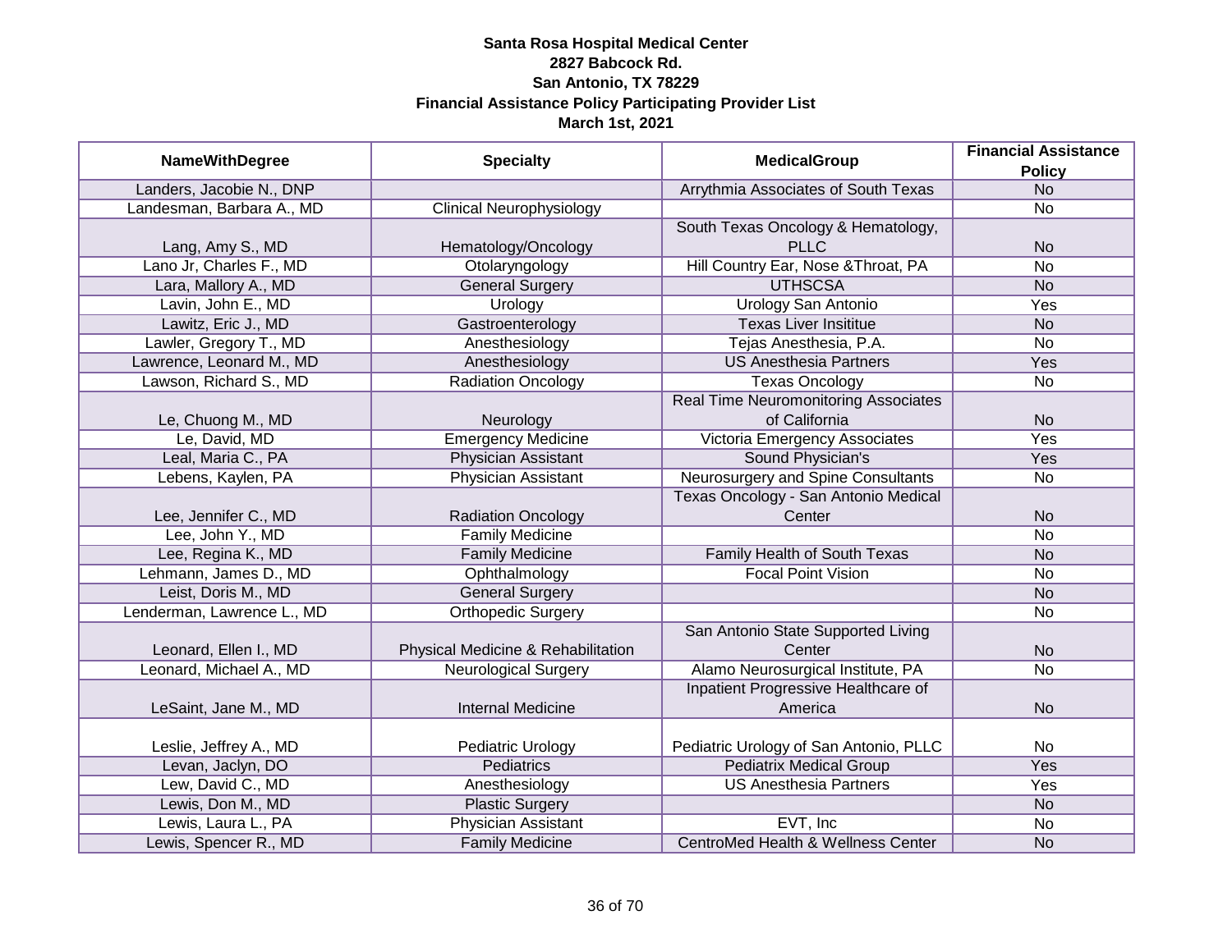**Santa Rosa Hospital Medical Center**
**2827 Babcock Rd.**
**San Antonio, TX 78229**
**Financial Assistance Policy Participating Provider List**
**March 1st, 2021**

| NameWithDegree | Specialty | MedicalGroup | Financial Assistance Policy |
|---|---|---|---|
| Landers, Jacobie N., DNP | | Arrythmia Associates of South Texas | No |
| Landesman, Barbara A., MD | Clinical Neurophysiology | | No |
| Lang, Amy S., MD | Hematology/Oncology | South Texas Oncology & Hematology, PLLC | No |
| Lano Jr, Charles F., MD | Otolaryngology | Hill Country Ear, Nose &Throat, PA | No |
| Lara, Mallory A., MD | General Surgery | UTHSCSA | No |
| Lavin, John E., MD | Urology | Urology San Antonio | Yes |
| Lawitz, Eric J., MD | Gastroenterology | Texas Liver Insititue | No |
| Lawler, Gregory T., MD | Anesthesiology | Tejas Anesthesia, P.A. | No |
| Lawrence, Leonard M., MD | Anesthesiology | US Anesthesia Partners | Yes |
| Lawson, Richard S., MD | Radiation Oncology | Texas Oncology | No |
| Le, Chuong M., MD | Neurology | Real Time Neuromonitoring Associates of California | No |
| Le, David, MD | Emergency Medicine | Victoria Emergency Associates | Yes |
| Leal, Maria C., PA | Physician Assistant | Sound Physician's | Yes |
| Lebens, Kaylen, PA | Physician Assistant | Neurosurgery and Spine Consultants | No |
| Lee, Jennifer C., MD | Radiation Oncology | Texas Oncology - San Antonio Medical Center | No |
| Lee, John Y., MD | Family Medicine | | No |
| Lee, Regina K., MD | Family Medicine | Family Health of South Texas | No |
| Lehmann, James D., MD | Ophthalmology | Focal Point Vision | No |
| Leist, Doris M., MD | General Surgery | | No |
| Lenderman, Lawrence L., MD | Orthopedic Surgery | | No |
| Leonard, Ellen I., MD | Physical Medicine & Rehabilitation | San Antonio State Supported Living Center | No |
| Leonard, Michael A., MD | Neurological Surgery | Alamo Neurosurgical Institute, PA | No |
| LeSaint, Jane M., MD | Internal Medicine | Inpatient Progressive Healthcare of America | No |
| Leslie, Jeffrey A., MD | Pediatric Urology | Pediatric Urology of San Antonio, PLLC | No |
| Levan, Jaclyn, DO | Pediatrics | Pediatrix Medical Group | Yes |
| Lew, David C., MD | Anesthesiology | US Anesthesia Partners | Yes |
| Lewis, Don M., MD | Plastic Surgery | | No |
| Lewis, Laura L., PA | Physician Assistant | EVT, Inc | No |
| Lewis, Spencer R., MD | Family Medicine | CentroMed Health & Wellness Center | No |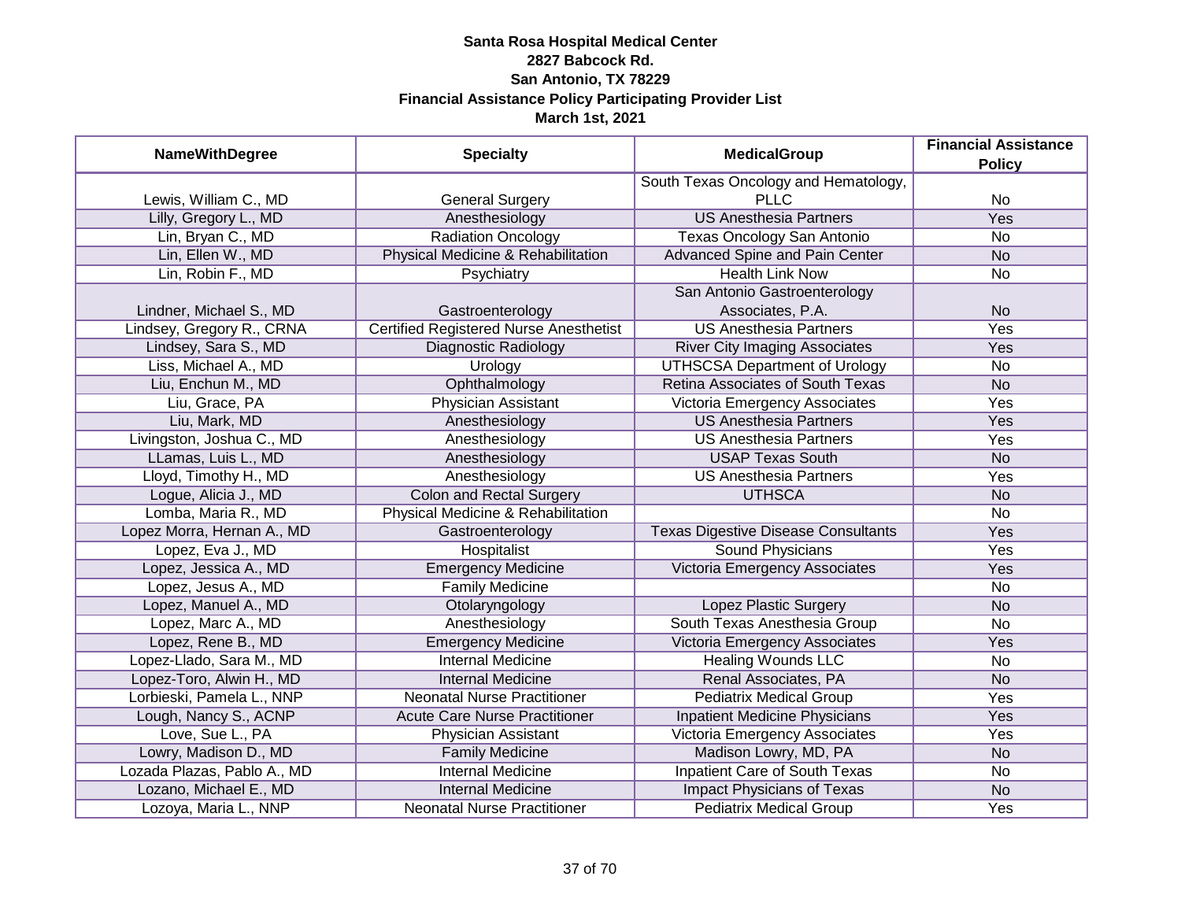**Santa Rosa Hospital Medical Center**
**2827 Babcock Rd.**
**San Antonio, TX 78229**
**Financial Assistance Policy Participating Provider List**
**March 1st, 2021**

| NameWithDegree | Specialty | MedicalGroup | Financial Assistance Policy |
|---|---|---|---|
| Lewis, William C., MD | General Surgery | South Texas Oncology and Hematology, PLLC | No |
| Lilly, Gregory L., MD | Anesthesiology | US Anesthesia Partners | Yes |
| Lin, Bryan C., MD | Radiation Oncology | Texas Oncology San Antonio | No |
| Lin, Ellen W., MD | Physical Medicine & Rehabilitation | Advanced Spine and Pain Center | No |
| Lin, Robin F., MD | Psychiatry | Health Link Now | No |
| Lindner, Michael S., MD | Gastroenterology | San Antonio Gastroenterology Associates, P.A. | No |
| Lindsey, Gregory R., CRNA | Certified Registered Nurse Anesthetist | US Anesthesia Partners | Yes |
| Lindsey, Sara S., MD | Diagnostic Radiology | River City Imaging Associates | Yes |
| Liss, Michael A., MD | Urology | UTHSCSA Department of Urology | No |
| Liu, Enchun M., MD | Ophthalmology | Retina Associates of South Texas | No |
| Liu, Grace, PA | Physician Assistant | Victoria Emergency Associates | Yes |
| Liu, Mark, MD | Anesthesiology | US Anesthesia Partners | Yes |
| Livingston, Joshua C., MD | Anesthesiology | US Anesthesia Partners | Yes |
| LLamas, Luis L., MD | Anesthesiology | USAP Texas South | No |
| Lloyd, Timothy H., MD | Anesthesiology | US Anesthesia Partners | Yes |
| Logue, Alicia J., MD | Colon and Rectal Surgery | UTHSCA | No |
| Lomba, Maria R., MD | Physical Medicine & Rehabilitation | | No |
| Lopez Morra, Hernan A., MD | Gastroenterology | Texas Digestive Disease Consultants | Yes |
| Lopez, Eva J., MD | Hospitalist | Sound Physicians | Yes |
| Lopez, Jessica A., MD | Emergency Medicine | Victoria Emergency Associates | Yes |
| Lopez, Jesus A., MD | Family Medicine | | No |
| Lopez, Manuel A., MD | Otolaryngology | Lopez Plastic Surgery | No |
| Lopez, Marc A., MD | Anesthesiology | South Texas Anesthesia Group | No |
| Lopez, Rene B., MD | Emergency Medicine | Victoria Emergency Associates | Yes |
| Lopez-Llado, Sara M., MD | Internal Medicine | Healing Wounds LLC | No |
| Lopez-Toro, Alwin H., MD | Internal Medicine | Renal Associates, PA | No |
| Lorbieski, Pamela L., NNP | Neonatal Nurse Practitioner | Pediatrix Medical Group | Yes |
| Lough, Nancy S., ACNP | Acute Care Nurse Practitioner | Inpatient Medicine Physicians | Yes |
| Love, Sue L., PA | Physician Assistant | Victoria Emergency Associates | Yes |
| Lowry, Madison D., MD | Family Medicine | Madison Lowry, MD, PA | No |
| Lozada Plazas, Pablo A., MD | Internal Medicine | Inpatient Care of South Texas | No |
| Lozano, Michael E., MD | Internal Medicine | Impact Physicians of Texas | No |
| Lozoya, Maria L., NNP | Neonatal Nurse Practitioner | Pediatrix Medical Group | Yes |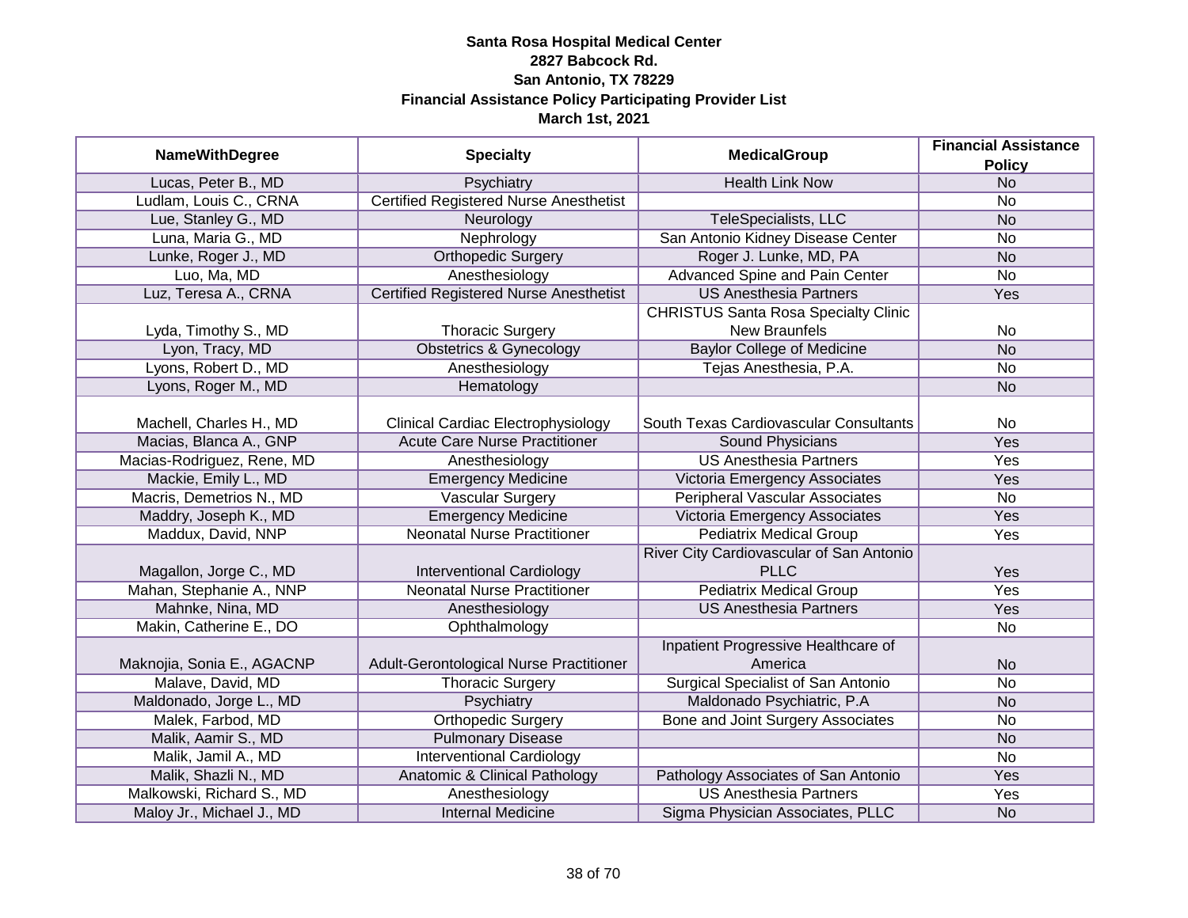**Santa Rosa Hospital Medical Center**
**2827 Babcock Rd.**
**San Antonio, TX 78229**
**Financial Assistance Policy Participating Provider List**
**March 1st, 2021**

| NameWithDegree | Specialty | MedicalGroup | Financial Assistance Policy |
|---|---|---|---|
| Lucas, Peter B., MD | Psychiatry | Health Link Now | No |
| Ludlam, Louis C., CRNA | Certified Registered Nurse Anesthetist | | No |
| Lue, Stanley G., MD | Neurology | TeleSpecialists, LLC | No |
| Luna, Maria G., MD | Nephrology | San Antonio Kidney Disease Center | No |
| Lunke, Roger J., MD | Orthopedic Surgery | Roger J. Lunke, MD, PA | No |
| Luo, Ma, MD | Anesthesiology | Advanced Spine and Pain Center | No |
| Luz, Teresa A., CRNA | Certified Registered Nurse Anesthetist | US Anesthesia Partners | Yes |
| Lyda, Timothy S., MD | Thoracic Surgery | CHRISTUS Santa Rosa Specialty Clinic New Braunfels | No |
| Lyon, Tracy, MD | Obstetrics & Gynecology | Baylor College of Medicine | No |
| Lyons, Robert D., MD | Anesthesiology | Tejas Anesthesia, P.A. | No |
| Lyons, Roger M., MD | Hematology | | No |
| Machell, Charles H., MD | Clinical Cardiac Electrophysiology | South Texas Cardiovascular Consultants | No |
| Macias, Blanca A., GNP | Acute Care Nurse Practitioner | Sound Physicians | Yes |
| Macias-Rodriguez, Rene, MD | Anesthesiology | US Anesthesia Partners | Yes |
| Mackie, Emily L., MD | Emergency Medicine | Victoria Emergency Associates | Yes |
| Macris, Demetrios N., MD | Vascular Surgery | Peripheral Vascular Associates | No |
| Maddry, Joseph K., MD | Emergency Medicine | Victoria Emergency Associates | Yes |
| Maddux, David, NNP | Neonatal Nurse Practitioner | Pediatrix Medical Group | Yes |
| Magallon, Jorge C., MD | Interventional Cardiology | River City Cardiovascular of San Antonio PLLC | Yes |
| Mahan, Stephanie A., NNP | Neonatal Nurse Practitioner | Pediatrix Medical Group | Yes |
| Mahnke, Nina, MD | Anesthesiology | US Anesthesia Partners | Yes |
| Makin, Catherine E., DO | Ophthalmology | | No |
| Maknojia, Sonia E., AGACNP | Adult-Gerontological Nurse Practitioner | Inpatient Progressive Healthcare of America | No |
| Malave, David, MD | Thoracic Surgery | Surgical Specialist of San Antonio | No |
| Maldonado, Jorge L., MD | Psychiatry | Maldonado Psychiatric, P.A | No |
| Malek, Farbod, MD | Orthopedic Surgery | Bone and Joint Surgery Associates | No |
| Malik, Aamir S., MD | Pulmonary Disease | | No |
| Malik, Jamil A., MD | Interventional Cardiology | | No |
| Malik, Shazli N., MD | Anatomic & Clinical Pathology | Pathology Associates of San Antonio | Yes |
| Malkowski, Richard S., MD | Anesthesiology | US Anesthesia Partners | Yes |
| Maloy Jr., Michael J., MD | Internal Medicine | Sigma Physician Associates, PLLC | No |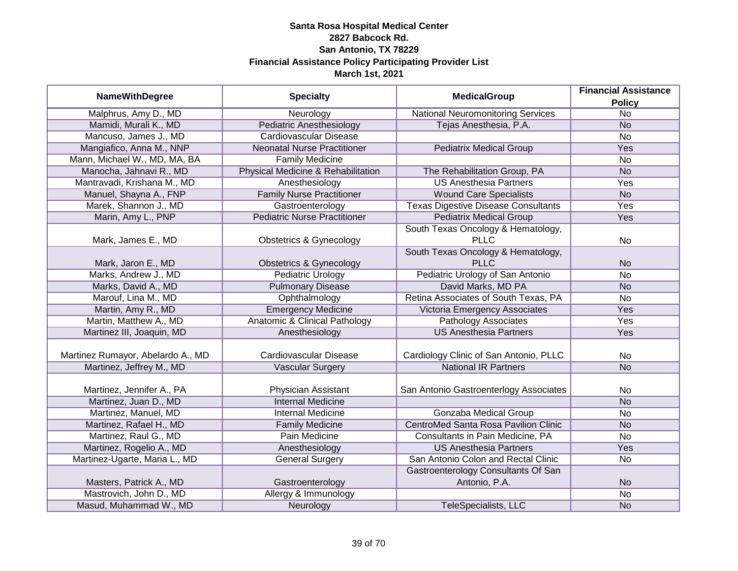**Santa Rosa Hospital Medical Center**
**2827 Babcock Rd.**
**San Antonio, TX 78229**
**Financial Assistance Policy Participating Provider List**
**March 1st, 2021**

| NameWithDegree | Specialty | MedicalGroup | Financial Assistance Policy |
|---|---|---|---|
| Malphrus, Amy D., MD | Neurology | National Neuromonitoring Services | No |
| Mamidi, Murali K., MD | Pediatric Anesthesiology | Tejas Anesthesia, P.A. | No |
| Mancuso, James J., MD | Cardiovascular Disease | | No |
| Mangiafico, Anna M., NNP | Neonatal Nurse Practitioner | Pediatrix Medical Group | Yes |
| Mann, Michael W., MD, MA, BA | Family Medicine | | No |
| Manocha, Jahnavi R., MD | Physical Medicine & Rehabilitation | The Rehabilitation Group, PA | No |
| Mantravadi, Krishana M., MD | Anesthesiology | US Anesthesia Partners | Yes |
| Manuel, Shayna A., FNP | Family Nurse Practitioner | Wound Care Specialists | No |
| Marek, Shannon J., MD | Gastroenterology | Texas Digestive Disease Consultants | Yes |
| Marin, Amy L., PNP | Pediatric Nurse Practitioner | Pediatrix Medical Group | Yes |
| Mark, James E., MD | Obstetrics & Gynecology | South Texas Oncology & Hematology, PLLC | No |
| Mark, Jaron E., MD | Obstetrics & Gynecology | South Texas Oncology & Hematology, PLLC | No |
| Marks, Andrew J., MD | Pediatric Urology | Pediatric Urology of San Antonio | No |
| Marks, David A., MD | Pulmonary Disease | David Marks, MD PA | No |
| Marouf, Lina M., MD | Ophthalmology | Retina Associates of South Texas, PA | No |
| Martin, Amy R., MD | Emergency Medicine | Victoria Emergency Associates | Yes |
| Martin, Matthew A., MD | Anatomic & Clinical Pathology | Pathology Associates | Yes |
| Martinez III, Joaquin, MD | Anesthesiology | US Anesthesia Partners | Yes |
| Martinez Rumayor, Abelardo A., MD | Cardiovascular Disease | Cardiology Clinic of San Antonio, PLLC | No |
| Martinez, Jeffrey M., MD | Vascular Surgery | National IR Partners | No |
| Martinez, Jennifer A., PA | Physician Assistant | San Antonio Gastroenterlogy Associates | No |
| Martinez, Juan D., MD | Internal Medicine | | No |
| Martinez, Manuel, MD | Internal Medicine | Gonzaba Medical Group | No |
| Martinez, Rafael H., MD | Family Medicine | CentroMed Santa Rosa Pavilion Clinic | No |
| Martinez, Raul G., MD | Pain Medicine | Consultants in Pain Medicine, PA | No |
| Martinez, Rogelio A., MD | Anesthesiology | US Anesthesia Partners | Yes |
| Martinez-Ugarte, Maria L., MD | General Surgery | San Antonio Colon and Rectal Clinic | No |
| Masters, Patrick A., MD | Gastroenterology | Gastroenterology Consultants Of San Antonio, P.A. | No |
| Mastrovich, John D., MD | Allergy & Immunology | | No |
| Masud, Muhammad W., MD | Neurology | TeleSpecialists, LLC | No |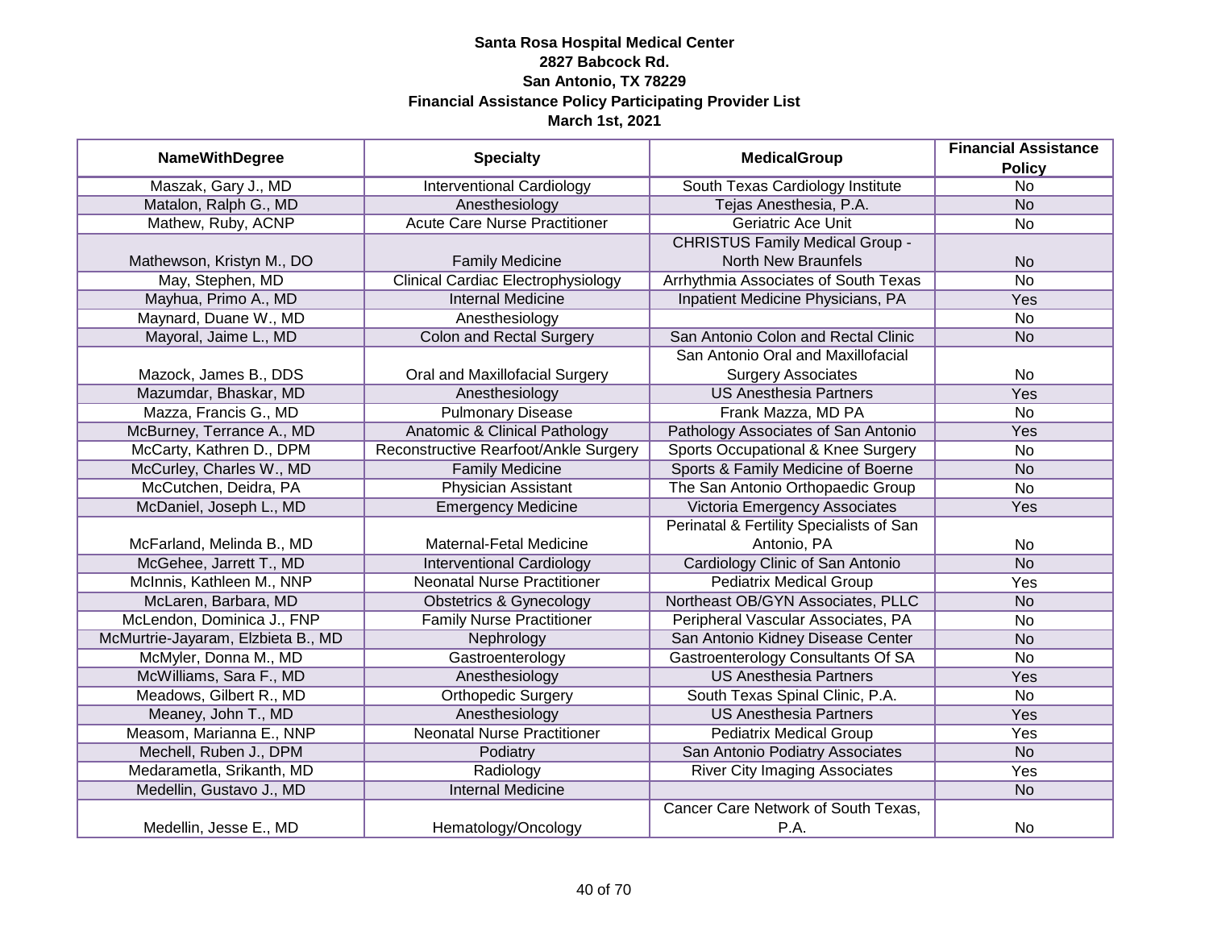**Santa Rosa Hospital Medical Center**
**2827 Babcock Rd.**
**San Antonio, TX 78229**
**Financial Assistance Policy Participating Provider List**
**March 1st, 2021**

| NameWithDegree | Specialty | MedicalGroup | Financial Assistance Policy |
|---|---|---|---|
| Maszak, Gary J., MD | Interventional Cardiology | South Texas Cardiology Institute | No |
| Matalon, Ralph G., MD | Anesthesiology | Tejas Anesthesia, P.A. | No |
| Mathew, Ruby, ACNP | Acute Care Nurse Practitioner | Geriatric Ace Unit | No |
| Mathewson, Kristyn M., DO | Family Medicine | CHRISTUS Family Medical Group - North New Braunfels | No |
| May, Stephen, MD | Clinical Cardiac Electrophysiology | Arrhythmia Associates of South Texas | No |
| Mayhua, Primo A., MD | Internal Medicine | Inpatient Medicine Physicians, PA | Yes |
| Maynard, Duane W., MD | Anesthesiology | | No |
| Mayoral, Jaime L., MD | Colon and Rectal Surgery | San Antonio Colon and Rectal Clinic | No |
| Mazock, James B., DDS | Oral and Maxillofacial Surgery | San Antonio Oral and Maxillofacial Surgery Associates | No |
| Mazumdar, Bhaskar, MD | Anesthesiology | US Anesthesia Partners | Yes |
| Mazza, Francis G., MD | Pulmonary Disease | Frank Mazza, MD PA | No |
| McBurney, Terrance A., MD | Anatomic & Clinical Pathology | Pathology Associates of San Antonio | Yes |
| McCarty, Kathren D., DPM | Reconstructive Rearfoot/Ankle Surgery | Sports Occupational & Knee Surgery | No |
| McCurley, Charles W., MD | Family Medicine | Sports & Family Medicine of Boerne | No |
| McCutchen, Deidra, PA | Physician Assistant | The San Antonio Orthopaedic Group | No |
| McDaniel, Joseph L., MD | Emergency Medicine | Victoria Emergency Associates | Yes |
| McFarland, Melinda B., MD | Maternal-Fetal Medicine | Perinatal & Fertility Specialists of San Antonio, PA | No |
| McGehee, Jarrett T., MD | Interventional Cardiology | Cardiology Clinic of San Antonio | No |
| McInnis, Kathleen M., NNP | Neonatal Nurse Practitioner | Pediatrix Medical Group | Yes |
| McLaren, Barbara, MD | Obstetrics & Gynecology | Northeast OB/GYN Associates, PLLC | No |
| McLendon, Dominica J., FNP | Family Nurse Practitioner | Peripheral Vascular Associates, PA | No |
| McMurtrie-Jayaram, Elzbieta B., MD | Nephrology | San Antonio Kidney Disease Center | No |
| McMyler, Donna M., MD | Gastroenterology | Gastroenterology Consultants Of SA | No |
| McWilliams, Sara F., MD | Anesthesiology | US Anesthesia Partners | Yes |
| Meadows, Gilbert R., MD | Orthopedic Surgery | South Texas Spinal Clinic, P.A. | No |
| Meaney, John T., MD | Anesthesiology | US Anesthesia Partners | Yes |
| Measom, Marianna E., NNP | Neonatal Nurse Practitioner | Pediatrix Medical Group | Yes |
| Mechell, Ruben J., DPM | Podiatry | San Antonio Podiatry Associates | No |
| Medarametla, Srikanth, MD | Radiology | River City Imaging Associates | Yes |
| Medellin, Gustavo J., MD | Internal Medicine | | No |
| Medellin, Jesse E., MD | Hematology/Oncology | Cancer Care Network of South Texas, P.A. | No |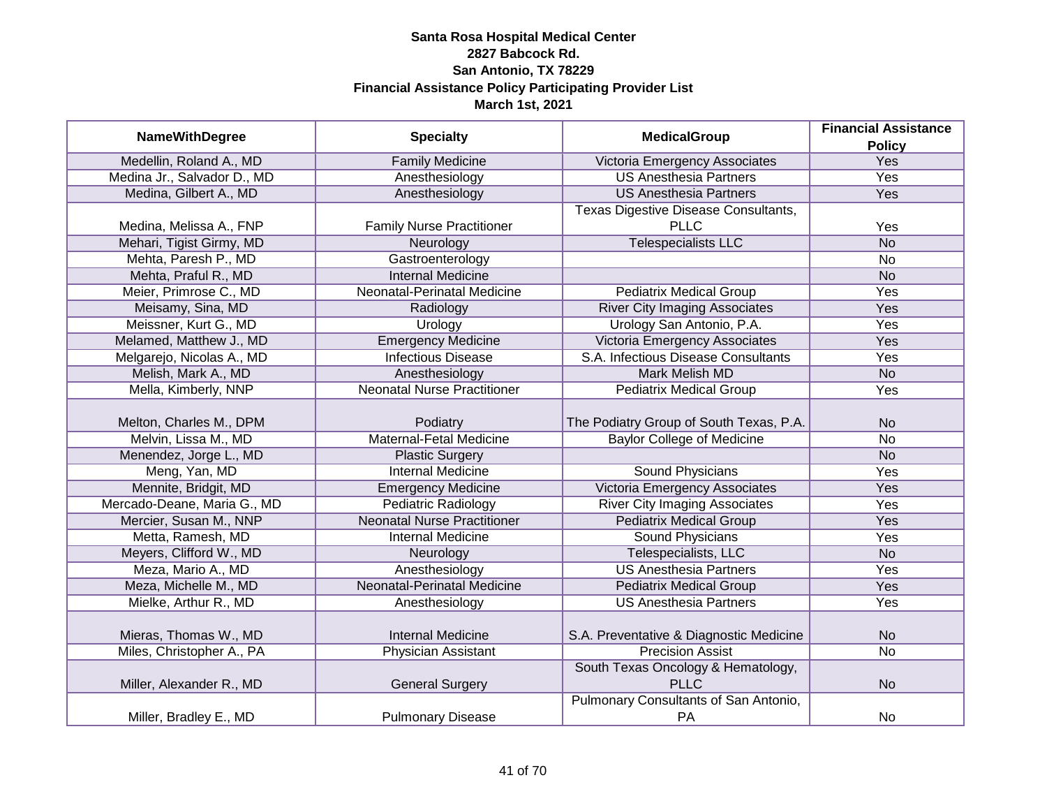**Santa Rosa Hospital Medical Center**
**2827 Babcock Rd.**
**San Antonio, TX 78229**
**Financial Assistance Policy Participating Provider List**
**March 1st, 2021**

| NameWithDegree | Specialty | MedicalGroup | Financial Assistance Policy |
|---|---|---|---|
| Medellin, Roland A., MD | Family Medicine | Victoria Emergency Associates | Yes |
| Medina Jr., Salvador D., MD | Anesthesiology | US Anesthesia Partners | Yes |
| Medina, Gilbert A., MD | Anesthesiology | US Anesthesia Partners | Yes |
| Medina, Melissa A., FNP | Family Nurse Practitioner | Texas Digestive Disease Consultants, PLLC | Yes |
| Mehari, Tigist Girmy, MD | Neurology | Telespecialists LLC | No |
| Mehta, Paresh P., MD | Gastroenterology | | No |
| Mehta, Praful R., MD | Internal Medicine | | No |
| Meier, Primrose C., MD | Neonatal-Perinatal Medicine | Pediatrix Medical Group | Yes |
| Meisamy, Sina, MD | Radiology | River City Imaging Associates | Yes |
| Meissner, Kurt G., MD | Urology | Urology San Antonio, P.A. | Yes |
| Melamed, Matthew J., MD | Emergency Medicine | Victoria Emergency Associates | Yes |
| Melgarejo, Nicolas A., MD | Infectious Disease | S.A. Infectious Disease Consultants | Yes |
| Melish, Mark A., MD | Anesthesiology | Mark Melish MD | No |
| Mella, Kimberly, NNP | Neonatal Nurse Practitioner | Pediatrix Medical Group | Yes |
| Melton, Charles M., DPM | Podiatry | The Podiatry Group of South Texas, P.A. | No |
| Melvin, Lissa M., MD | Maternal-Fetal Medicine | Baylor College of Medicine | No |
| Menendez, Jorge L., MD | Plastic Surgery | | No |
| Meng, Yan, MD | Internal Medicine | Sound Physicians | Yes |
| Mennite, Bridgit, MD | Emergency Medicine | Victoria Emergency Associates | Yes |
| Mercado-Deane, Maria G., MD | Pediatric Radiology | River City Imaging Associates | Yes |
| Mercier, Susan M., NNP | Neonatal Nurse Practitioner | Pediatrix Medical Group | Yes |
| Metta, Ramesh, MD | Internal Medicine | Sound Physicians | Yes |
| Meyers, Clifford W., MD | Neurology | Telespecialists, LLC | No |
| Meza, Mario A., MD | Anesthesiology | US Anesthesia Partners | Yes |
| Meza, Michelle M., MD | Neonatal-Perinatal Medicine | Pediatrix Medical Group | Yes |
| Mielke, Arthur R., MD | Anesthesiology | US Anesthesia Partners | Yes |
| Mieras, Thomas W., MD | Internal Medicine | S.A. Preventative & Diagnostic Medicine | No |
| Miles, Christopher A., PA | Physician Assistant | Precision Assist | No |
| Miller, Alexander R., MD | General Surgery | South Texas Oncology & Hematology, PLLC | No |
| Miller, Bradley E., MD | Pulmonary Disease | Pulmonary Consultants of San Antonio, PA | No |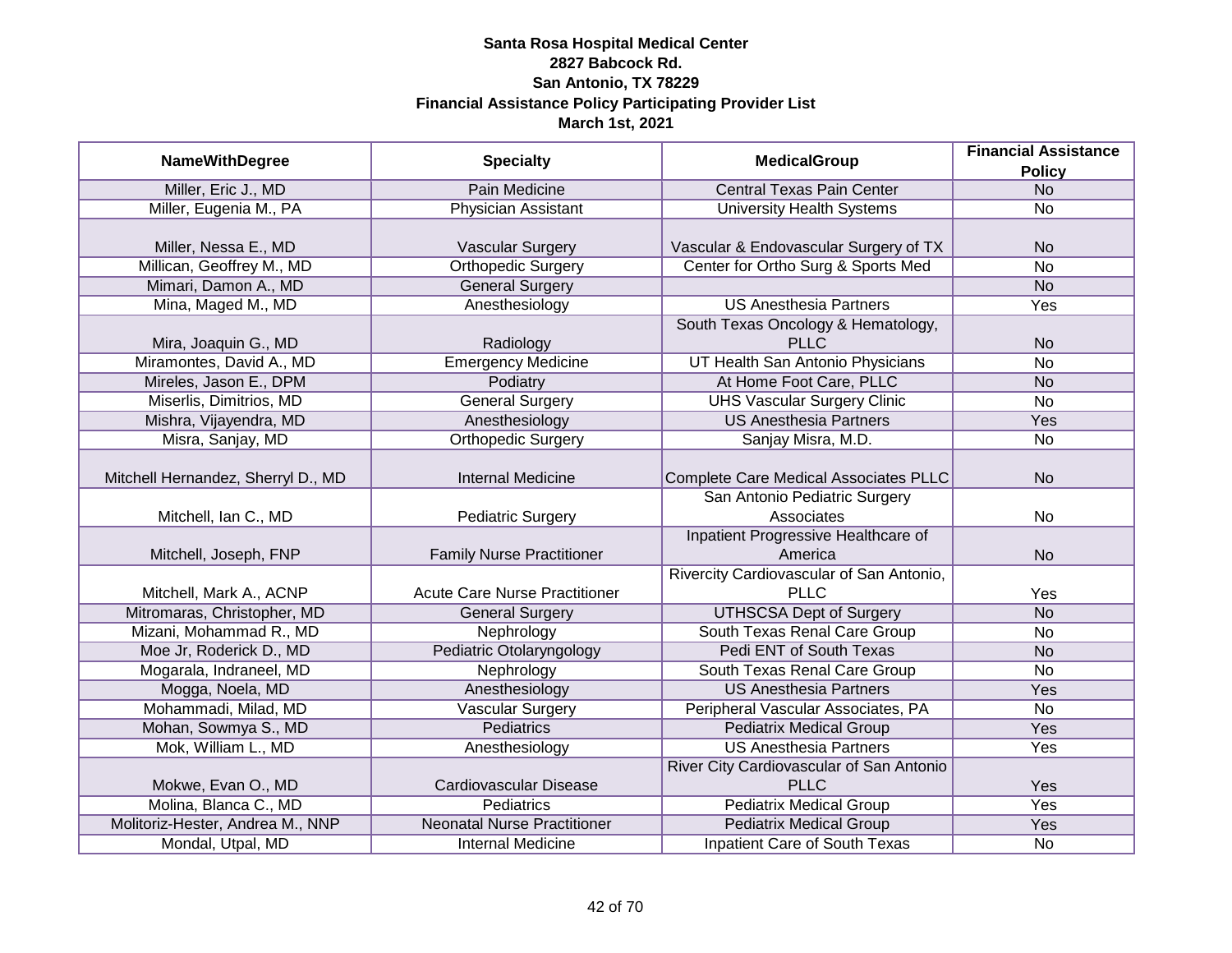**Santa Rosa Hospital Medical Center**
**2827 Babcock Rd.**
**San Antonio, TX 78229**
**Financial Assistance Policy Participating Provider List**
**March 1st, 2021**

| NameWithDegree | Specialty | MedicalGroup | Financial Assistance Policy |
|---|---|---|---|
| Miller, Eric J., MD | Pain Medicine | Central Texas Pain Center | No |
| Miller, Eugenia M., PA | Physician Assistant | University Health Systems | No |
| Miller, Nessa E., MD | Vascular Surgery | Vascular & Endovascular Surgery of TX | No |
| Millican, Geoffrey M., MD | Orthopedic Surgery | Center for Ortho Surg & Sports Med | No |
| Mimari, Damon A., MD | General Surgery | | No |
| Mina, Maged M., MD | Anesthesiology | US Anesthesia Partners | Yes |
| Mira, Joaquin G., MD | Radiology | South Texas Oncology & Hematology, PLLC | No |
| Miramontes, David A., MD | Emergency Medicine | UT Health San Antonio Physicians | No |
| Mireles, Jason E., DPM | Podiatry | At Home Foot Care, PLLC | No |
| Miserlis, Dimitrios, MD | General Surgery | UHS Vascular Surgery Clinic | No |
| Mishra, Vijayendra, MD | Anesthesiology | US Anesthesia Partners | Yes |
| Misra, Sanjay, MD | Orthopedic Surgery | Sanjay Misra, M.D. | No |
| Mitchell Hernandez, Sherryl D., MD | Internal Medicine | Complete Care Medical Associates PLLC | No |
| Mitchell, Ian C., MD | Pediatric Surgery | San Antonio Pediatric Surgery Associates | No |
| Mitchell, Joseph, FNP | Family Nurse Practitioner | Inpatient Progressive Healthcare of America | No |
| Mitchell, Mark A., ACNP | Acute Care Nurse Practitioner | Rivercity Cardiovascular of San Antonio, PLLC | Yes |
| Mitromaras, Christopher, MD | General Surgery | UTHSCSA Dept of Surgery | No |
| Mizani, Mohammad R., MD | Nephrology | South Texas Renal Care Group | No |
| Moe Jr, Roderick D., MD | Pediatric Otolaryngology | Pedi ENT of South Texas | No |
| Mogarala, Indraneel, MD | Nephrology | South Texas Renal Care Group | No |
| Mogga, Noela, MD | Anesthesiology | US Anesthesia Partners | Yes |
| Mohammadi, Milad, MD | Vascular Surgery | Peripheral Vascular Associates, PA | No |
| Mohan, Sowmya S., MD | Pediatrics | Pediatrix Medical Group | Yes |
| Mok, William L., MD | Anesthesiology | US Anesthesia Partners | Yes |
| Mokwe, Evan O., MD | Cardiovascular Disease | River City Cardiovascular of San Antonio PLLC | Yes |
| Molina, Blanca C., MD | Pediatrics | Pediatrix Medical Group | Yes |
| Molitoriz-Hester, Andrea M., NNP | Neonatal Nurse Practitioner | Pediatrix Medical Group | Yes |
| Mondal, Utpal, MD | Internal Medicine | Inpatient Care of South Texas | No |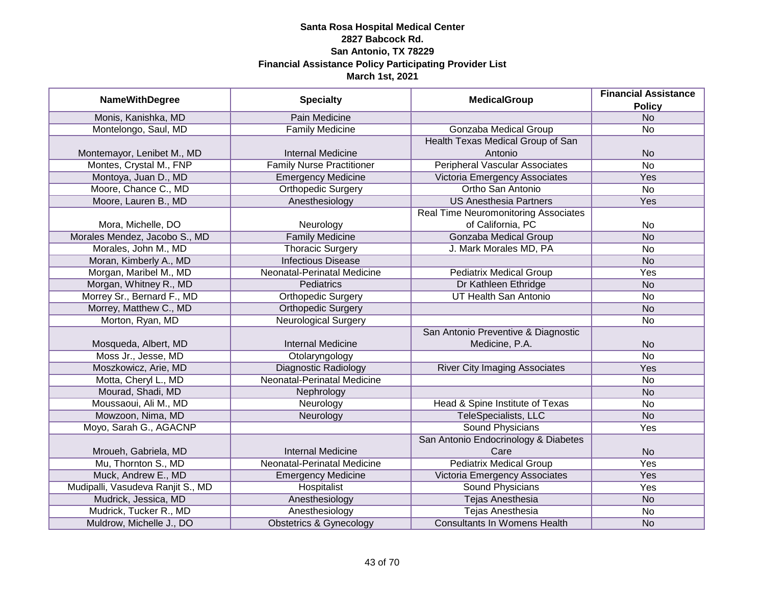**Santa Rosa Hospital Medical Center**
**2827 Babcock Rd.**
**San Antonio, TX 78229**
**Financial Assistance Policy Participating Provider List**
**March 1st, 2021**

| NameWithDegree | Specialty | MedicalGroup | Financial Assistance Policy |
|---|---|---|---|
| Monis, Kanishka, MD | Pain Medicine | | No |
| Montelongo, Saul, MD | Family Medicine | Gonzaba Medical Group | No |
| Montemayor, Lenibet M., MD | Internal Medicine | Health Texas Medical Group of San Antonio | No |
| Montes, Crystal M., FNP | Family Nurse Practitioner | Peripheral Vascular Associates | No |
| Montoya, Juan D., MD | Emergency Medicine | Victoria Emergency Associates | Yes |
| Moore, Chance C., MD | Orthopedic Surgery | Ortho San Antonio | No |
| Moore, Lauren B., MD | Anesthesiology | US Anesthesia Partners | Yes |
| Mora, Michelle, DO | Neurology | Real Time Neuromonitoring Associates of California, PC | No |
| Morales Mendez, Jacobo S., MD | Family Medicine | Gonzaba Medical Group | No |
| Morales, John M., MD | Thoracic Surgery | J. Mark Morales MD, PA | No |
| Moran, Kimberly A., MD | Infectious Disease | | No |
| Morgan, Maribel M., MD | Neonatal-Perinatal Medicine | Pediatrix Medical Group | Yes |
| Morgan, Whitney R., MD | Pediatrics | Dr Kathleen Ethridge | No |
| Morrey Sr., Bernard F., MD | Orthopedic Surgery | UT Health San Antonio | No |
| Morrey, Matthew C., MD | Orthopedic Surgery | | No |
| Morton, Ryan, MD | Neurological Surgery | | No |
| Mosqueda, Albert, MD | Internal Medicine | San Antonio Preventive & Diagnostic Medicine, P.A. | No |
| Moss Jr., Jesse, MD | Otolaryngology | | No |
| Moszkowicz, Arie, MD | Diagnostic Radiology | River City Imaging Associates | Yes |
| Motta, Cheryl L., MD | Neonatal-Perinatal Medicine | | No |
| Mourad, Shadi, MD | Nephrology | | No |
| Moussaoui, Ali M., MD | Neurology | Head & Spine Institute of Texas | No |
| Mowzoon, Nima, MD | Neurology | TeleSpecialists, LLC | No |
| Moyo, Sarah G., AGACNP | | Sound Physicians | Yes |
| Mroueh, Gabriela, MD | Internal Medicine | San Antonio Endocrinology & Diabetes Care | No |
| Mu, Thornton S., MD | Neonatal-Perinatal Medicine | Pediatrix Medical Group | Yes |
| Muck, Andrew E., MD | Emergency Medicine | Victoria Emergency Associates | Yes |
| Mudipalli, Vasudeva Ranjit S., MD | Hospitalist | Sound Physicians | Yes |
| Mudrick, Jessica, MD | Anesthesiology | Tejas Anesthesia | No |
| Mudrick, Tucker R., MD | Anesthesiology | Tejas Anesthesia | No |
| Muldrow, Michelle J., DO | Obstetrics & Gynecology | Consultants In Womens Health | No |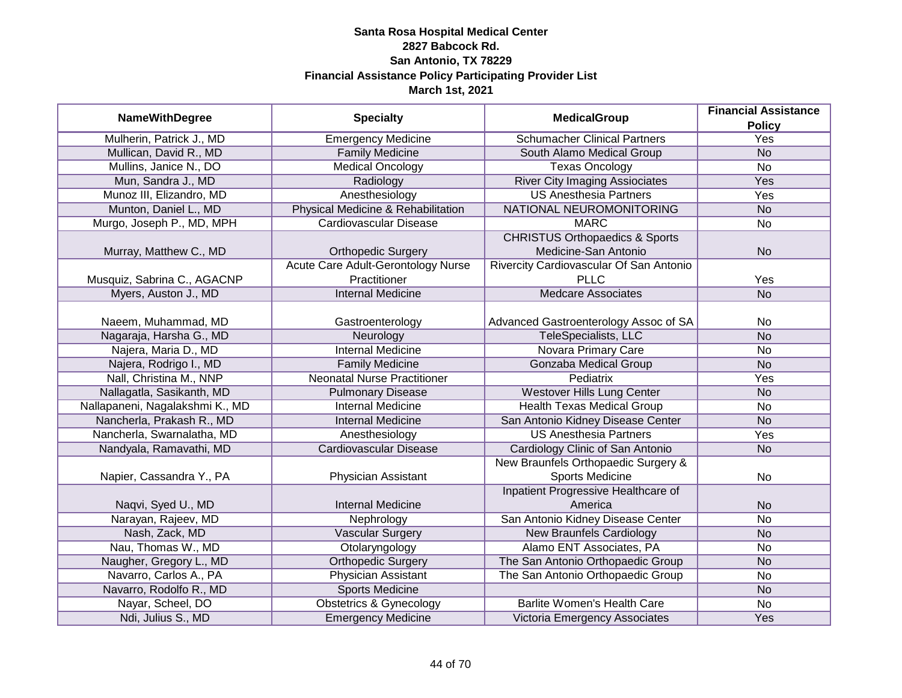**Santa Rosa Hospital Medical Center**
**2827 Babcock Rd.**
**San Antonio, TX 78229**
**Financial Assistance Policy Participating Provider List**
**March 1st, 2021**

| NameWithDegree | Specialty | MedicalGroup | Financial Assistance Policy |
|---|---|---|---|
| Mulherin, Patrick J., MD | Emergency Medicine | Schumacher Clinical Partners | Yes |
| Mullican, David R., MD | Family Medicine | South Alamo Medical Group | No |
| Mullins, Janice N., DO | Medical Oncology | Texas Oncology | No |
| Mun, Sandra J., MD | Radiology | River City Imaging Assiociates | Yes |
| Munoz III, Elizandro, MD | Anesthesiology | US Anesthesia Partners | Yes |
| Munton, Daniel L., MD | Physical Medicine & Rehabilitation | NATIONAL NEUROMONITORING | No |
| Murgo, Joseph P., MD, MPH | Cardiovascular Disease | MARC | No |
| Murray, Matthew C., MD | Orthopedic Surgery | CHRISTUS Orthopaedics & Sports Medicine-San Antonio | No |
| Musquiz, Sabrina C., AGACNP | Acute Care Adult-Gerontology Nurse Practitioner | Rivercity Cardiovascular Of San Antonio PLLC | Yes |
| Myers, Auston J., MD | Internal Medicine | Medcare Associates | No |
| Naeem, Muhammad, MD | Gastroenterology | Advanced Gastroenterology Assoc of SA | No |
| Nagaraja, Harsha G., MD | Neurology | TeleSpecialists, LLC | No |
| Najera, Maria D., MD | Internal Medicine | Novara Primary Care | No |
| Najera, Rodrigo I., MD | Family Medicine | Gonzaba Medical Group | No |
| Nall, Christina M., NNP | Neonatal Nurse Practitioner | Pediatrix | Yes |
| Nallagatla, Sasikanth, MD | Pulmonary Disease | Westover Hills Lung Center | No |
| Nallapaneni, Nagalakshmi K., MD | Internal Medicine | Health Texas Medical Group | No |
| Nancherla, Prakash R., MD | Internal Medicine | San Antonio Kidney Disease Center | No |
| Nancherla, Swarnalatha, MD | Anesthesiology | US Anesthesia Partners | Yes |
| Nandyala, Ramavathi, MD | Cardiovascular Disease | Cardiology Clinic of San Antonio | No |
| Napier, Cassandra Y., PA | Physician Assistant | New Braunfels Orthopaedic Surgery & Sports Medicine | No |
| Naqvi, Syed U., MD | Internal Medicine | Inpatient Progressive Healthcare of America | No |
| Narayan, Rajeev, MD | Nephrology | San Antonio Kidney Disease Center | No |
| Nash, Zack, MD | Vascular Surgery | New Braunfels Cardiology | No |
| Nau, Thomas W., MD | Otolaryngology | Alamo ENT Associates, PA | No |
| Naugher, Gregory L., MD | Orthopedic Surgery | The San Antonio Orthopaedic Group | No |
| Navarro, Carlos A., PA | Physician Assistant | The San Antonio Orthopaedic Group | No |
| Navarro, Rodolfo R., MD | Sports Medicine | | No |
| Nayar, Scheel, DO | Obstetrics & Gynecology | Barlite Women's Health Care | No |
| Ndi, Julius S., MD | Emergency Medicine | Victoria Emergency Associates | Yes |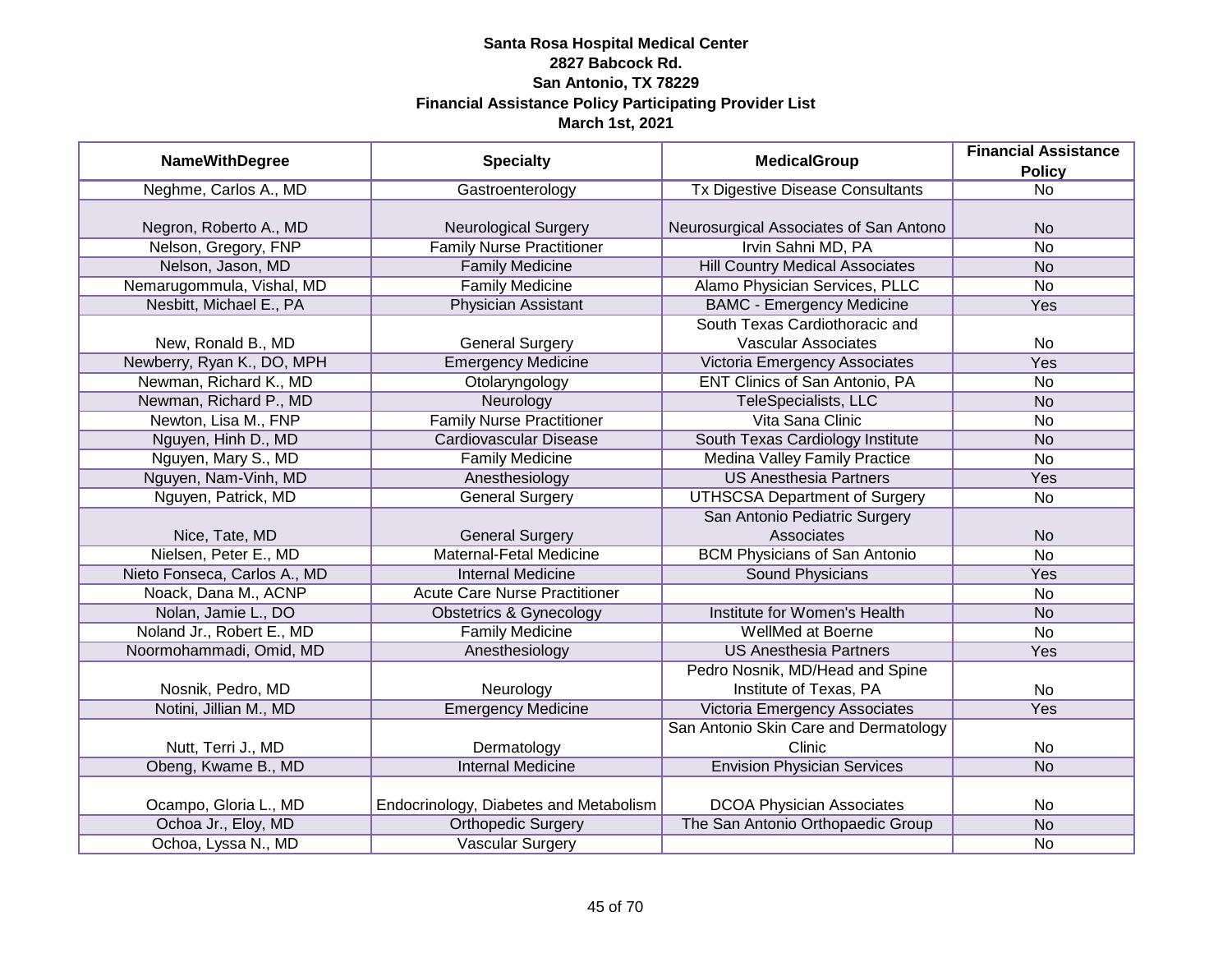**Santa Rosa Hospital Medical Center**
**2827 Babcock Rd.**
**San Antonio, TX 78229**
**Financial Assistance Policy Participating Provider List**
**March 1st, 2021**

| NameWithDegree | Specialty | MedicalGroup | Financial Assistance Policy |
|---|---|---|---|
| Neghme, Carlos A., MD | Gastroenterology | Tx Digestive Disease Consultants | No |
| Negron, Roberto A., MD | Neurological Surgery | Neurosurgical Associates of San Antono | No |
| Nelson, Gregory, FNP | Family Nurse Practitioner | Irvin Sahni MD, PA | No |
| Nelson, Jason, MD | Family Medicine | Hill Country Medical Associates | No |
| Nemarugommula, Vishal, MD | Family Medicine | Alamo Physician Services, PLLC | No |
| Nesbitt, Michael E., PA | Physician Assistant | BAMC - Emergency Medicine | Yes |
| New, Ronald B., MD | General Surgery | South Texas Cardiothoracic and Vascular Associates | No |
| Newberry, Ryan K., DO, MPH | Emergency Medicine | Victoria Emergency Associates | Yes |
| Newman, Richard K., MD | Otolaryngology | ENT Clinics of San Antonio, PA | No |
| Newman, Richard P., MD | Neurology | TeleSpecialists, LLC | No |
| Newton, Lisa M., FNP | Family Nurse Practitioner | Vita Sana Clinic | No |
| Nguyen, Hinh D., MD | Cardiovascular Disease | South Texas Cardiology Institute | No |
| Nguyen, Mary S., MD | Family Medicine | Medina Valley Family Practice | No |
| Nguyen, Nam-Vinh, MD | Anesthesiology | US Anesthesia Partners | Yes |
| Nguyen, Patrick, MD | General Surgery | UTHSCSA Department of Surgery | No |
| Nice, Tate, MD | General Surgery | San Antonio Pediatric Surgery Associates | No |
| Nielsen, Peter E., MD | Maternal-Fetal Medicine | BCM Physicians of San Antonio | No |
| Nieto Fonseca, Carlos A., MD | Internal Medicine | Sound Physicians | Yes |
| Noack, Dana M., ACNP | Acute Care Nurse Practitioner | | No |
| Nolan, Jamie L., DO | Obstetrics & Gynecology | Institute for Women's Health | No |
| Noland Jr., Robert E., MD | Family Medicine | WellMed at Boerne | No |
| Noormohammadi, Omid, MD | Anesthesiology | US Anesthesia Partners | Yes |
| Nosnik, Pedro, MD | Neurology | Pedro Nosnik, MD/Head and Spine Institute of Texas, PA | No |
| Notini, Jillian M., MD | Emergency Medicine | Victoria Emergency Associates | Yes |
| Nutt, Terri J., MD | Dermatology | San Antonio Skin Care and Dermatology Clinic | No |
| Obeng, Kwame B., MD | Internal Medicine | Envision Physician Services | No |
| Ocampo, Gloria L., MD | Endocrinology, Diabetes and Metabolism | DCOA Physician Associates | No |
| Ochoa Jr., Eloy, MD | Orthopedic Surgery | The San Antonio Orthopaedic Group | No |
| Ochoa, Lyssa N., MD | Vascular Surgery | | No |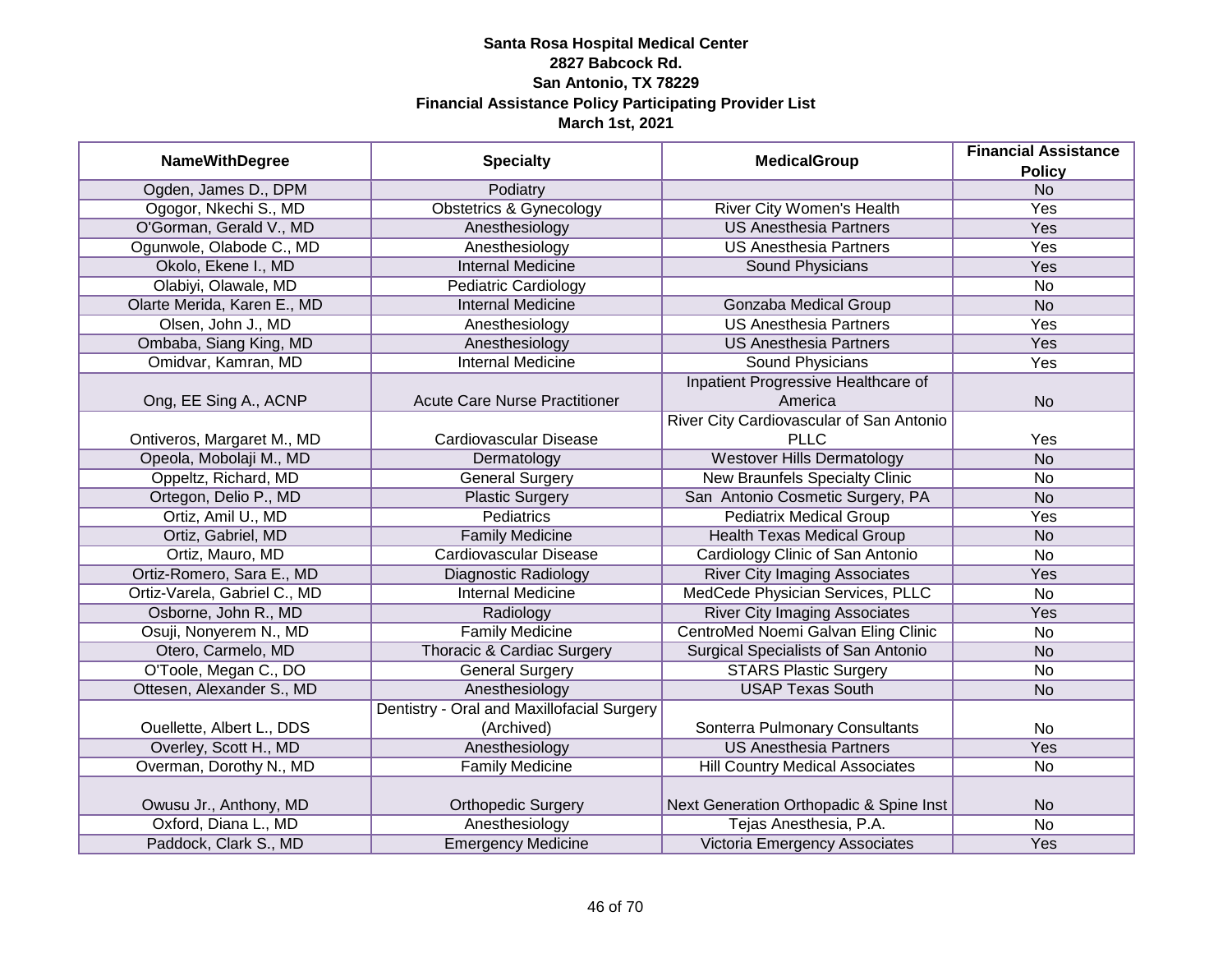**Santa Rosa Hospital Medical Center**
**2827 Babcock Rd.**
**San Antonio, TX 78229**
**Financial Assistance Policy Participating Provider List**
**March 1st, 2021**

| NameWithDegree | Specialty | MedicalGroup | Financial Assistance Policy |
|---|---|---|---|
| Ogden, James D., DPM | Podiatry | | No |
| Ogogor, Nkechi S., MD | Obstetrics & Gynecology | River City Women's Health | Yes |
| O'Gorman, Gerald V., MD | Anesthesiology | US Anesthesia Partners | Yes |
| Ogunwole, Olabode C., MD | Anesthesiology | US Anesthesia Partners | Yes |
| Okolo, Ekene I., MD | Internal Medicine | Sound Physicians | Yes |
| Olabiyi, Olawale, MD | Pediatric Cardiology | | No |
| Olarte Merida, Karen E., MD | Internal Medicine | Gonzaba Medical Group | No |
| Olsen, John J., MD | Anesthesiology | US Anesthesia Partners | Yes |
| Ombaba, Siang King, MD | Anesthesiology | US Anesthesia Partners | Yes |
| Omidvar, Kamran, MD | Internal Medicine | Sound Physicians | Yes |
| Ong, EE Sing A., ACNP | Acute Care Nurse Practitioner | Inpatient Progressive Healthcare of America | No |
| Ontiveros, Margaret M., MD | Cardiovascular Disease | River City Cardiovascular of San Antonio PLLC | Yes |
| Opeola, Mobolaji M., MD | Dermatology | Westover Hills Dermatology | No |
| Oppeltz, Richard, MD | General Surgery | New Braunfels Specialty Clinic | No |
| Ortegon, Delio P., MD | Plastic Surgery | San Antonio Cosmetic Surgery, PA | No |
| Ortiz, Amil U., MD | Pediatrics | Pediatrix Medical Group | Yes |
| Ortiz, Gabriel, MD | Family Medicine | Health Texas Medical Group | No |
| Ortiz, Mauro, MD | Cardiovascular Disease | Cardiology Clinic of San Antonio | No |
| Ortiz-Romero, Sara E., MD | Diagnostic Radiology | River City Imaging Associates | Yes |
| Ortiz-Varela, Gabriel C., MD | Internal Medicine | MedCede Physician Services, PLLC | No |
| Osborne, John R., MD | Radiology | River City Imaging Associates | Yes |
| Osuji, Nonyerem N., MD | Family Medicine | CentroMed Noemi Galvan Eling Clinic | No |
| Otero, Carmelo, MD | Thoracic & Cardiac Surgery | Surgical Specialists of San Antonio | No |
| O'Toole, Megan C., DO | General Surgery | STARS Plastic Surgery | No |
| Ottesen, Alexander S., MD | Anesthesiology | USAP Texas South | No |
| Ouellette, Albert L., DDS | Dentistry - Oral and Maxillofacial Surgery (Archived) | Sonterra Pulmonary Consultants | No |
| Overley, Scott H., MD | Anesthesiology | US Anesthesia Partners | Yes |
| Overman, Dorothy N., MD | Family Medicine | Hill Country Medical Associates | No |
| Owusu Jr., Anthony, MD | Orthopedic Surgery | Next Generation Orthopadic & Spine Inst | No |
| Oxford, Diana L., MD | Anesthesiology | Tejas Anesthesia, P.A. | No |
| Paddock, Clark S., MD | Emergency Medicine | Victoria Emergency Associates | Yes |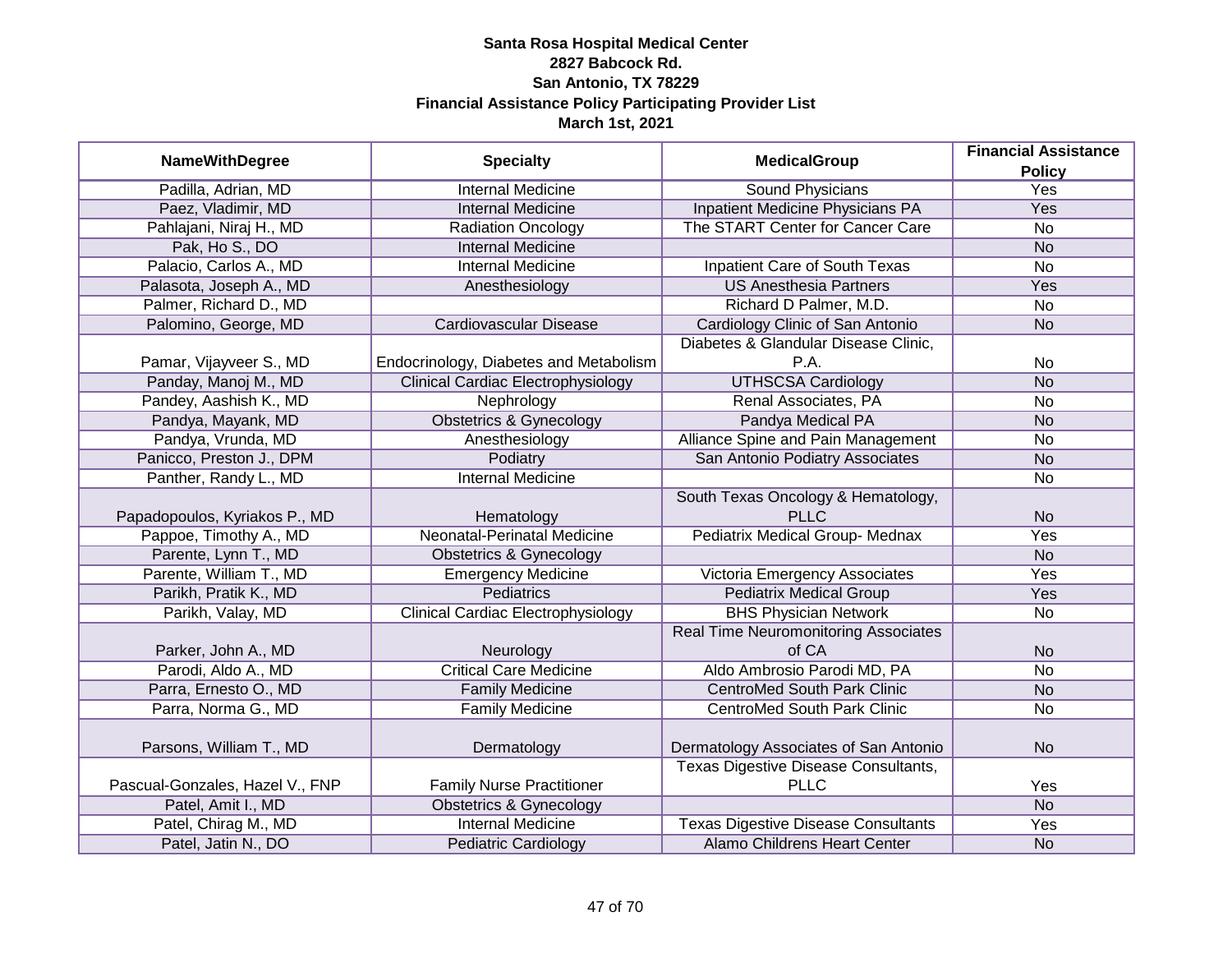**Santa Rosa Hospital Medical Center**
**2827 Babcock Rd.**
**San Antonio, TX 78229**
**Financial Assistance Policy Participating Provider List**
**March 1st, 2021**

| NameWithDegree | Specialty | MedicalGroup | Financial Assistance Policy |
|---|---|---|---|
| Padilla, Adrian, MD | Internal Medicine | Sound Physicians | Yes |
| Paez, Vladimir, MD | Internal Medicine | Inpatient Medicine Physicians PA | Yes |
| Pahlajani, Niraj H., MD | Radiation Oncology | The START Center for Cancer Care | No |
| Pak, Ho S., DO | Internal Medicine | | No |
| Palacio, Carlos A., MD | Internal Medicine | Inpatient Care of South Texas | No |
| Palasota, Joseph A., MD | Anesthesiology | US Anesthesia Partners | Yes |
| Palmer, Richard D., MD | | Richard D Palmer, M.D. | No |
| Palomino, George, MD | Cardiovascular Disease | Cardiology Clinic of San Antonio | No |
| Pamar, Vijayveer S., MD | Endocrinology, Diabetes and Metabolism | Diabetes & Glandular Disease Clinic, P.A. | No |
| Panday, Manoj M., MD | Clinical Cardiac Electrophysiology | UTHSCSA Cardiology | No |
| Pandey, Aashish K., MD | Nephrology | Renal Associates, PA | No |
| Pandya, Mayank, MD | Obstetrics & Gynecology | Pandya Medical PA | No |
| Pandya, Vrunda, MD | Anesthesiology | Alliance Spine and Pain Management | No |
| Panicco, Preston J., DPM | Podiatry | San Antonio Podiatry Associates | No |
| Panther, Randy L., MD | Internal Medicine | | No |
| Papadopoulos, Kyriakos P., MD | Hematology | South Texas Oncology & Hematology, PLLC | No |
| Pappoe, Timothy A., MD | Neonatal-Perinatal Medicine | Pediatrix Medical Group- Mednax | Yes |
| Parente, Lynn T., MD | Obstetrics & Gynecology | | No |
| Parente, William T., MD | Emergency Medicine | Victoria Emergency Associates | Yes |
| Parikh, Pratik K., MD | Pediatrics | Pediatrix Medical Group | Yes |
| Parikh, Valay, MD | Clinical Cardiac Electrophysiology | BHS Physician Network | No |
| Parker, John A., MD | Neurology | Real Time Neuromonitoring Associates of CA | No |
| Parodi, Aldo A., MD | Critical Care Medicine | Aldo Ambrosio Parodi MD, PA | No |
| Parra, Ernesto O., MD | Family Medicine | CentroMed South Park Clinic | No |
| Parra, Norma G., MD | Family Medicine | CentroMed South Park Clinic | No |
| Parsons, William T., MD | Dermatology | Dermatology Associates of San Antonio | No |
| Pascual-Gonzales, Hazel V., FNP | Family Nurse Practitioner | Texas Digestive Disease Consultants, PLLC | Yes |
| Patel, Amit I., MD | Obstetrics & Gynecology | | No |
| Patel, Chirag M., MD | Internal Medicine | Texas Digestive Disease Consultants | Yes |
| Patel, Jatin N., DO | Pediatric Cardiology | Alamo Childrens Heart Center | No |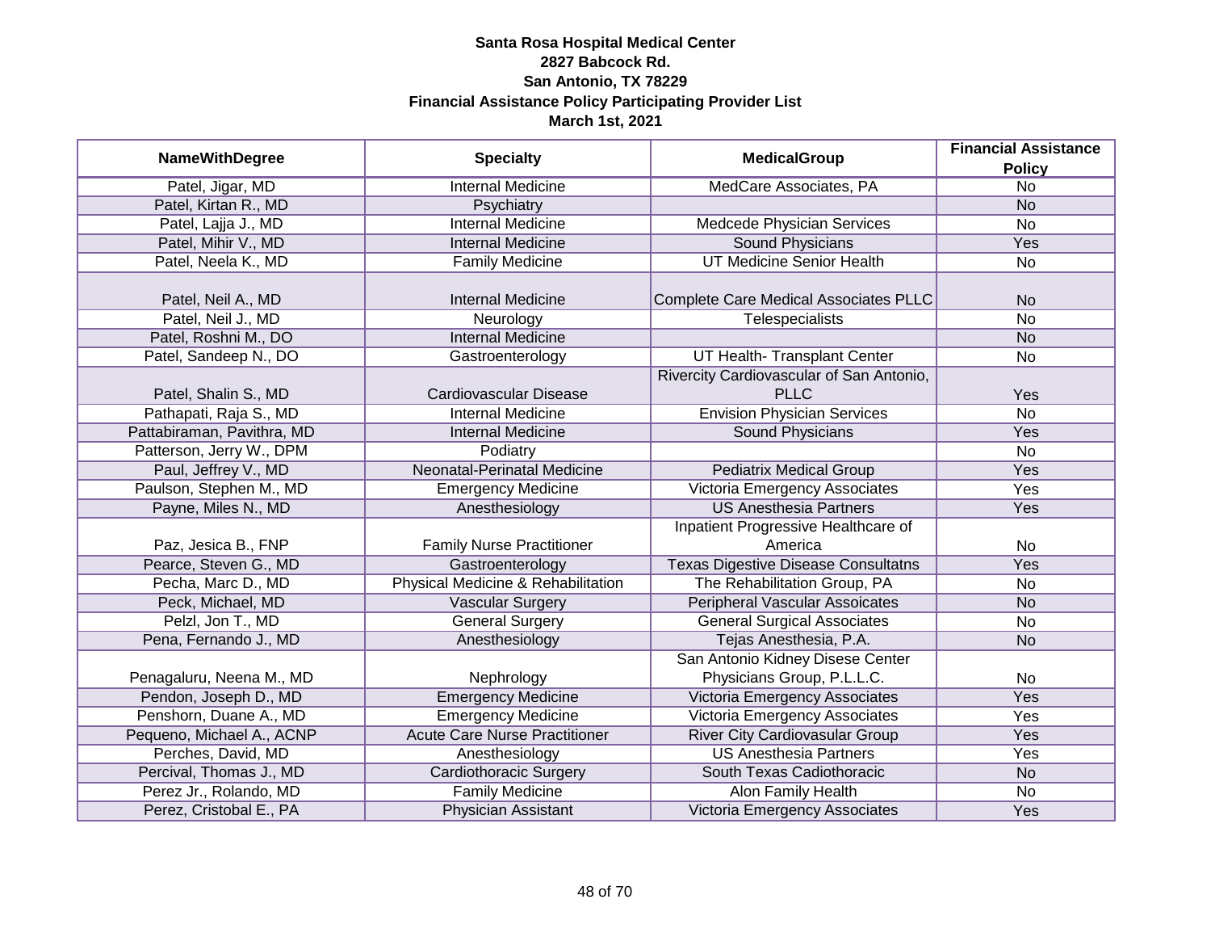**Santa Rosa Hospital Medical Center**
**2827 Babcock Rd.**
**San Antonio, TX 78229**
**Financial Assistance Policy Participating Provider List**
**March 1st, 2021**

| NameWithDegree | Specialty | MedicalGroup | Financial Assistance Policy |
|---|---|---|---|
| Patel, Jigar, MD | Internal Medicine | MedCare Associates, PA | No |
| Patel, Kirtan R., MD | Psychiatry | | No |
| Patel, Lajja J., MD | Internal Medicine | Medcede Physician Services | No |
| Patel, Mihir V., MD | Internal Medicine | Sound Physicians | Yes |
| Patel, Neela K., MD | Family Medicine | UT Medicine Senior Health | No |
| Patel, Neil A., MD | Internal Medicine | Complete Care Medical Associates PLLC | No |
| Patel, Neil J., MD | Neurology | Telespecialists | No |
| Patel, Roshni M., DO | Internal Medicine | | No |
| Patel, Sandeep N., DO | Gastroenterology | UT Health- Transplant Center | No |
| Patel, Shalin S., MD | Cardiovascular Disease | Rivercity Cardiovascular of San Antonio, PLLC | Yes |
| Pathapati, Raja S., MD | Internal Medicine | Envision Physician Services | No |
| Pattabiraman, Pavithra, MD | Internal Medicine | Sound Physicians | Yes |
| Patterson, Jerry W., DPM | Podiatry | | No |
| Paul, Jeffrey V., MD | Neonatal-Perinatal Medicine | Pediatrix Medical Group | Yes |
| Paulson, Stephen M., MD | Emergency Medicine | Victoria Emergency Associates | Yes |
| Payne, Miles N., MD | Anesthesiology | US Anesthesia Partners | Yes |
| Paz, Jesica B., FNP | Family Nurse Practitioner | Inpatient Progressive Healthcare of America | No |
| Pearce, Steven G., MD | Gastroenterology | Texas Digestive Disease Consultatns | Yes |
| Pecha, Marc D., MD | Physical Medicine & Rehabilitation | The Rehabilitation Group, PA | No |
| Peck, Michael, MD | Vascular Surgery | Peripheral Vascular Assoicates | No |
| Pelzl, Jon T., MD | General Surgery | General Surgical Associates | No |
| Pena, Fernando J., MD | Anesthesiology | Tejas Anesthesia, P.A. | No |
| Penagaluru, Neena M., MD | Nephrology | San Antonio Kidney Disese Center Physicians Group, P.L.L.C. | No |
| Pendon, Joseph D., MD | Emergency Medicine | Victoria Emergency Associates | Yes |
| Penshorn, Duane A., MD | Emergency Medicine | Victoria Emergency Associates | Yes |
| Pequeno, Michael A., ACNP | Acute Care Nurse Practitioner | River City Cardiovasular Group | Yes |
| Perches, David, MD | Anesthesiology | US Anesthesia Partners | Yes |
| Percival, Thomas J., MD | Cardiothoracic Surgery | South Texas Cadiothoracic | No |
| Perez Jr., Rolando, MD | Family Medicine | Alon Family Health | No |
| Perez, Cristobal E., PA | Physician Assistant | Victoria Emergency Associates | Yes |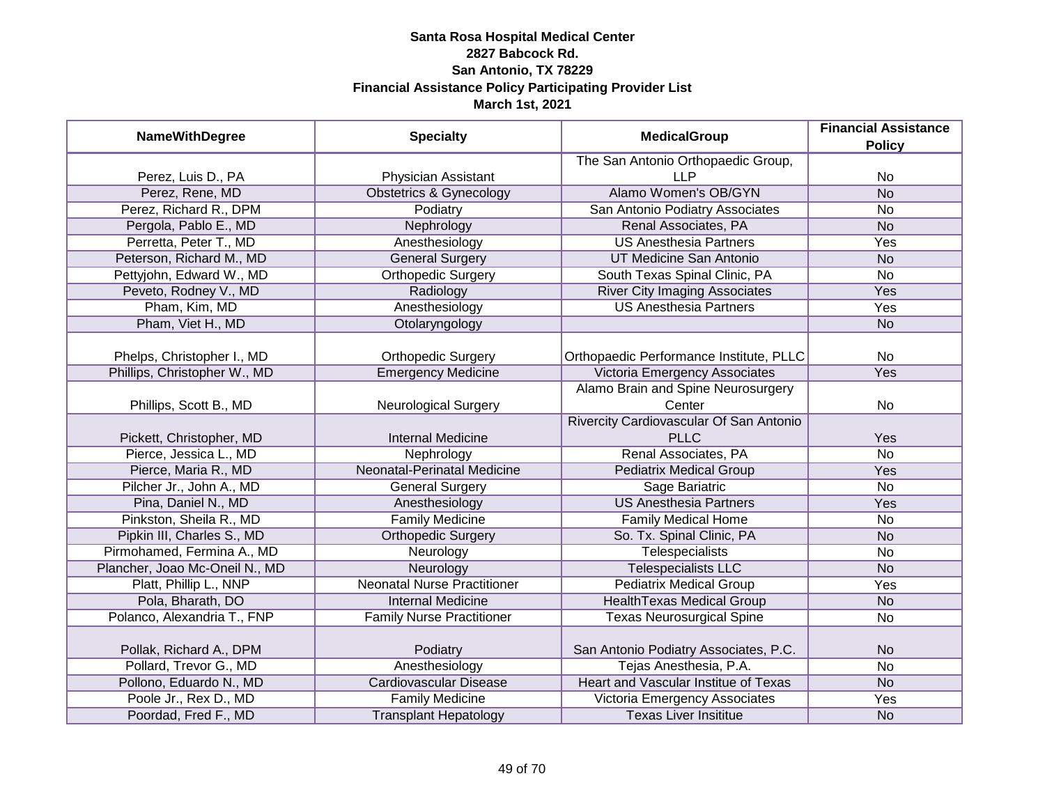**Santa Rosa Hospital Medical Center**
**2827 Babcock Rd.**
**San Antonio, TX 78229**
**Financial Assistance Policy Participating Provider List**
**March 1st, 2021**

| NameWithDegree | Specialty | MedicalGroup | Financial Assistance Policy |
|---|---|---|---|
| Perez, Luis D., PA | Physician Assistant | The San Antonio Orthopaedic Group, LLP | No |
| Perez, Rene, MD | Obstetrics & Gynecology | Alamo Women's OB/GYN | No |
| Perez, Richard R., DPM | Podiatry | San Antonio Podiatry Associates | No |
| Pergola, Pablo E., MD | Nephrology | Renal Associates, PA | No |
| Perretta, Peter T., MD | Anesthesiology | US Anesthesia Partners | Yes |
| Peterson, Richard M., MD | General Surgery | UT Medicine San Antonio | No |
| Pettyjohn, Edward W., MD | Orthopedic Surgery | South Texas Spinal Clinic, PA | No |
| Peveto, Rodney V., MD | Radiology | River City Imaging Associates | Yes |
| Pham, Kim, MD | Anesthesiology | US Anesthesia Partners | Yes |
| Pham, Viet H., MD | Otolaryngology | | No |
| Phelps, Christopher I., MD | Orthopedic Surgery | Orthopaedic Performance Institute, PLLC | No |
| Phillips, Christopher W., MD | Emergency Medicine | Victoria Emergency Associates | Yes |
| Phillips, Scott B., MD | Neurological Surgery | Alamo Brain and Spine Neurosurgery Center | No |
| Pickett, Christopher, MD | Internal Medicine | Rivercity Cardiovascular Of San Antonio PLLC | Yes |
| Pierce, Jessica L., MD | Nephrology | Renal Associates, PA | No |
| Pierce, Maria R., MD | Neonatal-Perinatal Medicine | Pediatrix Medical Group | Yes |
| Pilcher Jr., John A., MD | General Surgery | Sage Bariatric | No |
| Pina, Daniel N., MD | Anesthesiology | US Anesthesia Partners | Yes |
| Pinkston, Sheila R., MD | Family Medicine | Family Medical Home | No |
| Pipkin III, Charles S., MD | Orthopedic Surgery | So. Tx. Spinal Clinic, PA | No |
| Pirmohamed, Fermina A., MD | Neurology | Telespecialists | No |
| Plancher, Joao Mc-Oneil N., MD | Neurology | Telespecialists LLC | No |
| Platt, Phillip L., NNP | Neonatal Nurse Practitioner | Pediatrix Medical Group | Yes |
| Pola, Bharath, DO | Internal Medicine | HealthTexas Medical Group | No |
| Polanco, Alexandria T., FNP | Family Nurse Practitioner | Texas Neurosurgical Spine | No |
| Pollak, Richard A., DPM | Podiatry | San Antonio Podiatry Associates, P.C. | No |
| Pollard, Trevor G., MD | Anesthesiology | Tejas Anesthesia, P.A. | No |
| Pollono, Eduardo N., MD | Cardiovascular Disease | Heart and Vascular Institue of Texas | No |
| Poole Jr., Rex D., MD | Family Medicine | Victoria Emergency Associates | Yes |
| Poordad, Fred F., MD | Transplant Hepatology | Texas Liver Insititue | No |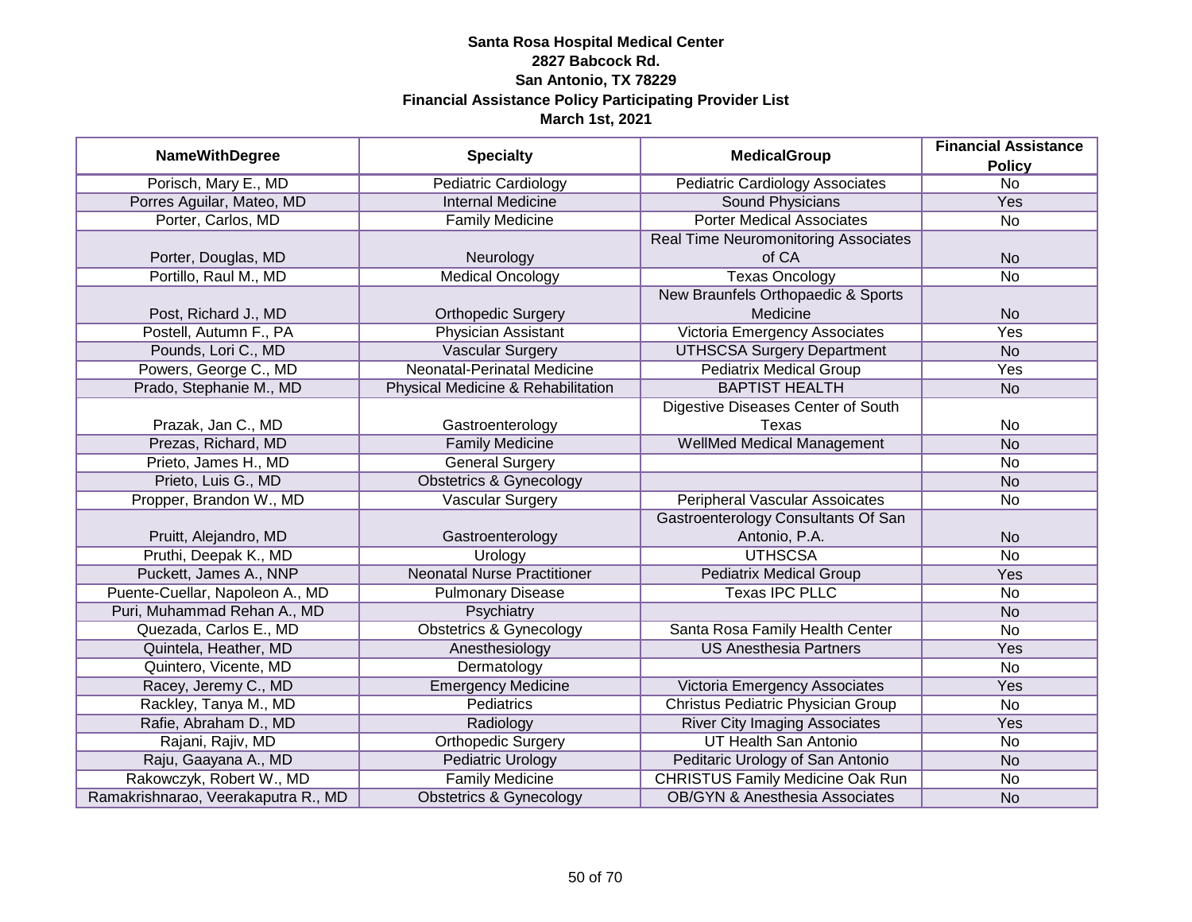**Santa Rosa Hospital Medical Center**
**2827 Babcock Rd.**
**San Antonio, TX 78229**
**Financial Assistance Policy Participating Provider List**
**March 1st, 2021**

| NameWithDegree | Specialty | MedicalGroup | Financial Assistance Policy |
|---|---|---|---|
| Porisch, Mary E., MD | Pediatric Cardiology | Pediatric Cardiology Associates | No |
| Porres Aguilar, Mateo, MD | Internal Medicine | Sound Physicians | Yes |
| Porter, Carlos, MD | Family Medicine | Porter Medical Associates | No |
| Porter, Douglas, MD | Neurology | Real Time Neuromonitoring Associates of CA | No |
| Portillo, Raul M., MD | Medical Oncology | Texas Oncology | No |
| Post, Richard J., MD | Orthopedic Surgery | New Braunfels Orthopaedic & Sports Medicine | No |
| Postell, Autumn F., PA | Physician Assistant | Victoria Emergency Associates | Yes |
| Pounds, Lori C., MD | Vascular Surgery | UTHSCSA Surgery Department | No |
| Powers, George C., MD | Neonatal-Perinatal Medicine | Pediatrix Medical Group | Yes |
| Prado, Stephanie M., MD | Physical Medicine & Rehabilitation | BAPTIST HEALTH | No |
| Prazak, Jan C., MD | Gastroenterology | Digestive Diseases Center of South Texas | No |
| Prezas, Richard, MD | Family Medicine | WellMed Medical Management | No |
| Prieto, James H., MD | General Surgery | | No |
| Prieto, Luis G., MD | Obstetrics & Gynecology | | No |
| Propper, Brandon W., MD | Vascular Surgery | Peripheral Vascular Assoicates | No |
| Pruitt, Alejandro, MD | Gastroenterology | Gastroenterology Consultants Of San Antonio, P.A. | No |
| Pruthi, Deepak K., MD | Urology | UTHSCSA | No |
| Puckett, James A., NNP | Neonatal Nurse Practitioner | Pediatrix Medical Group | Yes |
| Puente-Cuellar, Napoleon A., MD | Pulmonary Disease | Texas IPC PLLC | No |
| Puri, Muhammad Rehan A., MD | Psychiatry | | No |
| Quezada, Carlos E., MD | Obstetrics & Gynecology | Santa Rosa Family Health Center | No |
| Quintela, Heather, MD | Anesthesiology | US Anesthesia Partners | Yes |
| Quintero, Vicente, MD | Dermatology | | No |
| Racey, Jeremy C., MD | Emergency Medicine | Victoria Emergency Associates | Yes |
| Rackley, Tanya M., MD | Pediatrics | Christus Pediatric Physician Group | No |
| Rafie, Abraham D., MD | Radiology | River City Imaging Associates | Yes |
| Rajani, Rajiv, MD | Orthopedic Surgery | UT Health San Antonio | No |
| Raju, Gaayana A., MD | Pediatric Urology | Peditaric Urology of San Antonio | No |
| Rakowczyk, Robert W., MD | Family Medicine | CHRISTUS Family Medicine Oak Run | No |
| Ramakrishnarao, Veerakaputra R., MD | Obstetrics & Gynecology | OB/GYN & Anesthesia Associates | No |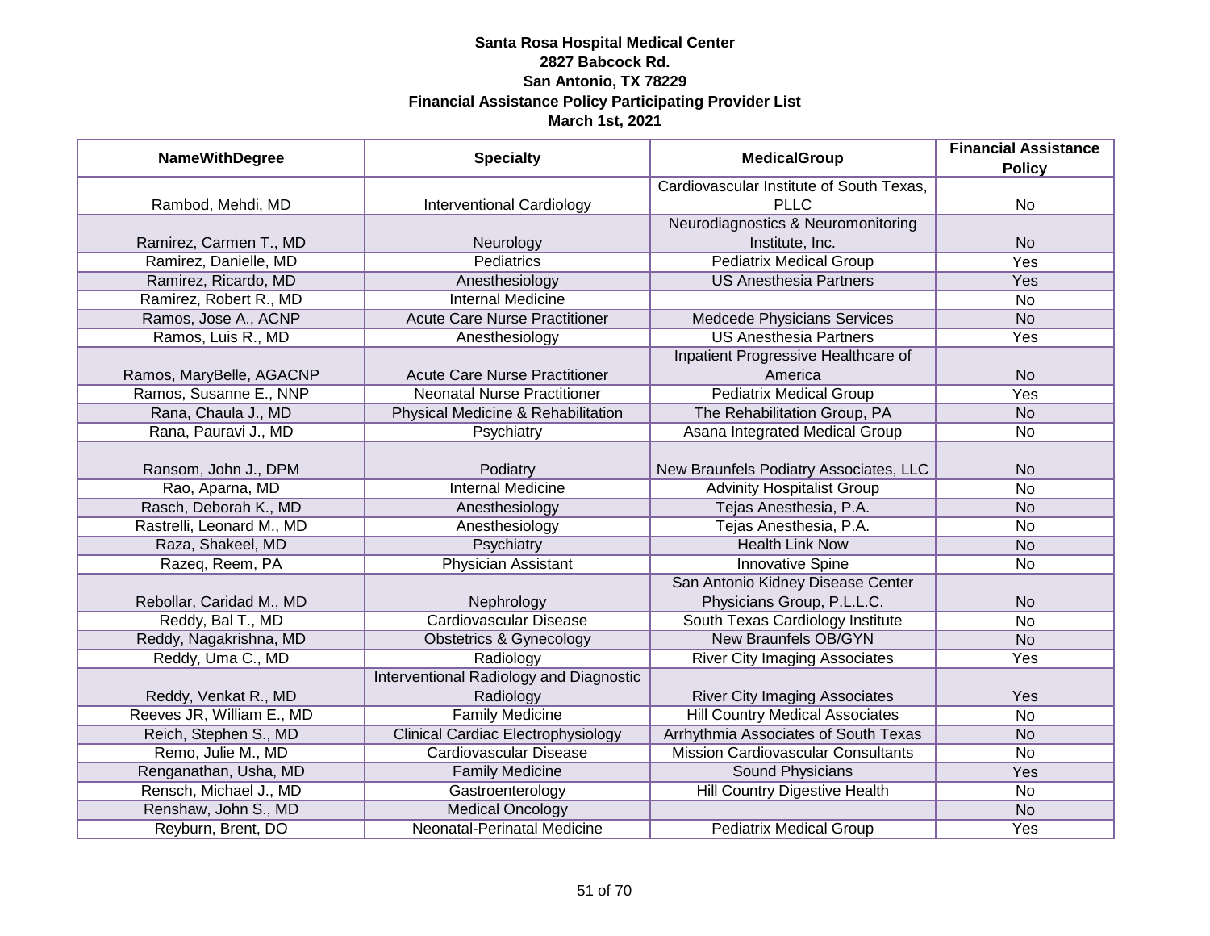**Santa Rosa Hospital Medical Center**
**2827 Babcock Rd.**
**San Antonio, TX 78229**
**Financial Assistance Policy Participating Provider List**
**March 1st, 2021**

| NameWithDegree | Specialty | MedicalGroup | Financial Assistance Policy |
|---|---|---|---|
| Rambod, Mehdi, MD | Interventional Cardiology | Cardiovascular Institute of South Texas, PLLC | No |
| Ramirez, Carmen T., MD | Neurology | Neurodiagnostics & Neuromonitoring Institute, Inc. | No |
| Ramirez, Danielle, MD | Pediatrics | Pediatrix Medical Group | Yes |
| Ramirez, Ricardo, MD | Anesthesiology | US Anesthesia Partners | Yes |
| Ramirez, Robert R., MD | Internal Medicine | | No |
| Ramos, Jose A., ACNP | Acute Care Nurse Practitioner | Medcede Physicians Services | No |
| Ramos, Luis R., MD | Anesthesiology | US Anesthesia Partners | Yes |
| Ramos, MaryBelle, AGACNP | Acute Care Nurse Practitioner | Inpatient Progressive Healthcare of America | No |
| Ramos, Susanne E., NNP | Neonatal Nurse Practitioner | Pediatrix Medical Group | Yes |
| Rana, Chaula J., MD | Physical Medicine & Rehabilitation | The Rehabilitation Group, PA | No |
| Rana, Pauravi J., MD | Psychiatry | Asana Integrated Medical Group | No |
| Ransom, John J., DPM | Podiatry | New Braunfels Podiatry Associates, LLC | No |
| Rao, Aparna, MD | Internal Medicine | Advinity Hospitalist Group | No |
| Rasch, Deborah K., MD | Anesthesiology | Tejas Anesthesia, P.A. | No |
| Rastrelli, Leonard M., MD | Anesthesiology | Tejas Anesthesia, P.A. | No |
| Raza, Shakeel, MD | Psychiatry | Health Link Now | No |
| Razeq, Reem, PA | Physician Assistant | Innovative Spine | No |
| Rebollar, Caridad M., MD | Nephrology | San Antonio Kidney Disease Center Physicians Group, P.L.L.C. | No |
| Reddy, Bal T., MD | Cardiovascular Disease | South Texas Cardiology Institute | No |
| Reddy, Nagakrishna, MD | Obstetrics & Gynecology | New Braunfels OB/GYN | No |
| Reddy, Uma C., MD | Radiology | River City Imaging Associates | Yes |
| Reddy, Venkat R., MD | Interventional Radiology and Diagnostic Radiology | River City Imaging Associates | Yes |
| Reeves JR, William E., MD | Family Medicine | Hill Country Medical Associates | No |
| Reich, Stephen S., MD | Clinical Cardiac Electrophysiology | Arrhythmia Associates of South Texas | No |
| Remo, Julie M., MD | Cardiovascular Disease | Mission Cardiovascular Consultants | No |
| Renganathan, Usha, MD | Family Medicine | Sound Physicians | Yes |
| Rensch, Michael J., MD | Gastroenterology | Hill Country Digestive Health | No |
| Renshaw, John S., MD | Medical Oncology | | No |
| Reyburn, Brent, DO | Neonatal-Perinatal Medicine | Pediatrix Medical Group | Yes |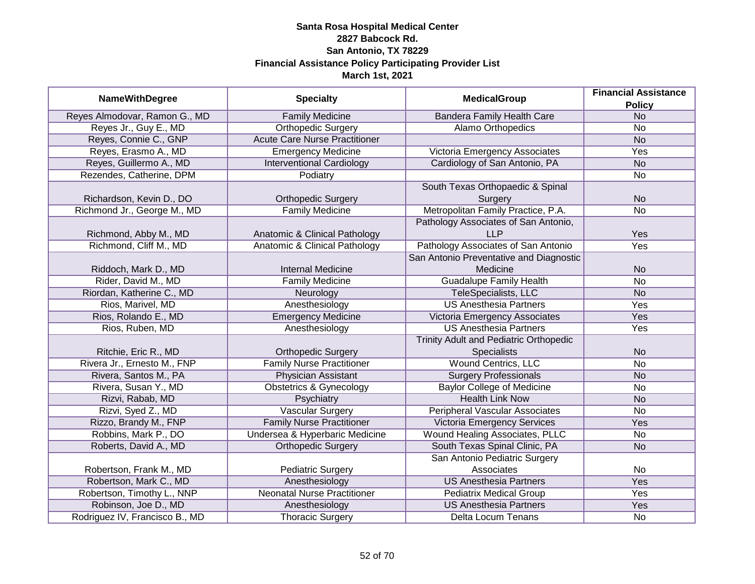**Santa Rosa Hospital Medical Center**
**2827 Babcock Rd.**
**San Antonio, TX 78229**
**Financial Assistance Policy Participating Provider List**
**March 1st, 2021**

| NameWithDegree | Specialty | MedicalGroup | Financial Assistance Policy |
|---|---|---|---|
| Reyes Almodovar, Ramon G., MD | Family Medicine | Bandera Family Health Care | No |
| Reyes Jr., Guy E., MD | Orthopedic Surgery | Alamo Orthopedics | No |
| Reyes, Connie C., GNP | Acute Care Nurse Practitioner | | No |
| Reyes, Erasmo A., MD | Emergency Medicine | Victoria Emergency Associates | Yes |
| Reyes, Guillermo A., MD | Interventional Cardiology | Cardiology of San Antonio, PA | No |
| Rezendes, Catherine, DPM | Podiatry | | No |
| Richardson, Kevin D., DO | Orthopedic Surgery | South Texas Orthopaedic & Spinal Surgery | No |
| Richmond Jr., George M., MD | Family Medicine | Metropolitan Family Practice, P.A. | No |
| Richmond, Abby M., MD | Anatomic & Clinical Pathology | Pathology Associates of San Antonio, LLP | Yes |
| Richmond, Cliff M., MD | Anatomic & Clinical Pathology | Pathology Associates of San Antonio | Yes |
| Riddoch, Mark D., MD | Internal Medicine | San Antonio Preventative and Diagnostic Medicine | No |
| Rider, David M., MD | Family Medicine | Guadalupe Family Health | No |
| Riordan, Katherine C., MD | Neurology | TeleSpecialists, LLC | No |
| Rios, Marivel, MD | Anesthesiology | US Anesthesia Partners | Yes |
| Rios, Rolando E., MD | Emergency Medicine | Victoria Emergency Associates | Yes |
| Rios, Ruben, MD | Anesthesiology | US Anesthesia Partners | Yes |
| Ritchie, Eric R., MD | Orthopedic Surgery | Trinity Adult and Pediatric Orthopedic Specialists | No |
| Rivera Jr., Ernesto M., FNP | Family Nurse Practitioner | Wound Centrics, LLC | No |
| Rivera, Santos M., PA | Physician Assistant | Surgery Professionals | No |
| Rivera, Susan Y., MD | Obstetrics & Gynecology | Baylor College of Medicine | No |
| Rizvi, Rabab, MD | Psychiatry | Health Link Now | No |
| Rizvi, Syed Z., MD | Vascular Surgery | Peripheral Vascular Associates | No |
| Rizzo, Brandy M., FNP | Family Nurse Practitioner | Victoria Emergency Services | Yes |
| Robbins, Mark P., DO | Undersea & Hyperbaric Medicine | Wound Healing Associates, PLLC | No |
| Roberts, David A., MD | Orthopedic Surgery | South Texas Spinal Clinic, PA | No |
| Robertson, Frank M., MD | Pediatric Surgery | San Antonio Pediatric Surgery Associates | No |
| Robertson, Mark C., MD | Anesthesiology | US Anesthesia Partners | Yes |
| Robertson, Timothy L., NNP | Neonatal Nurse Practitioner | Pediatrix Medical Group | Yes |
| Robinson, Joe D., MD | Anesthesiology | US Anesthesia Partners | Yes |
| Rodriguez IV, Francisco B., MD | Thoracic Surgery | Delta Locum Tenans | No |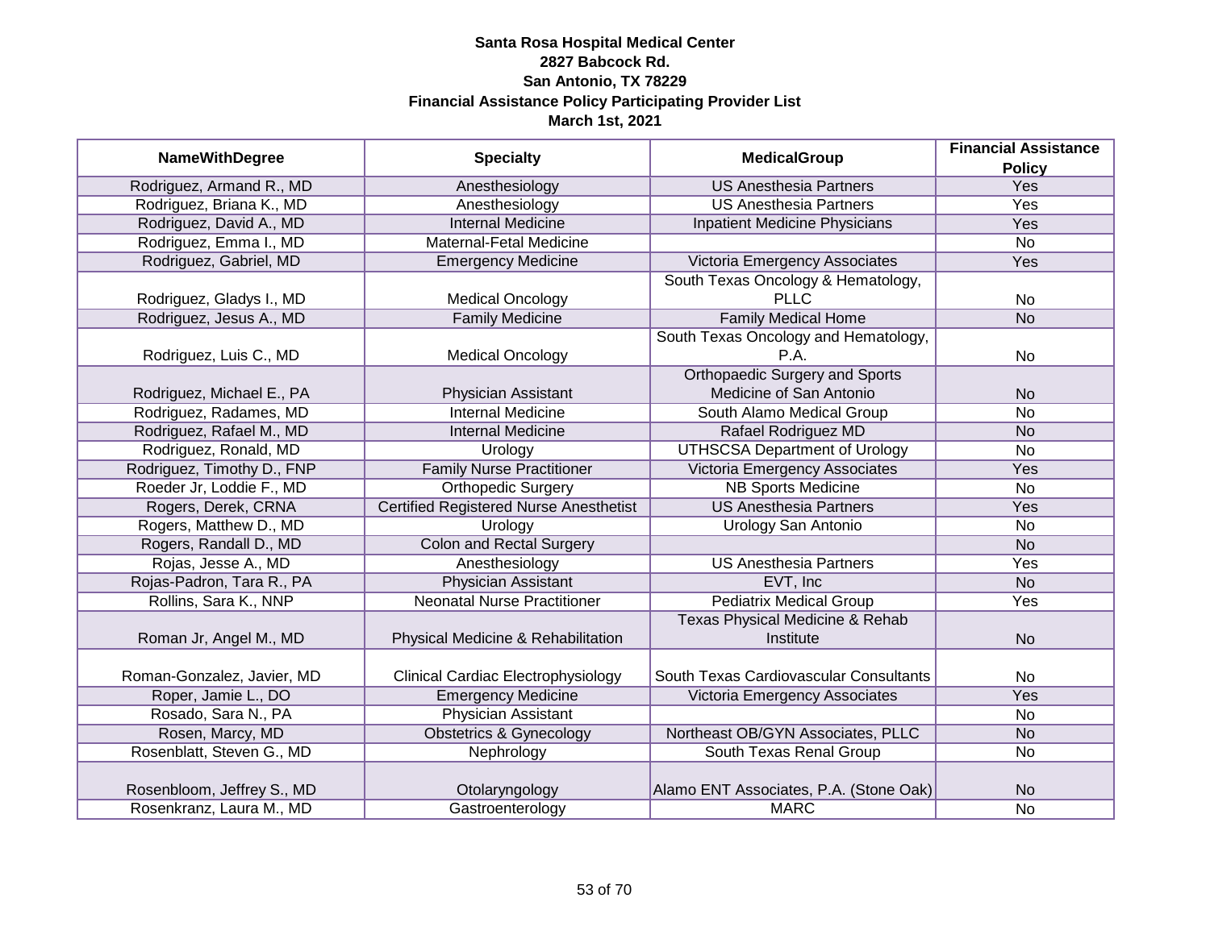**Santa Rosa Hospital Medical Center**
**2827 Babcock Rd.**
**San Antonio, TX 78229**
**Financial Assistance Policy Participating Provider List**
**March 1st, 2021**

| NameWithDegree | Specialty | MedicalGroup | Financial Assistance Policy |
|---|---|---|---|
| Rodriguez, Armand R., MD | Anesthesiology | US Anesthesia Partners | Yes |
| Rodriguez, Briana K., MD | Anesthesiology | US Anesthesia Partners | Yes |
| Rodriguez, David A., MD | Internal Medicine | Inpatient Medicine Physicians | Yes |
| Rodriguez, Emma I., MD | Maternal-Fetal Medicine | | No |
| Rodriguez, Gabriel, MD | Emergency Medicine | Victoria Emergency Associates | Yes |
| Rodriguez, Gladys I., MD | Medical Oncology | South Texas Oncology & Hematology, PLLC | No |
| Rodriguez, Jesus A., MD | Family Medicine | Family Medical Home | No |
| Rodriguez, Luis C., MD | Medical Oncology | South Texas Oncology and Hematology, P.A. | No |
| Rodriguez, Michael E., PA | Physician Assistant | Orthopaedic Surgery and Sports Medicine of San Antonio | No |
| Rodriguez, Radames, MD | Internal Medicine | South Alamo Medical Group | No |
| Rodriguez, Rafael M., MD | Internal Medicine | Rafael Rodriguez MD | No |
| Rodriguez, Ronald, MD | Urology | UTHSCSA Department of Urology | No |
| Rodriguez, Timothy D., FNP | Family Nurse Practitioner | Victoria Emergency Associates | Yes |
| Roeder Jr, Loddie F., MD | Orthopedic Surgery | NB Sports Medicine | No |
| Rogers, Derek, CRNA | Certified Registered Nurse Anesthetist | US Anesthesia Partners | Yes |
| Rogers, Matthew D., MD | Urology | Urology San Antonio | No |
| Rogers, Randall D., MD | Colon and Rectal Surgery | | No |
| Rojas, Jesse A., MD | Anesthesiology | US Anesthesia Partners | Yes |
| Rojas-Padron, Tara R., PA | Physician Assistant | EVT, Inc | No |
| Rollins, Sara K., NNP | Neonatal Nurse Practitioner | Pediatrix Medical Group | Yes |
| Roman Jr, Angel M., MD | Physical Medicine & Rehabilitation | Texas Physical Medicine & Rehab Institute | No |
| Roman-Gonzalez, Javier, MD | Clinical Cardiac Electrophysiology | South Texas Cardiovascular Consultants | No |
| Roper, Jamie L., DO | Emergency Medicine | Victoria Emergency Associates | Yes |
| Rosado, Sara N., PA | Physician Assistant | | No |
| Rosen, Marcy, MD | Obstetrics & Gynecology | Northeast OB/GYN Associates, PLLC | No |
| Rosenblatt, Steven G., MD | Nephrology | South Texas Renal Group | No |
| Rosenbloom, Jeffrey S., MD | Otolaryngology | Alamo ENT Associates, P.A. (Stone Oak) | No |
| Rosenkranz, Laura M., MD | Gastroenterology | MARC | No |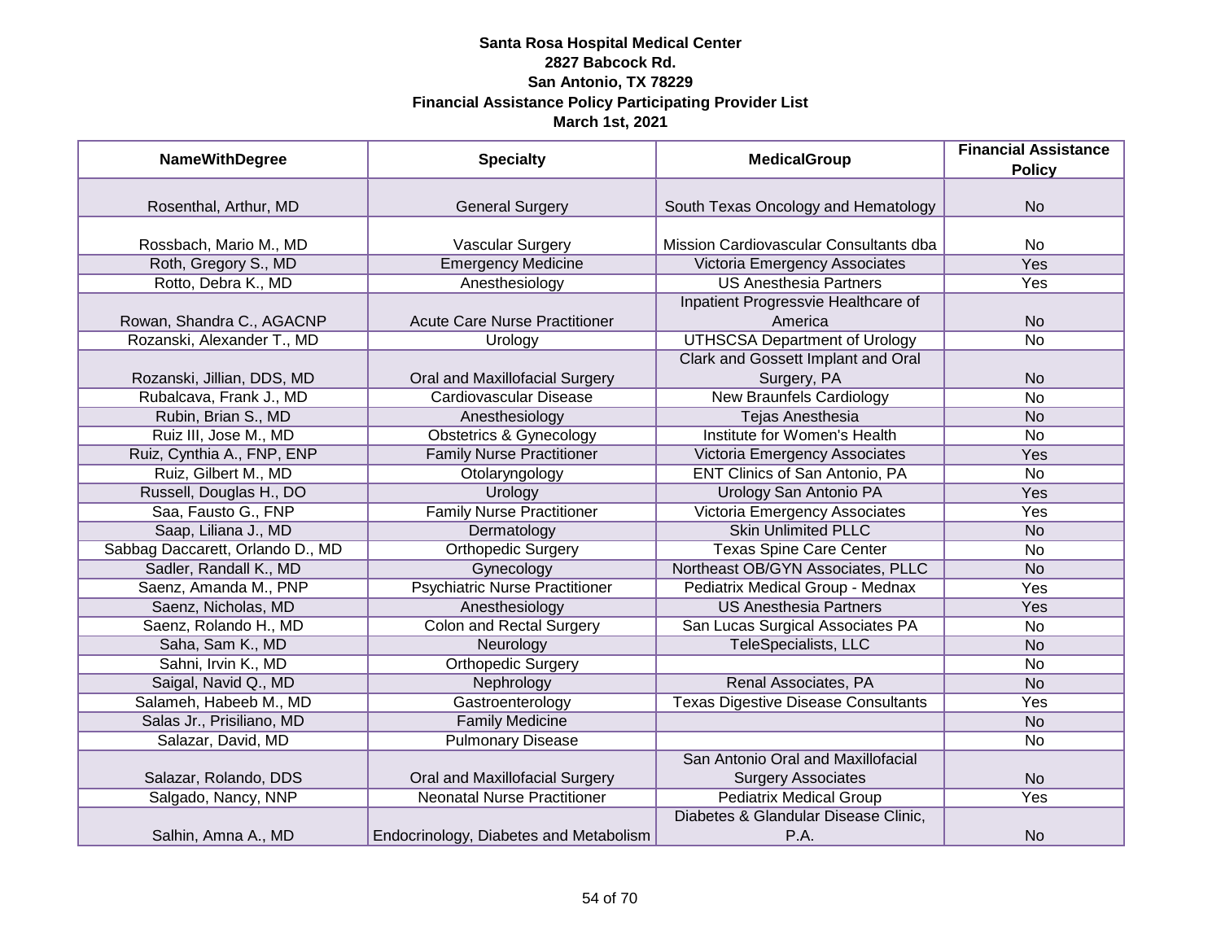**Santa Rosa Hospital Medical Center**
**2827 Babcock Rd.**
**San Antonio, TX 78229**
**Financial Assistance Policy Participating Provider List**
**March 1st, 2021**

| NameWithDegree | Specialty | MedicalGroup | Financial Assistance Policy |
|---|---|---|---|
| Rosenthal, Arthur, MD | General Surgery | South Texas Oncology and Hematology | No |
| Rossbach, Mario M., MD | Vascular Surgery | Mission Cardiovascular Consultants dba | No |
| Roth, Gregory S., MD | Emergency Medicine | Victoria Emergency Associates | Yes |
| Rotto, Debra K., MD | Anesthesiology | US Anesthesia Partners | Yes |
| Rowan, Shandra C., AGACNP | Acute Care Nurse Practitioner | Inpatient Progressvie Healthcare of America | No |
| Rozanski, Alexander T., MD | Urology | UTHSCSA Department of Urology | No |
| Rozanski, Jillian, DDS, MD | Oral and Maxillofacial Surgery | Clark and Gossett Implant and Oral Surgery, PA | No |
| Rubalcava, Frank J., MD | Cardiovascular Disease | New Braunfels Cardiology | No |
| Rubin, Brian S., MD | Anesthesiology | Tejas Anesthesia | No |
| Ruiz III, Jose M., MD | Obstetrics & Gynecology | Institute for Women's Health | No |
| Ruiz, Cynthia A., FNP, ENP | Family Nurse Practitioner | Victoria Emergency Associates | Yes |
| Ruiz, Gilbert M., MD | Otolaryngology | ENT Clinics of San Antonio, PA | No |
| Russell, Douglas H., DO | Urology | Urology San Antonio PA | Yes |
| Saa, Fausto G., FNP | Family Nurse Practitioner | Victoria Emergency Associates | Yes |
| Saap, Liliana J., MD | Dermatology | Skin Unlimited PLLC | No |
| Sabbag Daccarett, Orlando D., MD | Orthopedic Surgery | Texas Spine Care Center | No |
| Sadler, Randall K., MD | Gynecology | Northeast OB/GYN Associates, PLLC | No |
| Saenz, Amanda M., PNP | Psychiatric Nurse Practitioner | Pediatrix Medical Group - Mednax | Yes |
| Saenz, Nicholas, MD | Anesthesiology | US Anesthesia Partners | Yes |
| Saenz, Rolando H., MD | Colon and Rectal Surgery | San Lucas Surgical Associates PA | No |
| Saha, Sam K., MD | Neurology | TeleSpecialists, LLC | No |
| Sahni, Irvin K., MD | Orthopedic Surgery | | No |
| Saigal, Navid Q., MD | Nephrology | Renal Associates, PA | No |
| Salameh, Habeeb M., MD | Gastroenterology | Texas Digestive Disease Consultants | Yes |
| Salas Jr., Prisiliano, MD | Family Medicine | | No |
| Salazar, David, MD | Pulmonary Disease | | No |
| Salazar, Rolando, DDS | Oral and Maxillofacial Surgery | San Antonio Oral and Maxillofacial Surgery Associates | No |
| Salgado, Nancy, NNP | Neonatal Nurse Practitioner | Pediatrix Medical Group | Yes |
| Salhin, Amna A., MD | Endocrinology, Diabetes and Metabolism | Diabetes & Glandular Disease Clinic, P.A. | No |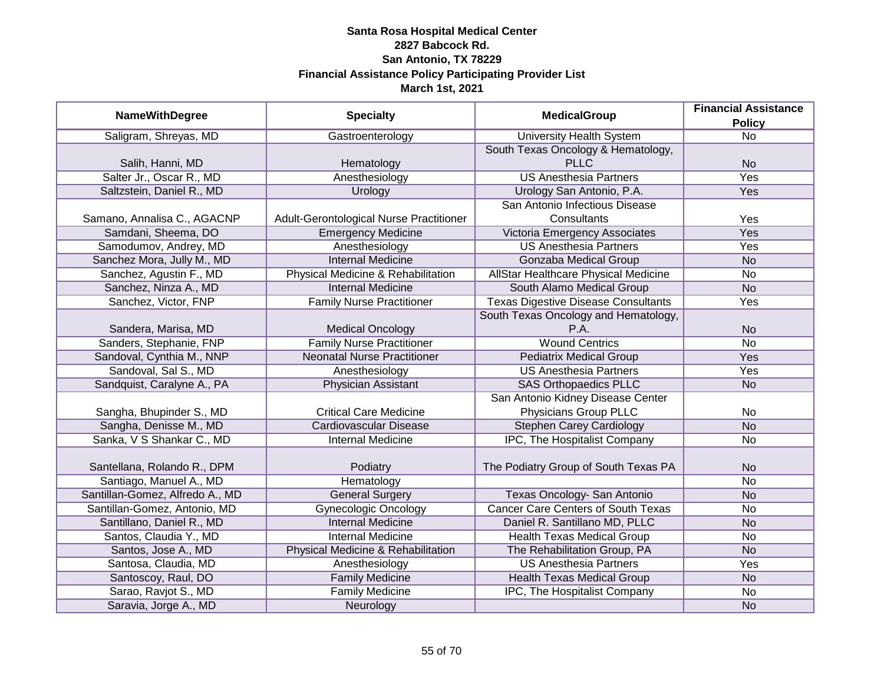**Santa Rosa Hospital Medical Center**
**2827 Babcock Rd.**
**San Antonio, TX 78229**
**Financial Assistance Policy Participating Provider List**
**March 1st, 2021**

| NameWithDegree | Specialty | MedicalGroup | Financial Assistance Policy |
|---|---|---|---|
| Saligram, Shreyas, MD | Gastroenterology | University Health System | No |
| Salih, Hanni, MD | Hematology | South Texas Oncology & Hematology, PLLC | No |
| Salter Jr., Oscar R., MD | Anesthesiology | US Anesthesia Partners | Yes |
| Saltzstein, Daniel R., MD | Urology | Urology San Antonio, P.A. | Yes |
| Samano, Annalisa C., AGACNP | Adult-Gerontological Nurse Practitioner | San Antonio Infectious Disease Consultants | Yes |
| Samdani, Sheema, DO | Emergency Medicine | Victoria Emergency Associates | Yes |
| Samodumov, Andrey, MD | Anesthesiology | US Anesthesia Partners | Yes |
| Sanchez Mora, Jully M., MD | Internal Medicine | Gonzaba Medical Group | No |
| Sanchez, Agustin F., MD | Physical Medicine & Rehabilitation | AllStar Healthcare Physical Medicine | No |
| Sanchez, Ninza A., MD | Internal Medicine | South Alamo Medical Group | No |
| Sanchez, Victor, FNP | Family Nurse Practitioner | Texas Digestive Disease Consultants | Yes |
| Sandera, Marisa, MD | Medical Oncology | South Texas Oncology and Hematology, P.A. | No |
| Sanders, Stephanie, FNP | Family Nurse Practitioner | Wound Centrics | No |
| Sandoval, Cynthia M., NNP | Neonatal Nurse Practitioner | Pediatrix Medical Group | Yes |
| Sandoval, Sal S., MD | Anesthesiology | US Anesthesia Partners | Yes |
| Sandquist, Caralyne A., PA | Physician Assistant | SAS Orthopaedics PLLC | No |
| Sangha, Bhupinder S., MD | Critical Care Medicine | San Antonio Kidney Disease Center Physicians Group PLLC | No |
| Sangha, Denisse M., MD | Cardiovascular Disease | Stephen Carey Cardiology | No |
| Sanka, V S Shankar C., MD | Internal Medicine | IPC, The Hospitalist Company | No |
| Santellana, Rolando R., DPM | Podiatry | The Podiatry Group of South Texas PA | No |
| Santiago, Manuel A., MD | Hematology | | No |
| Santillan-Gomez, Alfredo A., MD | General Surgery | Texas Oncology- San Antonio | No |
| Santillan-Gomez, Antonio, MD | Gynecologic Oncology | Cancer Care Centers of South Texas | No |
| Santillano, Daniel R., MD | Internal Medicine | Daniel R. Santillano MD, PLLC | No |
| Santos, Claudia Y., MD | Internal Medicine | Health Texas Medical Group | No |
| Santos, Jose A., MD | Physical Medicine & Rehabilitation | The Rehabilitation Group, PA | No |
| Santosa, Claudia, MD | Anesthesiology | US Anesthesia Partners | Yes |
| Santoscoy, Raul, DO | Family Medicine | Health Texas Medical Group | No |
| Sarao, Ravjot S., MD | Family Medicine | IPC, The Hospitalist Company | No |
| Saravia, Jorge A., MD | Neurology | | No |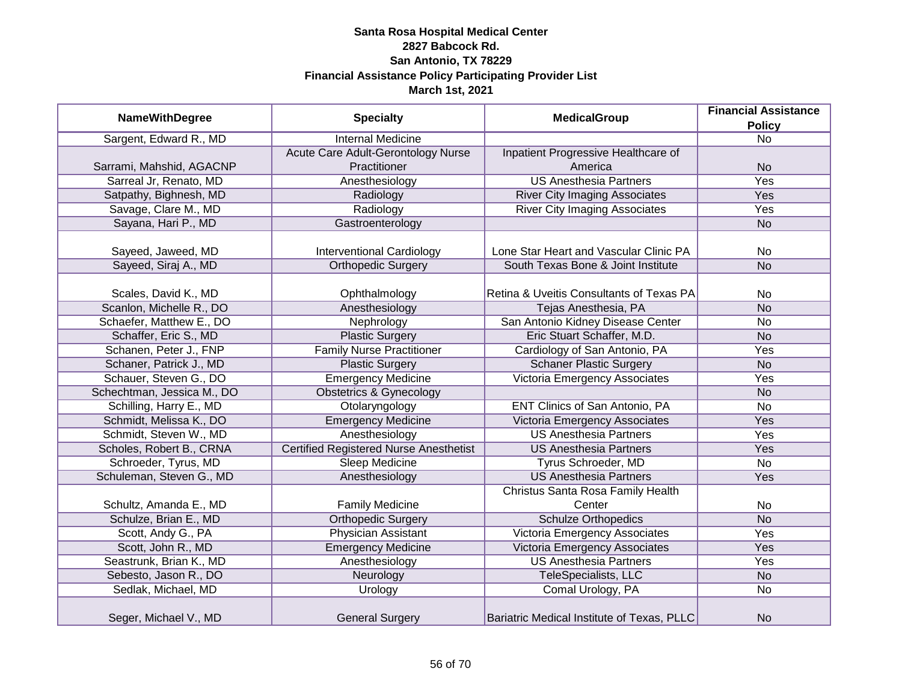**Santa Rosa Hospital Medical Center**
**2827 Babcock Rd.**
**San Antonio, TX 78229**
**Financial Assistance Policy Participating Provider List**
**March 1st, 2021**

| NameWithDegree | Specialty | MedicalGroup | Financial Assistance Policy |
|---|---|---|---|
| Sargent, Edward R., MD | Internal Medicine | | No |
| Sarrami, Mahshid, AGACNP | Acute Care Adult-Gerontology Nurse Practitioner | Inpatient Progressive Healthcare of America | No |
| Sarreal Jr, Renato, MD | Anesthesiology | US Anesthesia Partners | Yes |
| Satpathy, Bighnesh, MD | Radiology | River City Imaging Associates | Yes |
| Savage, Clare M., MD | Radiology | River City Imaging Associates | Yes |
| Sayana, Hari P., MD | Gastroenterology | | No |
| Sayeed, Jaweed, MD | Interventional Cardiology | Lone Star Heart and Vascular Clinic PA | No |
| Sayeed, Siraj A., MD | Orthopedic Surgery | South Texas Bone & Joint Institute | No |
| Scales, David K., MD | Ophthalmology | Retina & Uveitis Consultants of Texas PA | No |
| Scanlon, Michelle R., DO | Anesthesiology | Tejas Anesthesia, PA | No |
| Schaefer, Matthew E., DO | Nephrology | San Antonio Kidney Disease Center | No |
| Schaffer, Eric S., MD | Plastic Surgery | Eric Stuart Schaffer, M.D. | No |
| Schanen, Peter J., FNP | Family Nurse Practitioner | Cardiology of San Antonio, PA | Yes |
| Schaner, Patrick J., MD | Plastic Surgery | Schaner Plastic Surgery | No |
| Schauer, Steven G., DO | Emergency Medicine | Victoria Emergency Associates | Yes |
| Schechtman, Jessica M., DO | Obstetrics & Gynecology | | No |
| Schilling, Harry E., MD | Otolaryngology | ENT Clinics of San Antonio, PA | No |
| Schmidt, Melissa K., DO | Emergency Medicine | Victoria Emergency Associates | Yes |
| Schmidt, Steven W., MD | Anesthesiology | US Anesthesia Partners | Yes |
| Scholes, Robert B., CRNA | Certified Registered Nurse Anesthetist | US Anesthesia Partners | Yes |
| Schroeder, Tyrus, MD | Sleep Medicine | Tyrus Schroeder, MD | No |
| Schuleman, Steven G., MD | Anesthesiology | US Anesthesia Partners | Yes |
| Schultz, Amanda E., MD | Family Medicine | Christus Santa Rosa Family Health Center | No |
| Schulze, Brian E., MD | Orthopedic Surgery | Schulze Orthopedics | No |
| Scott, Andy G., PA | Physician Assistant | Victoria Emergency Associates | Yes |
| Scott, John R., MD | Emergency Medicine | Victoria Emergency Associates | Yes |
| Seastrunk, Brian K., MD | Anesthesiology | US Anesthesia Partners | Yes |
| Sebesto, Jason R., DO | Neurology | TeleSpecialists, LLC | No |
| Sedlak, Michael, MD | Urology | Comal Urology, PA | No |
| Seger, Michael V., MD | General Surgery | Bariatric Medical Institute of Texas, PLLC | No |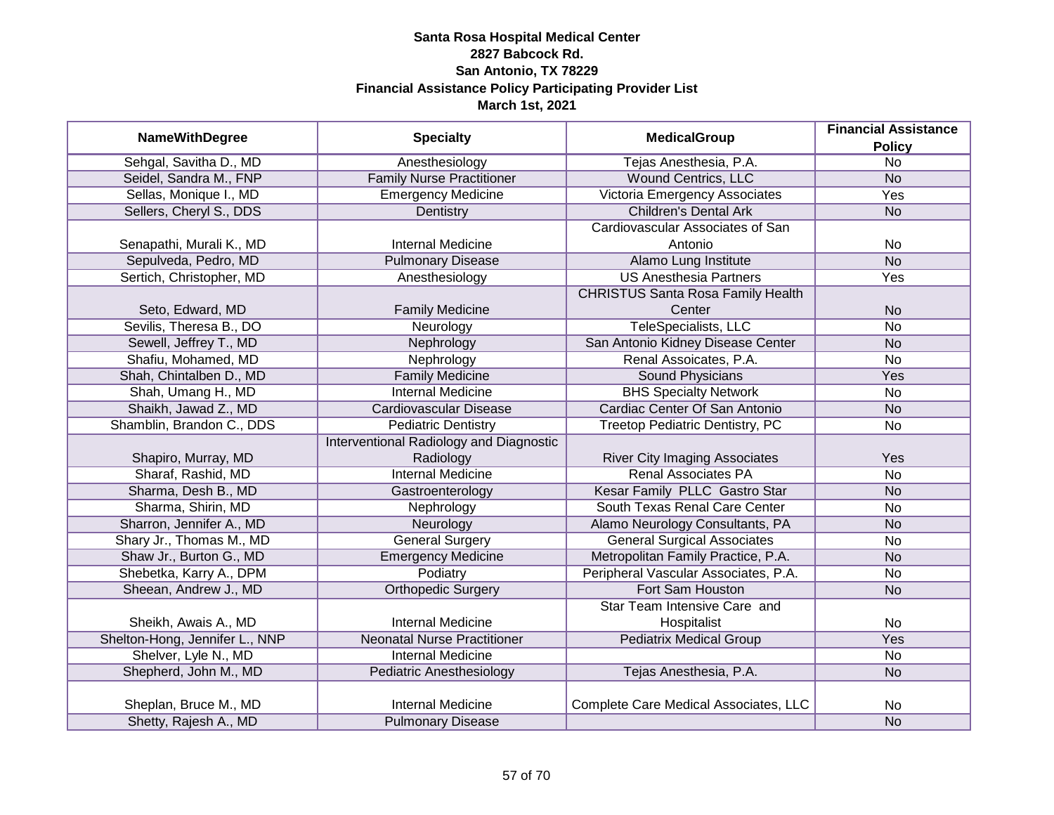**Santa Rosa Hospital Medical Center**
**2827 Babcock Rd.**
**San Antonio, TX 78229**
**Financial Assistance Policy Participating Provider List**
**March 1st, 2021**

| NameWithDegree | Specialty | MedicalGroup | Financial Assistance Policy |
|---|---|---|---|
| Sehgal, Savitha D., MD | Anesthesiology | Tejas Anesthesia, P.A. | No |
| Seidel, Sandra M., FNP | Family Nurse Practitioner | Wound Centrics, LLC | No |
| Sellas, Monique I., MD | Emergency Medicine | Victoria Emergency Associates | Yes |
| Sellers, Cheryl S., DDS | Dentistry | Children's Dental Ark | No |
| Senapathi, Murali K., MD | Internal Medicine | Cardiovascular Associates of San Antonio | No |
| Sepulveda, Pedro, MD | Pulmonary Disease | Alamo Lung Institute | No |
| Sertich, Christopher, MD | Anesthesiology | US Anesthesia Partners | Yes |
| Seto, Edward, MD | Family Medicine | CHRISTUS Santa Rosa Family Health Center | No |
| Sevilis, Theresa B., DO | Neurology | TeleSpecialists, LLC | No |
| Sewell, Jeffrey T., MD | Nephrology | San Antonio Kidney Disease Center | No |
| Shafiu, Mohamed, MD | Nephrology | Renal Assoicates, P.A. | No |
| Shah, Chintalben D., MD | Family Medicine | Sound Physicians | Yes |
| Shah, Umang H., MD | Internal Medicine | BHS Specialty Network | No |
| Shaikh, Jawad Z., MD | Cardiovascular Disease | Cardiac Center Of San Antonio | No |
| Shamblin, Brandon C., DDS | Pediatric Dentistry | Treetop Pediatric Dentistry, PC | No |
| Shapiro, Murray, MD | Interventional Radiology and Diagnostic Radiology | River City Imaging Associates | Yes |
| Sharaf, Rashid, MD | Internal Medicine | Renal Associates PA | No |
| Sharma, Desh B., MD | Gastroenterology | Kesar Family PLLC Gastro Star | No |
| Sharma, Shirin, MD | Nephrology | South Texas Renal Care Center | No |
| Sharron, Jennifer A., MD | Neurology | Alamo Neurology Consultants, PA | No |
| Shary Jr., Thomas M., MD | General Surgery | General Surgical Associates | No |
| Shaw Jr., Burton G., MD | Emergency Medicine | Metropolitan Family Practice, P.A. | No |
| Shebetka, Karry A., DPM | Podiatry | Peripheral Vascular Associates, P.A. | No |
| Sheean, Andrew J., MD | Orthopedic Surgery | Fort Sam Houston | No |
| Sheikh, Awais A., MD | Internal Medicine | Star Team Intensive Care and Hospitalist | No |
| Shelton-Hong, Jennifer L., NNP | Neonatal Nurse Practitioner | Pediatrix Medical Group | Yes |
| Shelver, Lyle N., MD | Internal Medicine | | No |
| Shepherd, John M., MD | Pediatric Anesthesiology | Tejas Anesthesia, P.A. | No |
| Sheplan, Bruce M., MD | Internal Medicine | Complete Care Medical Associates, LLC | No |
| Shetty, Rajesh A., MD | Pulmonary Disease | | No |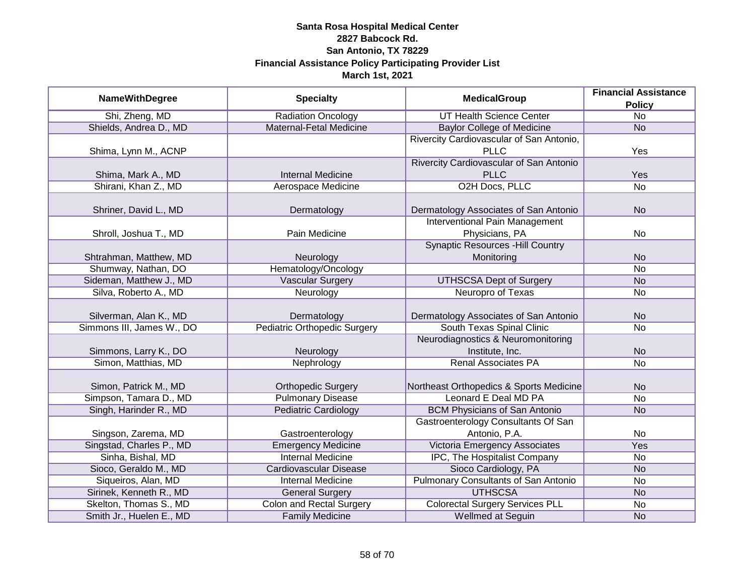**Santa Rosa Hospital Medical Center**
**2827 Babcock Rd.**
**San Antonio, TX 78229**
**Financial Assistance Policy Participating Provider List**
**March 1st, 2021**

| NameWithDegree | Specialty | MedicalGroup | Financial Assistance Policy |
|---|---|---|---|
| Shi, Zheng, MD | Radiation Oncology | UT Health Science Center | No |
| Shields, Andrea D., MD | Maternal-Fetal Medicine | Baylor College of Medicine | No |
| Shima, Lynn M., ACNP | | Rivercity Cardiovascular of San Antonio, PLLC | Yes |
| Shima, Mark A., MD | Internal Medicine | Rivercity Cardiovascular of San Antonio PLLC | Yes |
| Shirani, Khan Z., MD | Aerospace Medicine | O2H Docs, PLLC | No |
| Shriner, David L., MD | Dermatology | Dermatology Associates of San Antonio | No |
| Shroll, Joshua T., MD | Pain Medicine | Interventional Pain Management Physicians, PA | No |
| Shtrahman, Matthew, MD | Neurology | Synaptic Resources -Hill Country Monitoring | No |
| Shumway, Nathan, DO | Hematology/Oncology | | No |
| Sideman, Matthew J., MD | Vascular Surgery | UTHSCSA Dept of Surgery | No |
| Silva, Roberto A., MD | Neurology | Neuropro of Texas | No |
| Silverman, Alan K., MD | Dermatology | Dermatology Associates of San Antonio | No |
| Simmons III, James W., DO | Pediatric Orthopedic Surgery | South Texas Spinal Clinic | No |
| Simmons, Larry K., DO | Neurology | Neurodiagnostics & Neuromonitoring Institute, Inc. | No |
| Simon, Matthias, MD | Nephrology | Renal Associates PA | No |
| Simon, Patrick M., MD | Orthopedic Surgery | Northeast Orthopedics & Sports Medicine | No |
| Simpson, Tamara D., MD | Pulmonary Disease | Leonard E Deal MD PA | No |
| Singh, Harinder R., MD | Pediatric Cardiology | BCM Physicians of San Antonio | No |
| Singson, Zarema, MD | Gastroenterology | Gastroenterology Consultants Of San Antonio, P.A. | No |
| Singstad, Charles P., MD | Emergency Medicine | Victoria Emergency Associates | Yes |
| Sinha, Bishal, MD | Internal Medicine | IPC, The Hospitalist Company | No |
| Sioco, Geraldo M., MD | Cardiovascular Disease | Sioco Cardiology, PA | No |
| Siqueiros, Alan, MD | Internal Medicine | Pulmonary Consultants of San Antonio | No |
| Sirinek, Kenneth R., MD | General Surgery | UTHSCSA | No |
| Skelton, Thomas S., MD | Colon and Rectal Surgery | Colorectal Surgery Services PLL | No |
| Smith Jr., Huelen E., MD | Family Medicine | Wellmed at Seguin | No |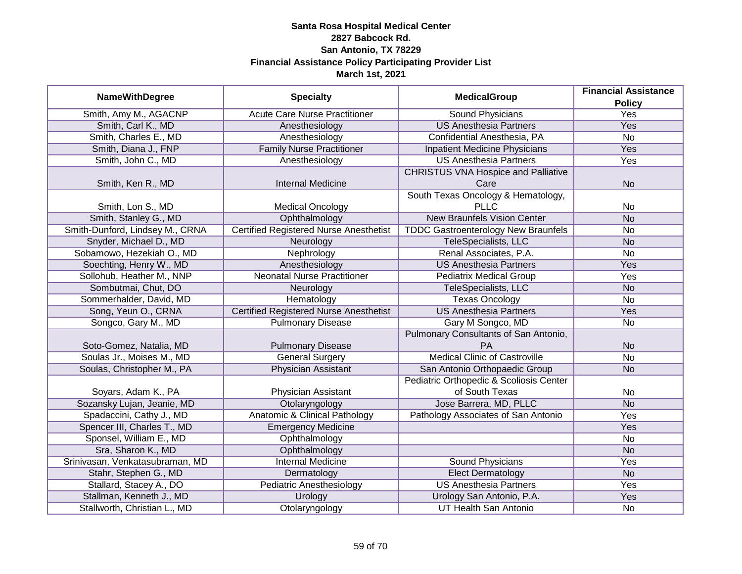# Santa Rosa Hospital Medical Center
## 2827 Babcock Rd.
## San Antonio, TX 78229
## Financial Assistance Policy Participating Provider List
## March 1st, 2021

| NameWithDegree | Specialty | MedicalGroup | Financial Assistance Policy |
|---|---|---|---|
| Smith, Amy M., AGACNP | Acute Care Nurse Practitioner | Sound Physicians | Yes |
| Smith, Carl K., MD | Anesthesiology | US Anesthesia Partners | Yes |
| Smith, Charles E., MD | Anesthesiology | Confidential Anesthesia, PA | No |
| Smith, Diana J., FNP | Family Nurse Practitioner | Inpatient Medicine Physicians | Yes |
| Smith, John C., MD | Anesthesiology | US Anesthesia Partners | Yes |
| Smith, Ken R., MD | Internal Medicine | CHRISTUS VNA Hospice and Palliative Care | No |
| Smith, Lon S., MD | Medical Oncology | South Texas Oncology & Hematology, PLLC | No |
| Smith, Stanley G., MD | Ophthalmology | New Braunfels Vision Center | No |
| Smith-Dunford, Lindsey M., CRNA | Certified Registered Nurse Anesthetist | TDDC Gastroenterology New Braunfels | No |
| Snyder, Michael D., MD | Neurology | TeleSpecialists, LLC | No |
| Sobamowo, Hezekiah O., MD | Nephrology | Renal Associates, P.A. | No |
| Soechting, Henry W., MD | Anesthesiology | US Anesthesia Partners | Yes |
| Sollohub, Heather M., NNP | Neonatal Nurse Practitioner | Pediatrix Medical Group | Yes |
| Sombutmai, Chut, DO | Neurology | TeleSpecialists, LLC | No |
| Sommerhalder, David, MD | Hematology | Texas Oncology | No |
| Song, Yeun O., CRNA | Certified Registered Nurse Anesthetist | US Anesthesia Partners | Yes |
| Songco, Gary M., MD | Pulmonary Disease | Gary M Songco, MD | No |
| Soto-Gomez, Natalia, MD | Pulmonary Disease | Pulmonary Consultants of San Antonio, PA | No |
| Soulas Jr., Moises M., MD | General Surgery | Medical Clinic of Castroville | No |
| Soulas, Christopher M., PA | Physician Assistant | San Antonio Orthopaedic Group | No |
| Soyars, Adam K., PA | Physician Assistant | Pediatric Orthopedic & Scoliosis Center of South Texas | No |
| Sozansky Lujan, Jeanie, MD | Otolaryngology | Jose Barrera, MD, PLLC | No |
| Spadaccini, Cathy J., MD | Anatomic & Clinical Pathology | Pathology Associates of San Antonio | Yes |
| Spencer III, Charles T., MD | Emergency Medicine | | Yes |
| Sponsel, William E., MD | Ophthalmology | | No |
| Sra, Sharon K., MD | Ophthalmology | | No |
| Srinivasan, Venkatasubraman, MD | Internal Medicine | Sound Physicians | Yes |
| Stahr, Stephen G., MD | Dermatology | Elect Dermatology | No |
| Stallard, Stacey A., DO | Pediatric Anesthesiology | US Anesthesia Partners | Yes |
| Stallman, Kenneth J., MD | Urology | Urology San Antonio, P.A. | Yes |
| Stallworth, Christian L., MD | Otolaryngology | UT Health San Antonio | No |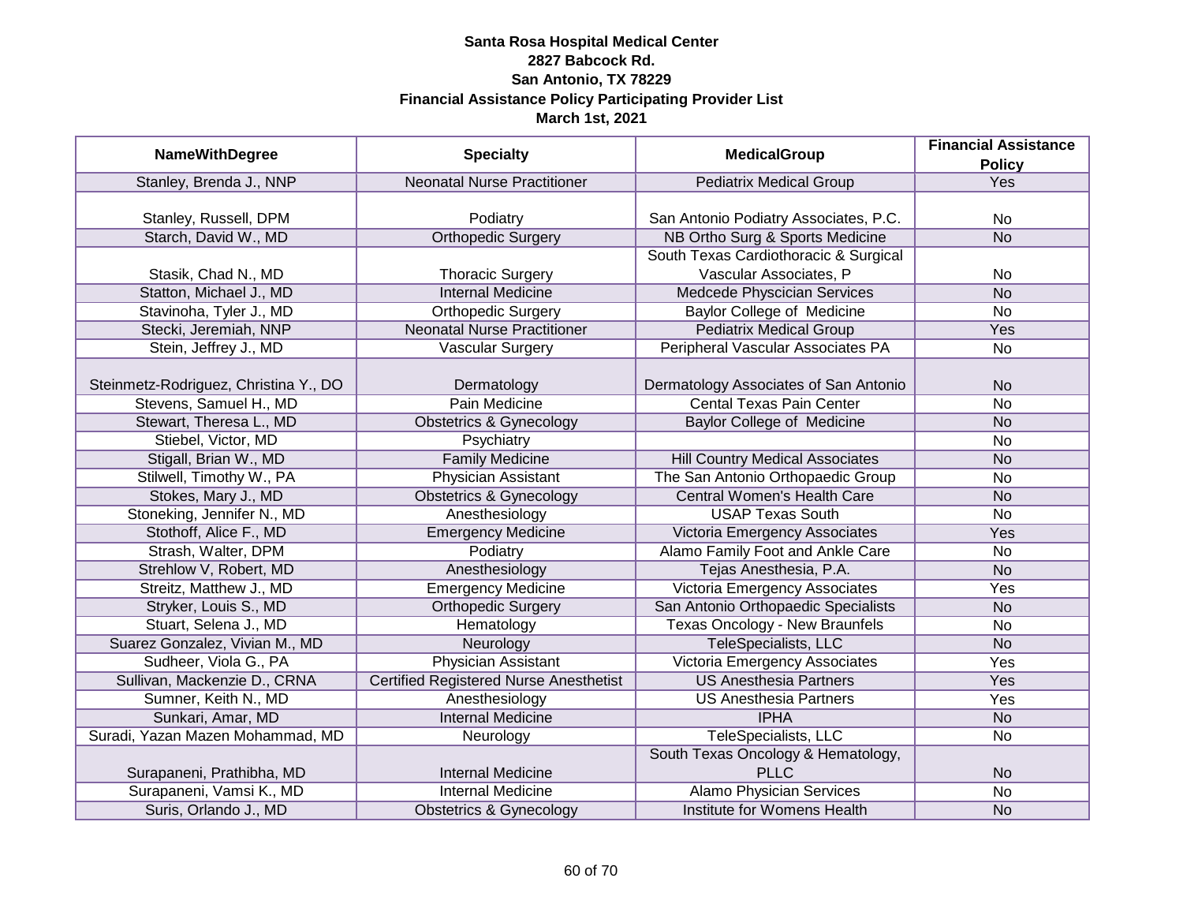**Santa Rosa Hospital Medical Center**
**2827 Babcock Rd.**
**San Antonio, TX 78229**
**Financial Assistance Policy Participating Provider List**
**March 1st, 2021**

| NameWithDegree | Specialty | MedicalGroup | Financial Assistance Policy |
|---|---|---|---|
| Stanley, Brenda J., NNP | Neonatal Nurse Practitioner | Pediatrix Medical Group | Yes |
| Stanley, Russell, DPM | Podiatry | San Antonio Podiatry Associates, P.C. | No |
| Starch, David W., MD | Orthopedic Surgery | NB Ortho Surg & Sports Medicine | No |
| Stasik, Chad N., MD | Thoracic Surgery | South Texas Cardiothoracic & Surgical Vascular Associates, P | No |
| Statton, Michael J., MD | Internal Medicine | Medcede Physician Services | No |
| Stavinoha, Tyler J., MD | Orthopedic Surgery | Baylor College of Medicine | No |
| Stecki, Jeremiah, NNP | Neonatal Nurse Practitioner | Pediatrix Medical Group | Yes |
| Stein, Jeffrey J., MD | Vascular Surgery | Peripheral Vascular Associates PA | No |
| Steinmetz-Rodriguez, Christina Y., DO | Dermatology | Dermatology Associates of San Antonio | No |
| Stevens, Samuel H., MD | Pain Medicine | Cental Texas Pain Center | No |
| Stewart, Theresa L., MD | Obstetrics & Gynecology | Baylor College of Medicine | No |
| Stiebel, Victor, MD | Psychiatry | | No |
| Stigall, Brian W., MD | Family Medicine | Hill Country Medical Associates | No |
| Stilwell, Timothy W., PA | Physician Assistant | The San Antonio Orthopaedic Group | No |
| Stokes, Mary J., MD | Obstetrics & Gynecology | Central Women's Health Care | No |
| Stoneking, Jennifer N., MD | Anesthesiology | USAP Texas South | No |
| Stothoff, Alice F., MD | Emergency Medicine | Victoria Emergency Associates | Yes |
| Strash, Walter, DPM | Podiatry | Alamo Family Foot and Ankle Care | No |
| Strehlow V, Robert, MD | Anesthesiology | Tejas Anesthesia, P.A. | No |
| Streitz, Matthew J., MD | Emergency Medicine | Victoria Emergency Associates | Yes |
| Stryker, Louis S., MD | Orthopedic Surgery | San Antonio Orthopaedic Specialists | No |
| Stuart, Selena J., MD | Hematology | Texas Oncology - New Braunfels | No |
| Suarez Gonzalez, Vivian M., MD | Neurology | TeleSpecialists, LLC | No |
| Sudheer, Viola G., PA | Physician Assistant | Victoria Emergency Associates | Yes |
| Sullivan, Mackenzie D., CRNA | Certified Registered Nurse Anesthetist | US Anesthesia Partners | Yes |
| Sumner, Keith N., MD | Anesthesiology | US Anesthesia Partners | Yes |
| Sunkari, Amar, MD | Internal Medicine | IPHA | No |
| Suradi, Yazan Mazen Mohammad, MD | Neurology | TeleSpecialists, LLC | No |
| Surapaneni, Prathibha, MD | Internal Medicine | South Texas Oncology & Hematology, PLLC | No |
| Surapaneni, Vamsi K., MD | Internal Medicine | Alamo Physician Services | No |
| Suris, Orlando J., MD | Obstetrics & Gynecology | Institute for Womens Health | No |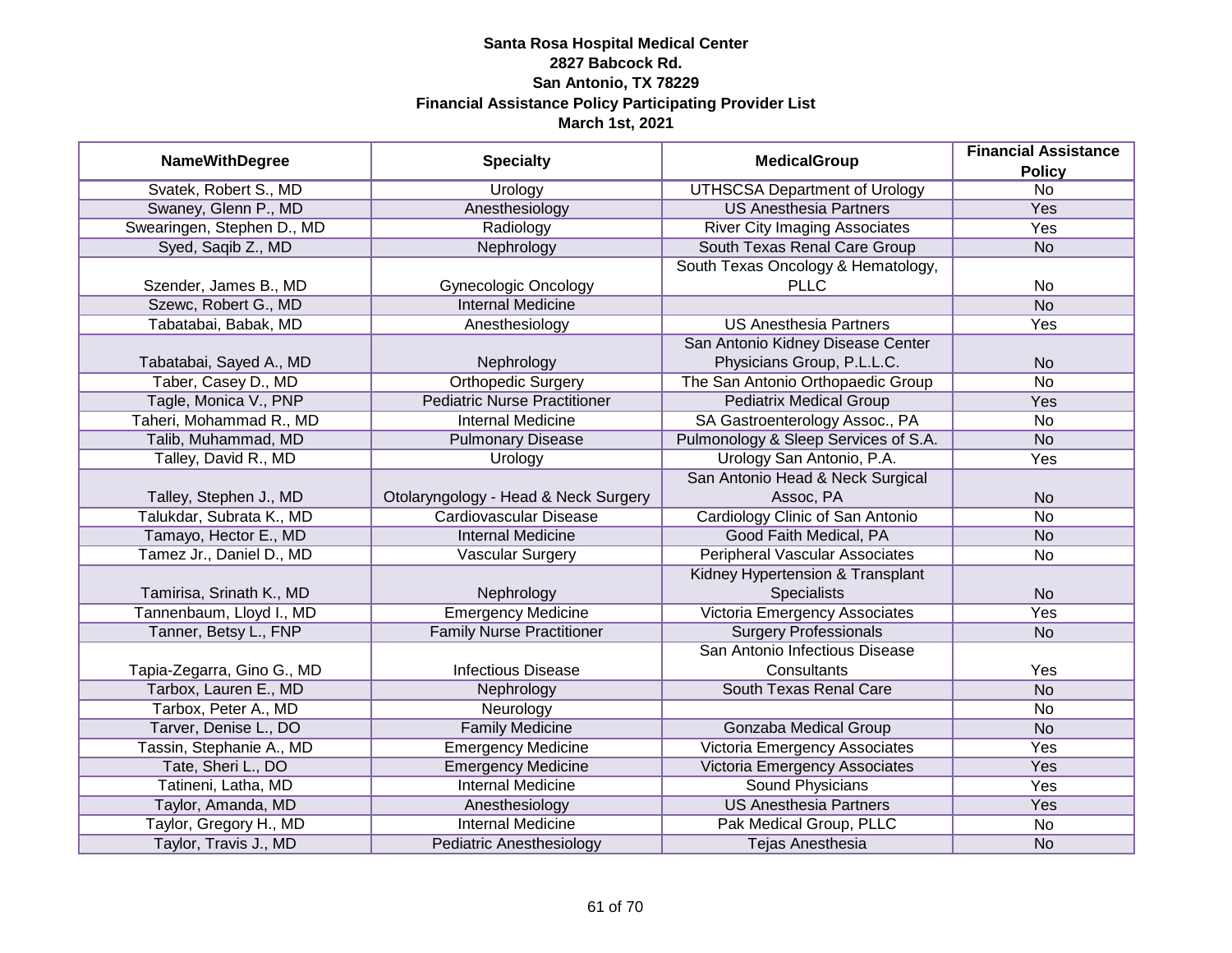**Santa Rosa Hospital Medical Center**
**2827 Babcock Rd.**
**San Antonio, TX 78229**
**Financial Assistance Policy Participating Provider List**
**March 1st, 2021**

| NameWithDegree | Specialty | MedicalGroup | Financial Assistance Policy |
|---|---|---|---|
| Svatek, Robert S., MD | Urology | UTHSCSA Department of Urology | No |
| Swaney, Glenn P., MD | Anesthesiology | US Anesthesia Partners | Yes |
| Swearingen, Stephen D., MD | Radiology | River City Imaging Associates | Yes |
| Syed, Saqib Z., MD | Nephrology | South Texas Renal Care Group | No |
| Szender, James B., MD | Gynecologic Oncology | South Texas Oncology & Hematology, PLLC | No |
| Szewc, Robert G., MD | Internal Medicine | | No |
| Tabatabai, Babak, MD | Anesthesiology | US Anesthesia Partners | Yes |
| Tabatabai, Sayed A., MD | Nephrology | San Antonio Kidney Disease Center Physicians Group, P.L.L.C. | No |
| Taber, Casey D., MD | Orthopedic Surgery | The San Antonio Orthopaedic Group | No |
| Tagle, Monica V., PNP | Pediatric Nurse Practitioner | Pediatrix Medical Group | Yes |
| Taheri, Mohammad R., MD | Internal Medicine | SA Gastroenterology Assoc., PA | No |
| Talib, Muhammad, MD | Pulmonary Disease | Pulmonology & Sleep Services of S.A. | No |
| Talley, David R., MD | Urology | Urology San Antonio, P.A. | Yes |
| Talley, Stephen J., MD | Otolaryngology - Head & Neck Surgery | San Antonio Head & Neck Surgical Assoc, PA | No |
| Talukdar, Subrata K., MD | Cardiovascular Disease | Cardiology Clinic of San Antonio | No |
| Tamayo, Hector E., MD | Internal Medicine | Good Faith Medical, PA | No |
| Tamez Jr., Daniel D., MD | Vascular Surgery | Peripheral Vascular Associates | No |
| Tamirisa, Srinath K., MD | Nephrology | Kidney Hypertension & Transplant Specialists | No |
| Tannenbaum, Lloyd I., MD | Emergency Medicine | Victoria Emergency Associates | Yes |
| Tanner, Betsy L., FNP | Family Nurse Practitioner | Surgery Professionals | No |
| Tapia-Zegarra, Gino G., MD | Infectious Disease | San Antonio Infectious Disease Consultants | Yes |
| Tarbox, Lauren E., MD | Nephrology | South Texas Renal Care | No |
| Tarbox, Peter A., MD | Neurology | | No |
| Tarver, Denise L., DO | Family Medicine | Gonzaba Medical Group | No |
| Tassin, Stephanie A., MD | Emergency Medicine | Victoria Emergency Associates | Yes |
| Tate, Sheri L., DO | Emergency Medicine | Victoria Emergency Associates | Yes |
| Tatineni, Latha, MD | Internal Medicine | Sound Physicians | Yes |
| Taylor, Amanda, MD | Anesthesiology | US Anesthesia Partners | Yes |
| Taylor, Gregory H., MD | Internal Medicine | Pak Medical Group, PLLC | No |
| Taylor, Travis J., MD | Pediatric Anesthesiology | Tejas Anesthesia | No |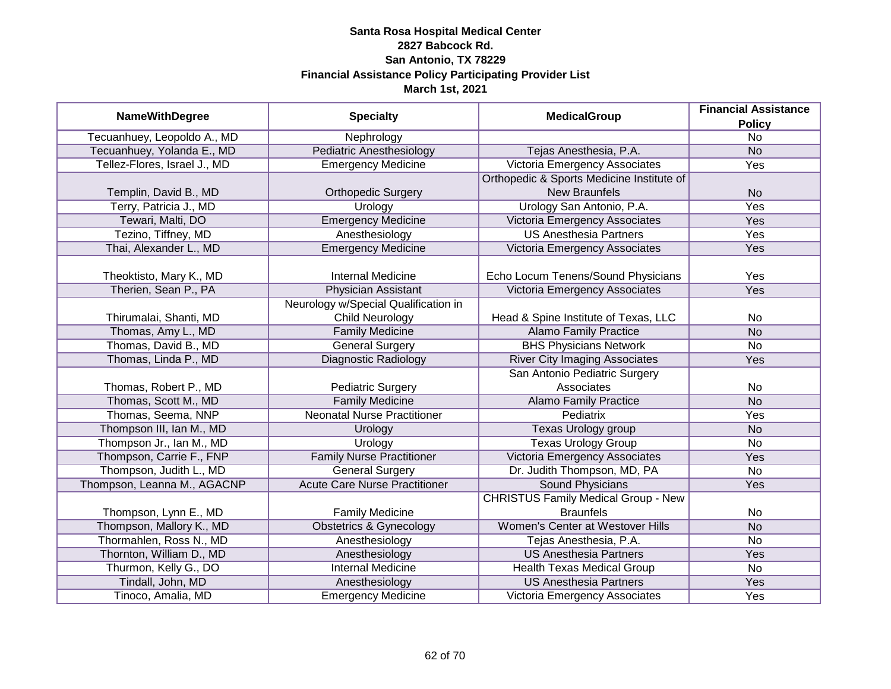**Santa Rosa Hospital Medical Center**
**2827 Babcock Rd.**
**San Antonio, TX 78229**
**Financial Assistance Policy Participating Provider List**
**March 1st, 2021**

| NameWithDegree | Specialty | MedicalGroup | Financial Assistance Policy |
|---|---|---|---|
| Tecuanhuey, Leopoldo A., MD | Nephrology | | No |
| Tecuanhuey, Yolanda E., MD | Pediatric Anesthesiology | Tejas Anesthesia, P.A. | No |
| Tellez-Flores, Israel J., MD | Emergency Medicine | Victoria Emergency Associates | Yes |
| Templin, David B., MD | Orthopedic Surgery | Orthopedic & Sports Medicine Institute of New Braunfels | No |
| Terry, Patricia J., MD | Urology | Urology San Antonio, P.A. | Yes |
| Tewari, Malti, DO | Emergency Medicine | Victoria Emergency Associates | Yes |
| Tezino, Tiffney, MD | Anesthesiology | US Anesthesia Partners | Yes |
| Thai, Alexander L., MD | Emergency Medicine | Victoria Emergency Associates | Yes |
| Theoktisto, Mary K., MD | Internal Medicine | Echo Locum Tenens/Sound Physicians | Yes |
| Therien, Sean P., PA | Physician Assistant | Victoria Emergency Associates | Yes |
| Thirumalai, Shanti, MD | Neurology w/Special Qualification in Child Neurology | Head & Spine Institute of Texas, LLC | No |
| Thomas, Amy L., MD | Family Medicine | Alamo Family Practice | No |
| Thomas, David B., MD | General Surgery | BHS Physicians Network | No |
| Thomas, Linda P., MD | Diagnostic Radiology | River City Imaging Associates | Yes |
| Thomas, Robert P., MD | Pediatric Surgery | San Antonio Pediatric Surgery Associates | No |
| Thomas, Scott M., MD | Family Medicine | Alamo Family Practice | No |
| Thomas, Seema, NNP | Neonatal Nurse Practitioner | Pediatrix | Yes |
| Thompson III, Ian M., MD | Urology | Texas Urology group | No |
| Thompson Jr., Ian M., MD | Urology | Texas Urology Group | No |
| Thompson, Carrie F., FNP | Family Nurse Practitioner | Victoria Emergency Associates | Yes |
| Thompson, Judith L., MD | General Surgery | Dr. Judith Thompson, MD, PA | No |
| Thompson, Leanna M., AGACNP | Acute Care Nurse Practitioner | Sound Physicians | Yes |
| Thompson, Lynn E., MD | Family Medicine | CHRISTUS Family Medical Group - New Braunfels | No |
| Thompson, Mallory K., MD | Obstetrics & Gynecology | Women's Center at Westover Hills | No |
| Thormahlen, Ross N., MD | Anesthesiology | Tejas Anesthesia, P.A. | No |
| Thornton, William D., MD | Anesthesiology | US Anesthesia Partners | Yes |
| Thurmon, Kelly G., DO | Internal Medicine | Health Texas Medical Group | No |
| Tindall, John, MD | Anesthesiology | US Anesthesia Partners | Yes |
| Tinoco, Amalia, MD | Emergency Medicine | Victoria Emergency Associates | Yes |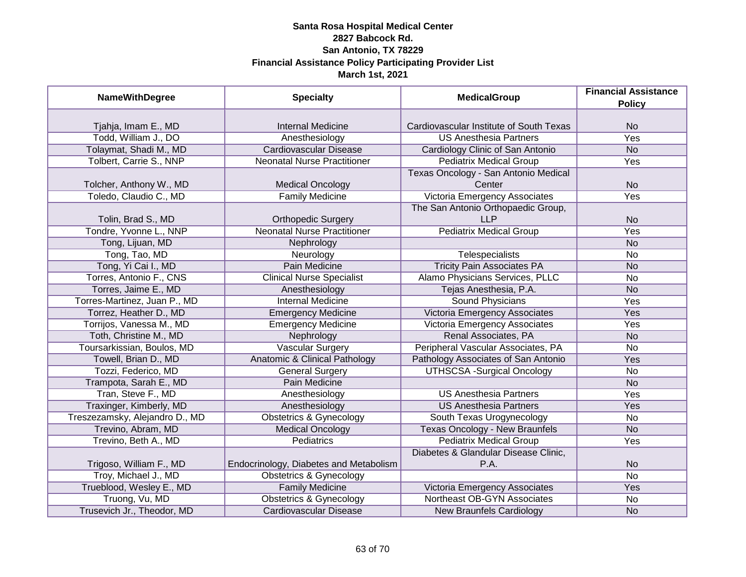**Santa Rosa Hospital Medical Center**
**2827 Babcock Rd.**
**San Antonio, TX 78229**
**Financial Assistance Policy Participating Provider List**
**March 1st, 2021**

| NameWithDegree | Specialty | MedicalGroup | Financial Assistance Policy |
|---|---|---|---|
| Tjahja, Imam E., MD | Internal Medicine | Cardiovascular Institute of South Texas | No |
| Todd, William J., DO | Anesthesiology | US Anesthesia Partners | Yes |
| Tolaymat, Shadi M., MD | Cardiovascular Disease | Cardiology Clinic of San Antonio | No |
| Tolbert, Carrie S., NNP | Neonatal Nurse Practitioner | Pediatrix Medical Group | Yes |
| Tolcher, Anthony W., MD | Medical Oncology | Texas Oncology - San Antonio Medical Center | No |
| Toledo, Claudio C., MD | Family Medicine | Victoria Emergency Associates | Yes |
| Tolin, Brad S., MD | Orthopedic Surgery | The San Antonio Orthopaedic Group, LLP | No |
| Tondre, Yvonne L., NNP | Neonatal Nurse Practitioner | Pediatrix Medical Group | Yes |
| Tong, Lijuan, MD | Nephrology | | No |
| Tong, Tao, MD | Neurology | Telespecialists | No |
| Tong, Yi Cai I., MD | Pain Medicine | Tricity Pain Associates PA | No |
| Torres, Antonio F., CNS | Clinical Nurse Specialist | Alamo Physicians Services, PLLC | No |
| Torres, Jaime E., MD | Anesthesiology | Tejas Anesthesia, P.A. | No |
| Torres-Martinez, Juan P., MD | Internal Medicine | Sound Physicians | Yes |
| Torrez, Heather D., MD | Emergency Medicine | Victoria Emergency Associates | Yes |
| Torrijos, Vanessa M., MD | Emergency Medicine | Victoria Emergency Associates | Yes |
| Toth, Christine M., MD | Nephrology | Renal Associates, PA | No |
| Toursarkissian, Boulos, MD | Vascular Surgery | Peripheral Vascular Associates, PA | No |
| Towell, Brian D., MD | Anatomic & Clinical Pathology | Pathology Associates of San Antonio | Yes |
| Tozzi, Federico, MD | General Surgery | UTHSCSA -Surgical Oncology | No |
| Trampota, Sarah E., MD | Pain Medicine | | No |
| Tran, Steve F., MD | Anesthesiology | US Anesthesia Partners | Yes |
| Traxinger, Kimberly, MD | Anesthesiology | US Anesthesia Partners | Yes |
| Treszezamsky, Alejandro D., MD | Obstetrics & Gynecology | South Texas Urogynecology | No |
| Trevino, Abram, MD | Medical Oncology | Texas Oncology - New Braunfels | No |
| Trevino, Beth A., MD | Pediatrics | Pediatrix Medical Group | Yes |
| Trigoso, William F., MD | Endocrinology, Diabetes and Metabolism | Diabetes & Glandular Disease Clinic, P.A. | No |
| Troy, Michael J., MD | Obstetrics & Gynecology | | No |
| Trueblood, Wesley E., MD | Family Medicine | Victoria Emergency Associates | Yes |
| Truong, Vu, MD | Obstetrics & Gynecology | Northeast OB-GYN Associates | No |
| Trusevich Jr., Theodor, MD | Cardiovascular Disease | New Braunfels Cardiology | No |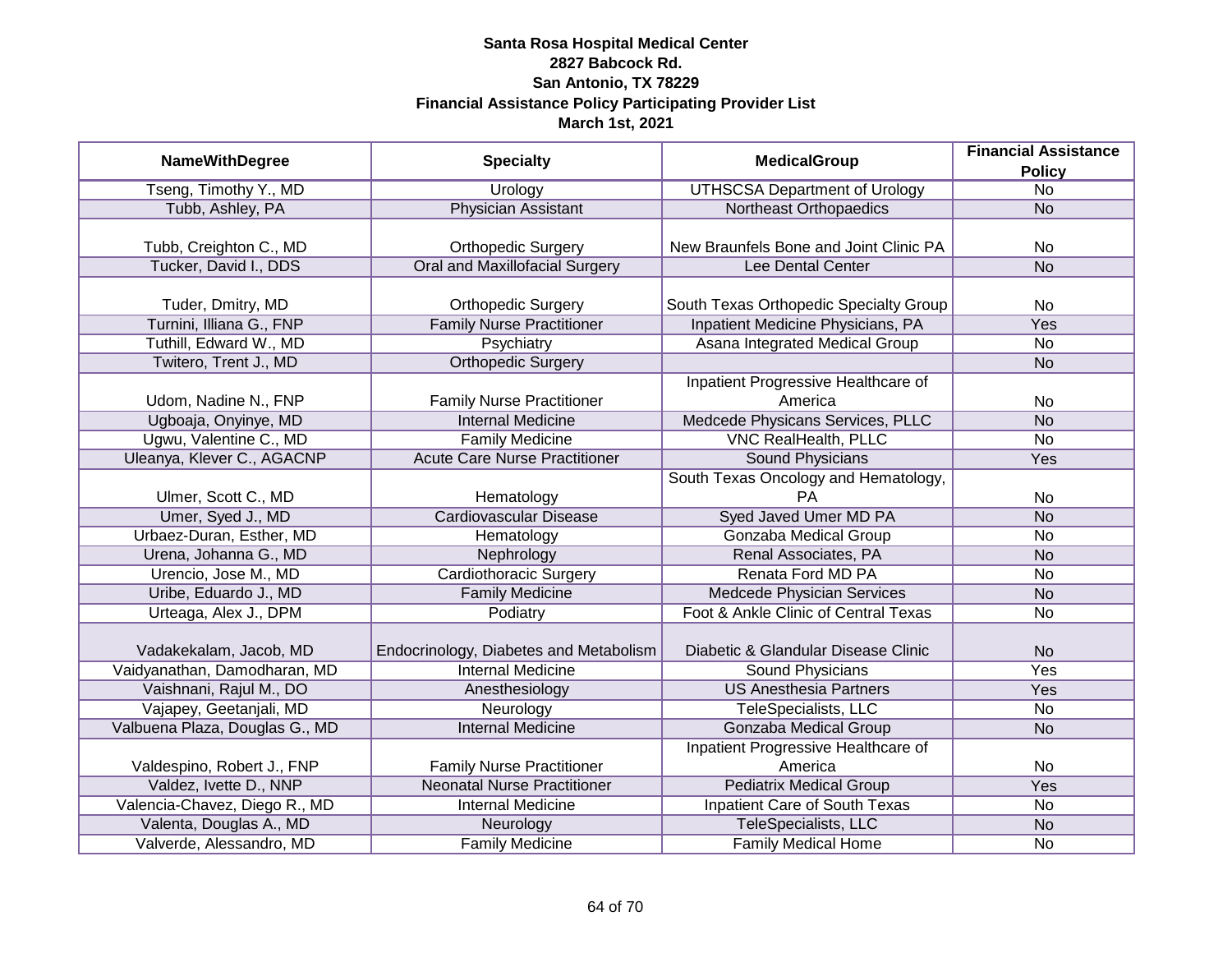**Santa Rosa Hospital Medical Center**
**2827 Babcock Rd.**
**San Antonio, TX 78229**
**Financial Assistance Policy Participating Provider List**
**March 1st, 2021**

| NameWithDegree | Specialty | MedicalGroup | Financial Assistance Policy |
|---|---|---|---|
| Tseng, Timothy Y., MD | Urology | UTHSCSA Department of Urology | No |
| Tubb, Ashley, PA | Physician Assistant | Northeast Orthopaedics | No |
| Tubb, Creighton C., MD | Orthopedic Surgery | New Braunfels Bone and Joint Clinic PA | No |
| Tucker, David I., DDS | Oral and Maxillofacial Surgery | Lee Dental Center | No |
| Tuder, Dmitry, MD | Orthopedic Surgery | South Texas Orthopedic Specialty Group | No |
| Turnini, Illiana G., FNP | Family Nurse Practitioner | Inpatient Medicine Physicians, PA | Yes |
| Tuthill, Edward W., MD | Psychiatry | Asana Integrated Medical Group | No |
| Twitero, Trent J., MD | Orthopedic Surgery | | No |
| Udom, Nadine N., FNP | Family Nurse Practitioner | Inpatient Progressive Healthcare of America | No |
| Ugboaja, Onyinye, MD | Internal Medicine | Medcede Physicans Services, PLLC | No |
| Ugwu, Valentine C., MD | Family Medicine | VNC RealHealth, PLLC | No |
| Uleanya, Klever C., AGACNP | Acute Care Nurse Practitioner | Sound Physicians | Yes |
| Ulmer, Scott C., MD | Hematology | South Texas Oncology and Hematology, PA | No |
| Umer, Syed J., MD | Cardiovascular Disease | Syed Javed Umer MD PA | No |
| Urbaez-Duran, Esther, MD | Hematology | Gonzaba Medical Group | No |
| Urena, Johanna G., MD | Nephrology | Renal Associates, PA | No |
| Urencio, Jose M., MD | Cardiothoracic Surgery | Renata Ford MD PA | No |
| Uribe, Eduardo J., MD | Family Medicine | Medcede Physician Services | No |
| Urteaga, Alex J., DPM | Podiatry | Foot & Ankle Clinic of Central Texas | No |
| Vadakekalam, Jacob, MD | Endocrinology, Diabetes and Metabolism | Diabetic & Glandular Disease Clinic | No |
| Vaidyanathan, Damodharan, MD | Internal Medicine | Sound Physicians | Yes |
| Vaishnani, Rajul M., DO | Anesthesiology | US Anesthesia Partners | Yes |
| Vajapey, Geetanjali, MD | Neurology | TeleSpecialists, LLC | No |
| Valbuena Plaza, Douglas G., MD | Internal Medicine | Gonzaba Medical Group | No |
| Valdespino, Robert J., FNP | Family Nurse Practitioner | Inpatient Progressive Healthcare of America | No |
| Valdez, Ivette D., NNP | Neonatal Nurse Practitioner | Pediatrix Medical Group | Yes |
| Valencia-Chavez, Diego R., MD | Internal Medicine | Inpatient Care of South Texas | No |
| Valenta, Douglas A., MD | Neurology | TeleSpecialists, LLC | No |
| Valverde, Alessandro, MD | Family Medicine | Family Medical Home | No |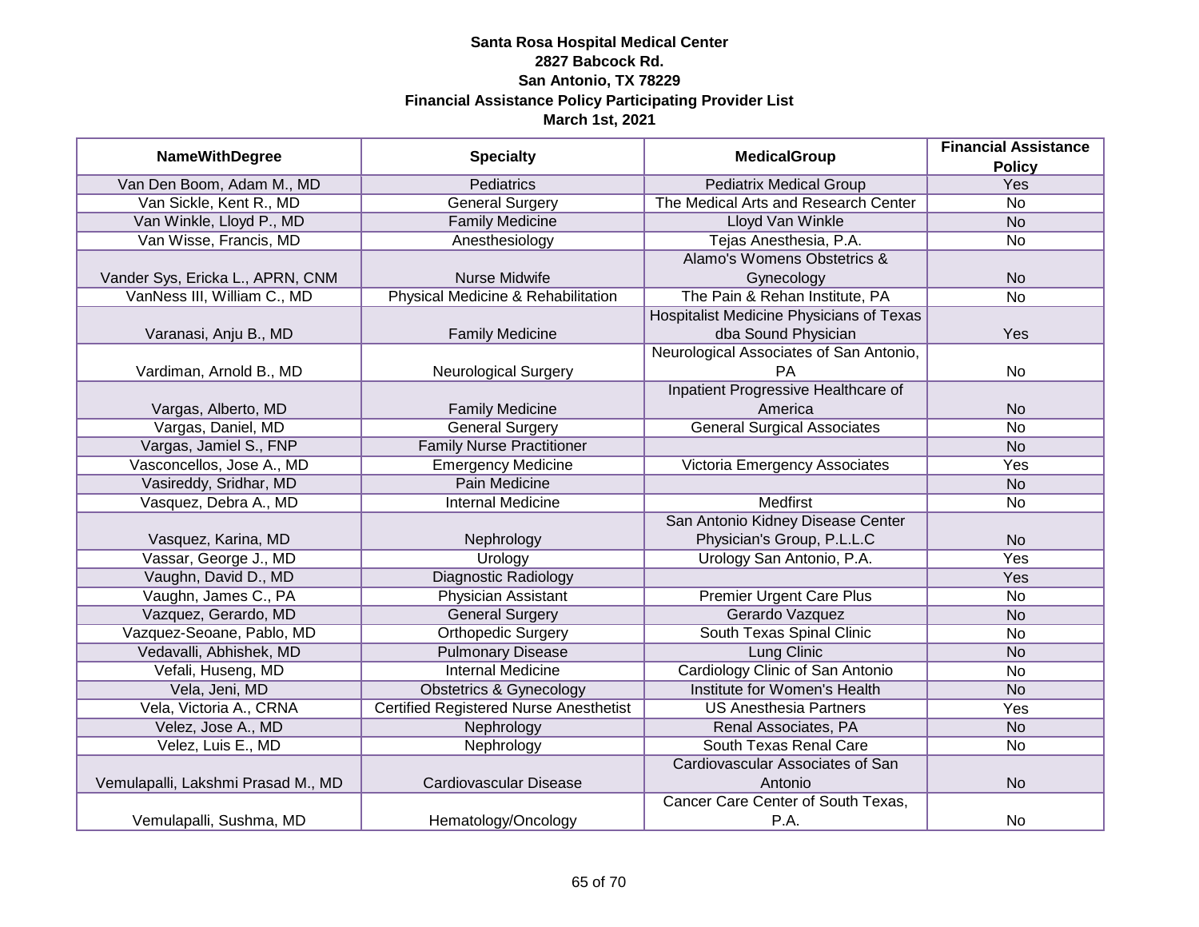**Santa Rosa Hospital Medical Center**
**2827 Babcock Rd.**
**San Antonio, TX 78229**
**Financial Assistance Policy Participating Provider List**
**March 1st, 2021**

| NameWithDegree | Specialty | MedicalGroup | Financial Assistance Policy |
|---|---|---|---|
| Van Den Boom, Adam M., MD | Pediatrics | Pediatrix Medical Group | Yes |
| Van Sickle, Kent R., MD | General Surgery | The Medical Arts and Research Center | No |
| Van Winkle, Lloyd P., MD | Family Medicine | Lloyd Van Winkle | No |
| Van Wisse, Francis, MD | Anesthesiology | Tejas Anesthesia, P.A. | No |
| Vander Sys, Ericka L., APRN, CNM | Nurse Midwife | Alamo's Womens Obstetrics & Gynecology | No |
| VanNess III, William C., MD | Physical Medicine & Rehabilitation | The Pain & Rehan Institute, PA | No |
| Varanasi, Anju B., MD | Family Medicine | Hospitalist Medicine Physicians of Texas dba Sound Physician | Yes |
| Vardiman, Arnold B., MD | Neurological Surgery | Neurological Associates of San Antonio, PA | No |
| Vargas, Alberto, MD | Family Medicine | Inpatient Progressive Healthcare of America | No |
| Vargas, Daniel, MD | General Surgery | General Surgical Associates | No |
| Vargas, Jamiel S., FNP | Family Nurse Practitioner | | No |
| Vasconcellos, Jose A., MD | Emergency Medicine | Victoria Emergency Associates | Yes |
| Vasireddy, Sridhar, MD | Pain Medicine | | No |
| Vasquez, Debra A., MD | Internal Medicine | Medfirst | No |
| Vasquez, Karina, MD | Nephrology | San Antonio Kidney Disease Center Physician's Group, P.L.L.C | No |
| Vassar, George J., MD | Urology | Urology San Antonio, P.A. | Yes |
| Vaughn, David D., MD | Diagnostic Radiology | | Yes |
| Vaughn, James C., PA | Physician Assistant | Premier Urgent Care Plus | No |
| Vazquez, Gerardo, MD | General Surgery | Gerardo Vazquez | No |
| Vazquez-Seoane, Pablo, MD | Orthopedic Surgery | South Texas Spinal Clinic | No |
| Vedavalli, Abhishek, MD | Pulmonary Disease | Lung Clinic | No |
| Vefali, Huseng, MD | Internal Medicine | Cardiology Clinic of San Antonio | No |
| Vela, Jeni, MD | Obstetrics & Gynecology | Institute for Women's Health | No |
| Vela, Victoria A., CRNA | Certified Registered Nurse Anesthetist | US Anesthesia Partners | Yes |
| Velez, Jose A., MD | Nephrology | Renal Associates, PA | No |
| Velez, Luis E., MD | Nephrology | South Texas Renal Care | No |
| Vemulapalli, Lakshmi Prasad M., MD | Cardiovascular Disease | Cardiovascular Associates of San Antonio | No |
| Vemulapalli, Sushma, MD | Hematology/Oncology | Cancer Care Center of South Texas, P.A. | No |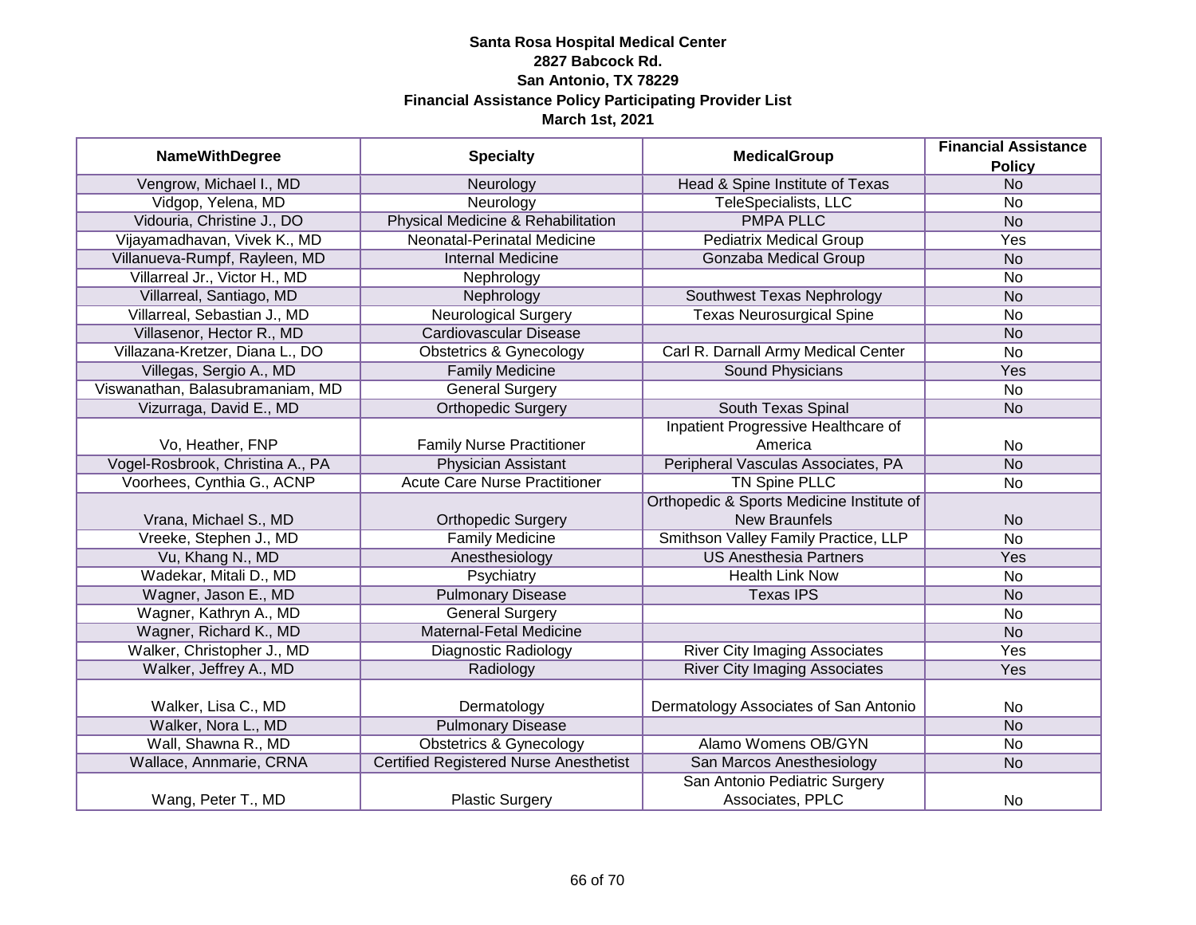**Santa Rosa Hospital Medical Center**
**2827 Babcock Rd.**
**San Antonio, TX 78229**
**Financial Assistance Policy Participating Provider List**
**March 1st, 2021**

| NameWithDegree | Specialty | MedicalGroup | Financial Assistance Policy |
|---|---|---|---|
| Vengrow, Michael I., MD | Neurology | Head & Spine Institute of Texas | No |
| Vidgop, Yelena, MD | Neurology | TeleSpecialists, LLC | No |
| Vidouria, Christine J., DO | Physical Medicine & Rehabilitation | PMPA PLLC | No |
| Vijayamadhavan, Vivek K., MD | Neonatal-Perinatal Medicine | Pediatrix Medical Group | Yes |
| Villanueva-Rumpf, Rayleen, MD | Internal Medicine | Gonzaba Medical Group | No |
| Villarreal Jr., Victor H., MD | Nephrology | | No |
| Villarreal, Santiago, MD | Nephrology | Southwest Texas Nephrology | No |
| Villarreal, Sebastian J., MD | Neurological Surgery | Texas Neurosurgical Spine | No |
| Villasenor, Hector R., MD | Cardiovascular Disease | | No |
| Villazana-Kretzer, Diana L., DO | Obstetrics & Gynecology | Carl R. Darnall Army Medical Center | No |
| Villegas, Sergio A., MD | Family Medicine | Sound Physicians | Yes |
| Viswanathan, Balasubramaniam, MD | General Surgery | | No |
| Vizurraga, David E., MD | Orthopedic Surgery | South Texas Spinal | No |
| Vo, Heather, FNP | Family Nurse Practitioner | Inpatient Progressive Healthcare of America | No |
| Vogel-Rosbrook, Christina A., PA | Physician Assistant | Peripheral Vasculas Associates, PA | No |
| Voorhees, Cynthia G., ACNP | Acute Care Nurse Practitioner | TN Spine PLLC | No |
| Vrana, Michael S., MD | Orthopedic Surgery | Orthopedic & Sports Medicine Institute of New Braunfels | No |
| Vreeke, Stephen J., MD | Family Medicine | Smithson Valley Family Practice, LLP | No |
| Vu, Khang N., MD | Anesthesiology | US Anesthesia Partners | Yes |
| Wadekar, Mitali D., MD | Psychiatry | Health Link Now | No |
| Wagner, Jason E., MD | Pulmonary Disease | Texas IPS | No |
| Wagner, Kathryn A., MD | General Surgery | | No |
| Wagner, Richard K., MD | Maternal-Fetal Medicine | | No |
| Walker, Christopher J., MD | Diagnostic Radiology | River City Imaging Associates | Yes |
| Walker, Jeffrey A., MD | Radiology | River City Imaging Associates | Yes |
| Walker, Lisa C., MD | Dermatology | Dermatology Associates of San Antonio | No |
| Walker, Nora L., MD | Pulmonary Disease | | No |
| Wall, Shawna R., MD | Obstetrics & Gynecology | Alamo Womens OB/GYN | No |
| Wallace, Annmarie, CRNA | Certified Registered Nurse Anesthetist | San Marcos Anesthesiology | No |
| Wang, Peter T., MD | Plastic Surgery | San Antonio Pediatric Surgery Associates, PPLC | No |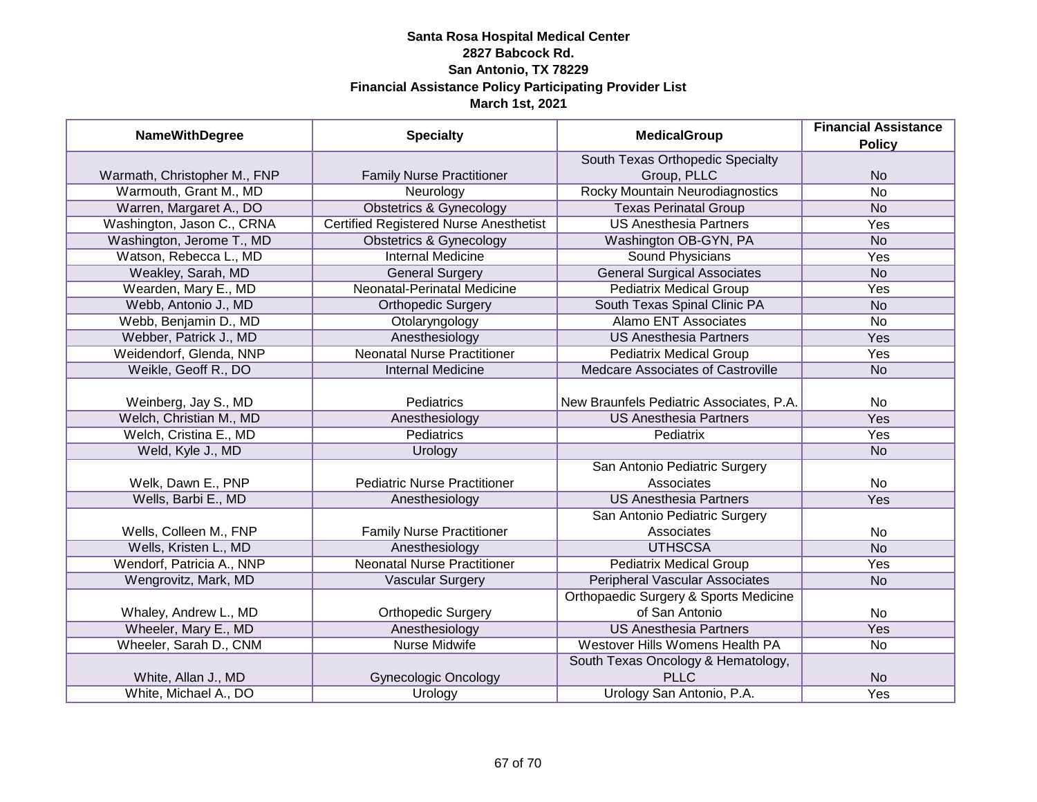**Santa Rosa Hospital Medical Center**
**2827 Babcock Rd.**
**San Antonio, TX 78229**
**Financial Assistance Policy Participating Provider List**
**March 1st, 2021**

| NameWithDegree | Specialty | MedicalGroup | Financial Assistance Policy |
|---|---|---|---|
| Warmath, Christopher M., FNP | Family Nurse Practitioner | South Texas Orthopedic Specialty Group, PLLC | No |
| Warmouth, Grant M., MD | Neurology | Rocky Mountain Neurodiagnostics | No |
| Warren, Margaret A., DO | Obstetrics & Gynecology | Texas Perinatal Group | No |
| Washington, Jason C., CRNA | Certified Registered Nurse Anesthetist | US Anesthesia Partners | Yes |
| Washington, Jerome T., MD | Obstetrics & Gynecology | Washington OB-GYN, PA | No |
| Watson, Rebecca L., MD | Internal Medicine | Sound Physicians | Yes |
| Weakley, Sarah, MD | General Surgery | General Surgical Associates | No |
| Wearden, Mary E., MD | Neonatal-Perinatal Medicine | Pediatrix Medical Group | Yes |
| Webb, Antonio J., MD | Orthopedic Surgery | South Texas Spinal Clinic PA | No |
| Webb, Benjamin D., MD | Otolaryngology | Alamo ENT Associates | No |
| Webber, Patrick J., MD | Anesthesiology | US Anesthesia Partners | Yes |
| Weidendorf, Glenda, NNP | Neonatal Nurse Practitioner | Pediatrix Medical Group | Yes |
| Weikle, Geoff R., DO | Internal Medicine | Medcare Associates of Castroville | No |
| Weinberg, Jay S., MD | Pediatrics | New Braunfels Pediatric Associates, P.A. | No |
| Welch, Christian M., MD | Anesthesiology | US Anesthesia Partners | Yes |
| Welch, Cristina E., MD | Pediatrics | Pediatrix | Yes |
| Weld, Kyle J., MD | Urology | | No |
| Welk, Dawn E., PNP | Pediatric Nurse Practitioner | San Antonio Pediatric Surgery Associates | No |
| Wells, Barbi E., MD | Anesthesiology | US Anesthesia Partners | Yes |
| Wells, Colleen M., FNP | Family Nurse Practitioner | San Antonio Pediatric Surgery Associates | No |
| Wells, Kristen L., MD | Anesthesiology | UTHSCSA | No |
| Wendorf, Patricia A., NNP | Neonatal Nurse Practitioner | Pediatrix Medical Group | Yes |
| Wengrovitz, Mark, MD | Vascular Surgery | Peripheral Vascular Associates | No |
| Whaley, Andrew L., MD | Orthopedic Surgery | Orthopaedic Surgery & Sports Medicine of San Antonio | No |
| Wheeler, Mary E., MD | Anesthesiology | US Anesthesia Partners | Yes |
| Wheeler, Sarah D., CNM | Nurse Midwife | Westover Hills Womens Health PA | No |
| White, Allan J., MD | Gynecologic Oncology | South Texas Oncology & Hematology, PLLC | No |
| White, Michael A., DO | Urology | Urology San Antonio, P.A. | Yes |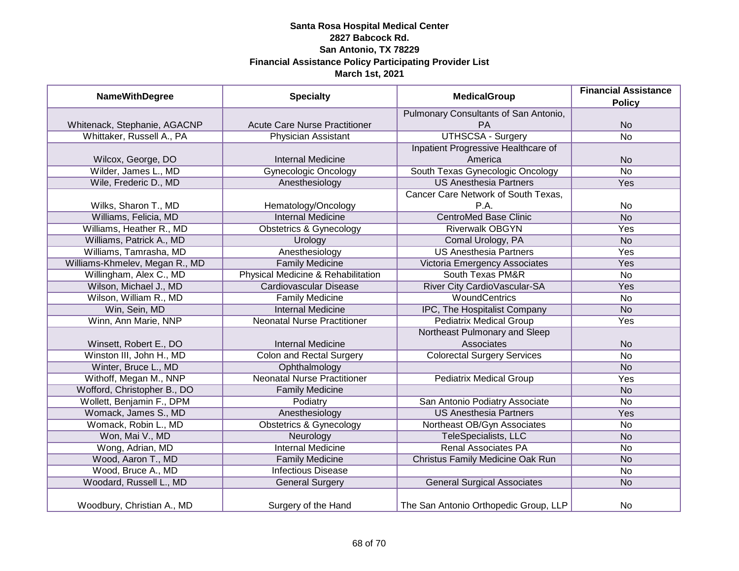**Santa Rosa Hospital Medical Center**
**2827 Babcock Rd.**
**San Antonio, TX 78229**
**Financial Assistance Policy Participating Provider List**
**March 1st, 2021**

| NameWithDegree | Specialty | MedicalGroup | Financial Assistance Policy |
|---|---|---|---|
| Whitenack, Stephanie, AGACNP | Acute Care Nurse Practitioner | Pulmonary Consultants of San Antonio, PA | No |
| Whittaker, Russell A., PA | Physician Assistant | UTHSCSA - Surgery | No |
| Wilcox, George, DO | Internal Medicine | Inpatient Progressive Healthcare of America | No |
| Wilder, James L., MD | Gynecologic Oncology | South Texas Gynecologic Oncology | No |
| Wile, Frederic D., MD | Anesthesiology | US Anesthesia Partners | Yes |
| Wilks, Sharon T., MD | Hematology/Oncology | Cancer Care Network of South Texas, P.A. | No |
| Williams, Felicia, MD | Internal Medicine | CentroMed Base Clinic | No |
| Williams, Heather R., MD | Obstetrics & Gynecology | Riverwalk OBGYN | Yes |
| Williams, Patrick A., MD | Urology | Comal Urology, PA | No |
| Williams, Tamrasha, MD | Anesthesiology | US Anesthesia Partners | Yes |
| Williams-Khmelev, Megan R., MD | Family Medicine | Victoria Emergency Associates | Yes |
| Willingham, Alex C., MD | Physical Medicine & Rehabilitation | South Texas PM&R | No |
| Wilson, Michael J., MD | Cardiovascular Disease | River City CardioVascular-SA | Yes |
| Wilson, William R., MD | Family Medicine | WoundCentrics | No |
| Win, Sein, MD | Internal Medicine | IPC, The Hospitalist Company | No |
| Winn, Ann Marie, NNP | Neonatal Nurse Practitioner | Pediatrix Medical Group | Yes |
| Winsett, Robert E., DO | Internal Medicine | Northeast Pulmonary and Sleep Associates | No |
| Winston III, John H., MD | Colon and Rectal Surgery | Colorectal Surgery Services | No |
| Winter, Bruce L., MD | Ophthalmology | | No |
| Withoff, Megan M., NNP | Neonatal Nurse Practitioner | Pediatrix Medical Group | Yes |
| Wofford, Christopher B., DO | Family Medicine | | No |
| Wollett, Benjamin F., DPM | Podiatry | San Antonio Podiatry Associate | No |
| Womack, James S., MD | Anesthesiology | US Anesthesia Partners | Yes |
| Womack, Robin L., MD | Obstetrics & Gynecology | Northeast OB/Gyn Associates | No |
| Won, Mai V., MD | Neurology | TeleSpecialists, LLC | No |
| Wong, Adrian, MD | Internal Medicine | Renal Associates PA | No |
| Wood, Aaron T., MD | Family Medicine | Christus Family Medicine Oak Run | No |
| Wood, Bruce A., MD | Infectious Disease | | No |
| Woodard, Russell L., MD | General Surgery | General Surgical Associates | No |
| Woodbury, Christian A., MD | Surgery of the Hand | The San Antonio Orthopedic Group, LLP | No |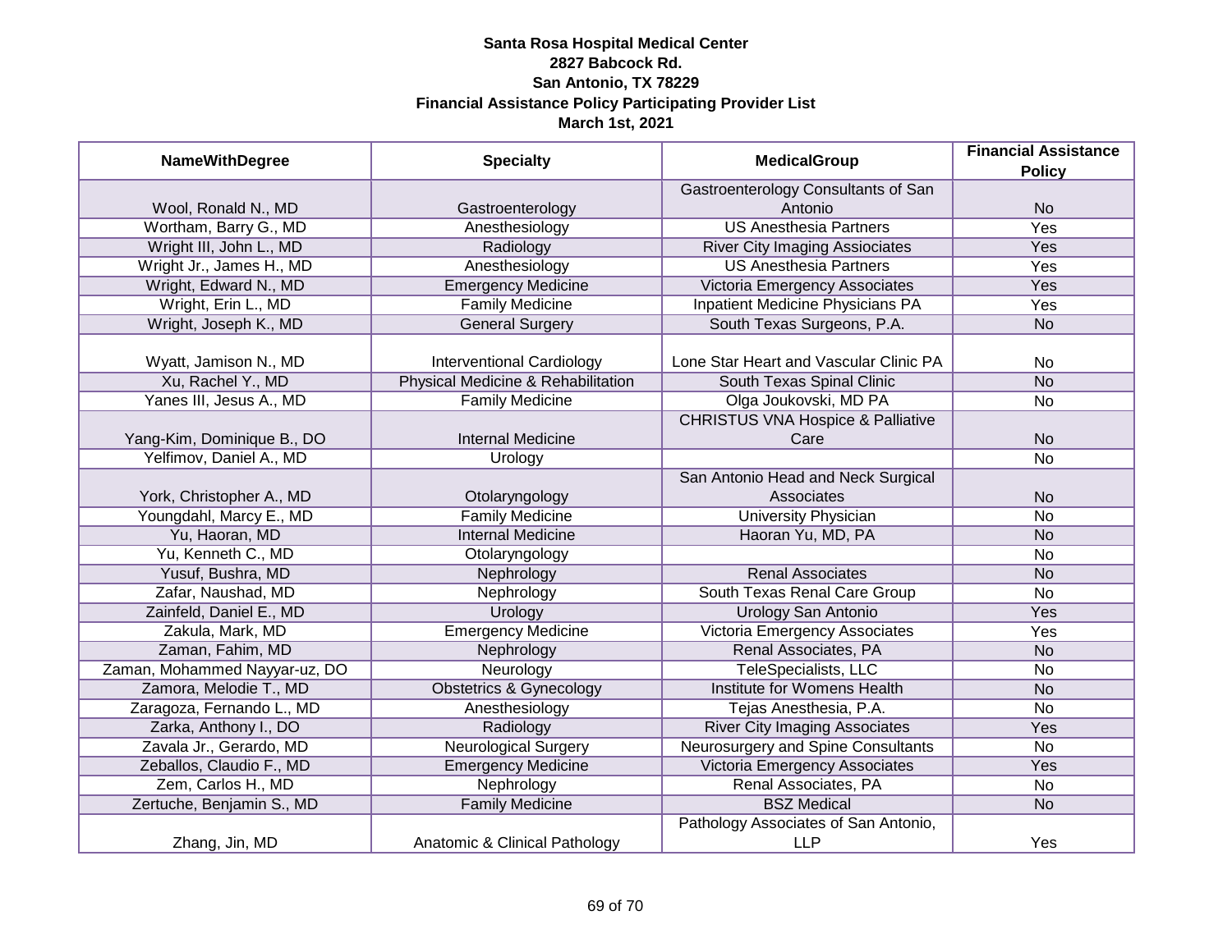**Santa Rosa Hospital Medical Center**
**2827 Babcock Rd.**
**San Antonio, TX 78229**
**Financial Assistance Policy Participating Provider List**
**March 1st, 2021**

| NameWithDegree | Specialty | MedicalGroup | Financial Assistance Policy |
|---|---|---|---|
| Wool, Ronald N., MD | Gastroenterology | Gastroenterology Consultants of San Antonio | No |
| Wortham, Barry G., MD | Anesthesiology | US Anesthesia Partners | Yes |
| Wright III, John L., MD | Radiology | River City Imaging Asisociates | Yes |
| Wright Jr., James H., MD | Anesthesiology | US Anesthesia Partners | Yes |
| Wright, Edward N., MD | Emergency Medicine | Victoria Emergency Associates | Yes |
| Wright, Erin L., MD | Family Medicine | Inpatient Medicine Physicians PA | Yes |
| Wright, Joseph K., MD | General Surgery | South Texas Surgeons, P.A. | No |
| Wyatt, Jamison N., MD | Interventional Cardiology | Lone Star Heart and Vascular Clinic PA | No |
| Xu, Rachel Y., MD | Physical Medicine & Rehabilitation | South Texas Spinal Clinic | No |
| Yanes III, Jesus A., MD | Family Medicine | Olga Joukovski, MD PA | No |
| Yang-Kim, Dominique B., DO | Internal Medicine | CHRISTUS VNA Hospice & Palliative Care | No |
| Yelfimov, Daniel A., MD | Urology | | No |
| York, Christopher A., MD | Otolaryngology | San Antonio Head and Neck Surgical Associates | No |
| Youngdahl, Marcy E., MD | Family Medicine | University Physician | No |
| Yu, Haoran, MD | Internal Medicine | Haoran Yu, MD, PA | No |
| Yu, Kenneth C., MD | Otolaryngology | | No |
| Yusuf, Bushra, MD | Nephrology | Renal Associates | No |
| Zafar, Naushad, MD | Nephrology | South Texas Renal Care Group | No |
| Zainfeld, Daniel E., MD | Urology | Urology San Antonio | Yes |
| Zakula, Mark, MD | Emergency Medicine | Victoria Emergency Associates | Yes |
| Zaman, Fahim, MD | Nephrology | Renal Associates, PA | No |
| Zaman, Mohammed Nayyar-uz, DO | Neurology | TeleSpecialists, LLC | No |
| Zamora, Melodie T., MD | Obstetrics & Gynecology | Institute for Womens Health | No |
| Zaragoza, Fernando L., MD | Anesthesiology | Tejas Anesthesia, P.A. | No |
| Zarka, Anthony I., DO | Radiology | River City Imaging Associates | Yes |
| Zavala Jr., Gerardo, MD | Neurological Surgery | Neurosurgery and Spine Consultants | No |
| Zeballos, Claudio F., MD | Emergency Medicine | Victoria Emergency Associates | Yes |
| Zem, Carlos H., MD | Nephrology | Renal Associates, PA | No |
| Zertuche, Benjamin S., MD | Family Medicine | BSZ Medical | No |
| Zhang, Jin, MD | Anatomic & Clinical Pathology | Pathology Associates of San Antonio, LLP | Yes |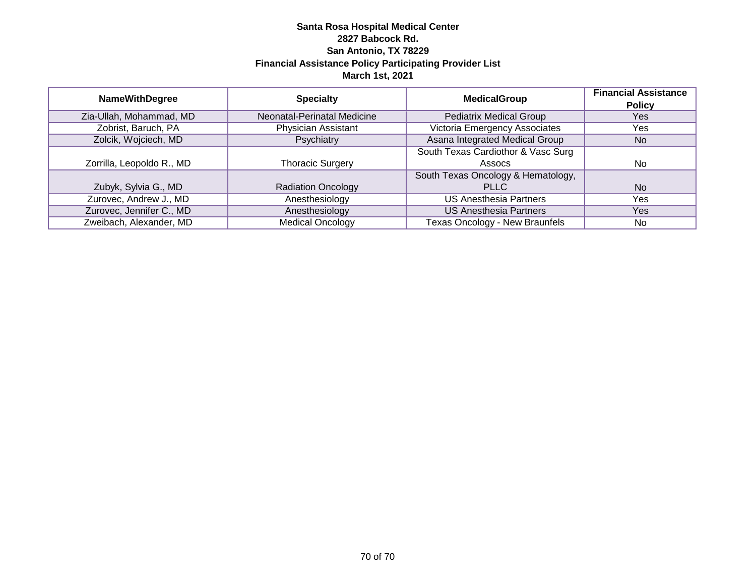**Santa Rosa Hospital Medical Center**
**2827 Babcock Rd.**
**San Antonio, TX 78229**
**Financial Assistance Policy Participating Provider List**
**March 1st, 2021**

| NameWithDegree | Specialty | MedicalGroup | Financial Assistance Policy |
|---|---|---|---|
| Zia-Ullah, Mohammad, MD | Neonatal-Perinatal Medicine | Pediatrix Medical Group | Yes |
| Zobrist, Baruch, PA | Physician Assistant | Victoria Emergency Associates | Yes |
| Zolcik, Wojciech, MD | Psychiatry | Asana Integrated Medical Group | No |
| Zorrilla, Leopoldo R., MD | Thoracic Surgery | South Texas Cardiothor & Vasc Surg Assocs | No |
| Zubyk, Sylvia G., MD | Radiation Oncology | South Texas Oncology & Hematology, PLLC | No |
| Zurovec, Andrew J., MD | Anesthesiology | US Anesthesia Partners | Yes |
| Zurovec, Jennifer C., MD | Anesthesiology | US Anesthesia Partners | Yes |
| Zweibach, Alexander, MD | Medical Oncology | Texas Oncology - New Braunfels | No |